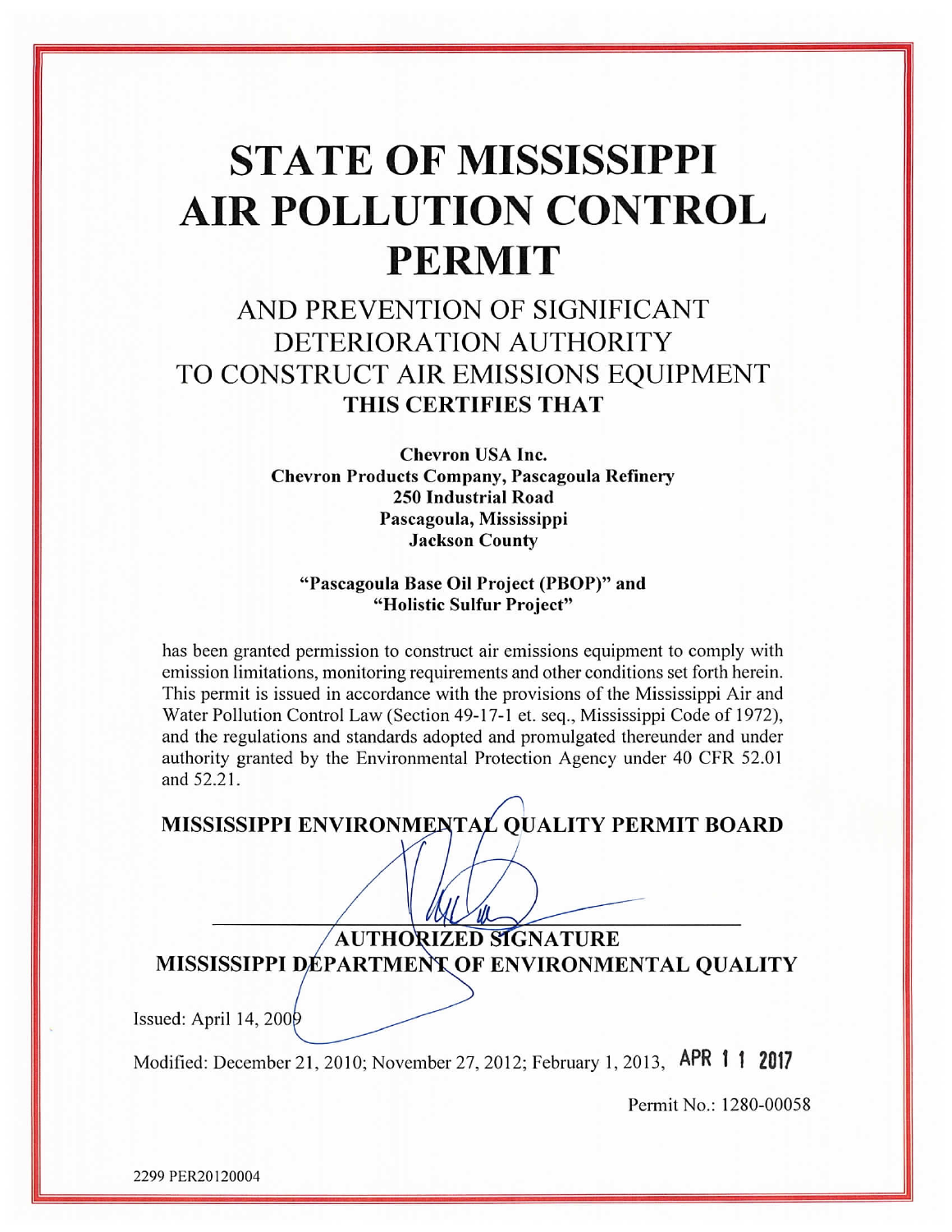# STATE OF MISSISSIPPI AIR POLLUTION CONTROL PERMIT

## AND PREVENTION OF SIGNIFICANT DETERIORATION AUTHORITY TO CONSTRUCT AIR EMISSIONS EQUIPMENT

**THIS CERTIFIES THAT**

**Chevron USA Inc.**
**Chevron Products Company, Pascagoula Refinery**
**250 Industrial Road**
**Pascagoula, Mississippi**
**Jackson County**

**"Pascagoula Base Oil Project (PBOP)" and**
**"Holistic Sulfur Project"**

has been granted permission to construct air emissions equipment to comply with emission limitations, monitoring requirements and other conditions set forth herein. This permit is issued in accordance with the provisions of the Mississippi Air and Water Pollution Control Law (Section 49-17-1 et. seq., Mississippi Code of 1972), and the regulations and standards adopted and promulgated thereunder and under authority granted by the Environmental Protection Agency under 40 CFR 52.01 and 52.21.

**MISSISSIPPI ENVIRONMENTAL QUALITY PERMIT BOARD**

**AUTHORIZED SIGNATURE**
**MISSISSIPPI DEPARTMENT OF ENVIRONMENTAL QUALITY**

Issued: April 14, 2009

Modified: December 21, 2010; November 27, 2012; February 1, 2013, **APR 11 2017**

Permit No.: 1280-00058

2299 PER20120004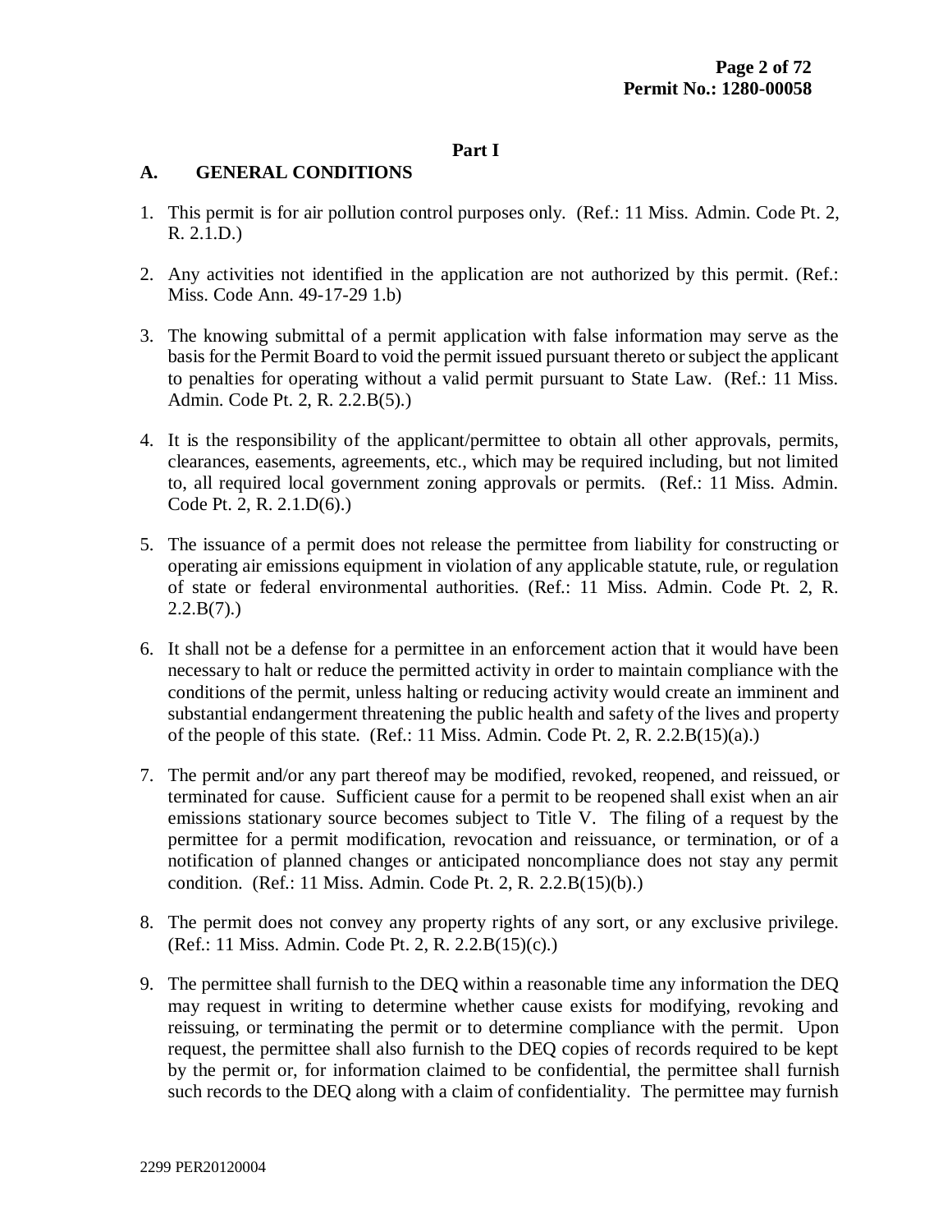## Part I

### A. GENERAL CONDITIONS

1. This permit is for air pollution control purposes only. (Ref.: 11 Miss. Admin. Code Pt. 2, R. 2.1.D.)

2. Any activities not identified in the application are not authorized by this permit. (Ref.: Miss. Code Ann. 49-17-29 1.b)

3. The knowing submittal of a permit application with false information may serve as the basis for the Permit Board to void the permit issued pursuant thereto or subject the applicant to penalties for operating without a valid permit pursuant to State Law. (Ref.: 11 Miss. Admin. Code Pt. 2, R. 2.2.B(5).)

4. It is the responsibility of the applicant/permittee to obtain all other approvals, permits, clearances, easements, agreements, etc., which may be required including, but not limited to, all required local government zoning approvals or permits. (Ref.: 11 Miss. Admin. Code Pt. 2, R. 2.1.D(6).)

5. The issuance of a permit does not release the permittee from liability for constructing or operating air emissions equipment in violation of any applicable statute, rule, or regulation of state or federal environmental authorities. (Ref.: 11 Miss. Admin. Code Pt. 2, R. 2.2.B(7).)

6. It shall not be a defense for a permittee in an enforcement action that it would have been necessary to halt or reduce the permitted activity in order to maintain compliance with the conditions of the permit, unless halting or reducing activity would create an imminent and substantial endangerment threatening the public health and safety of the lives and property of the people of this state. (Ref.: 11 Miss. Admin. Code Pt. 2, R. 2.2.B(15)(a).)

7. The permit and/or any part thereof may be modified, revoked, reopened, and reissued, or terminated for cause. Sufficient cause for a permit to be reopened shall exist when an air emissions stationary source becomes subject to Title V. The filing of a request by the permittee for a permit modification, revocation and reissuance, or termination, or of a notification of planned changes or anticipated noncompliance does not stay any permit condition. (Ref.: 11 Miss. Admin. Code Pt. 2, R. 2.2.B(15)(b).)

8. The permit does not convey any property rights of any sort, or any exclusive privilege. (Ref.: 11 Miss. Admin. Code Pt. 2, R. 2.2.B(15)(c).)

9. The permittee shall furnish to the DEQ within a reasonable time any information the DEQ may request in writing to determine whether cause exists for modifying, revoking and reissuing, or terminating the permit or to determine compliance with the permit. Upon request, the permittee shall also furnish to the DEQ copies of records required to be kept by the permit or, for information claimed to be confidential, the permittee shall furnish such records to the DEQ along with a claim of confidentiality. The permittee may furnish

2299 PER20120004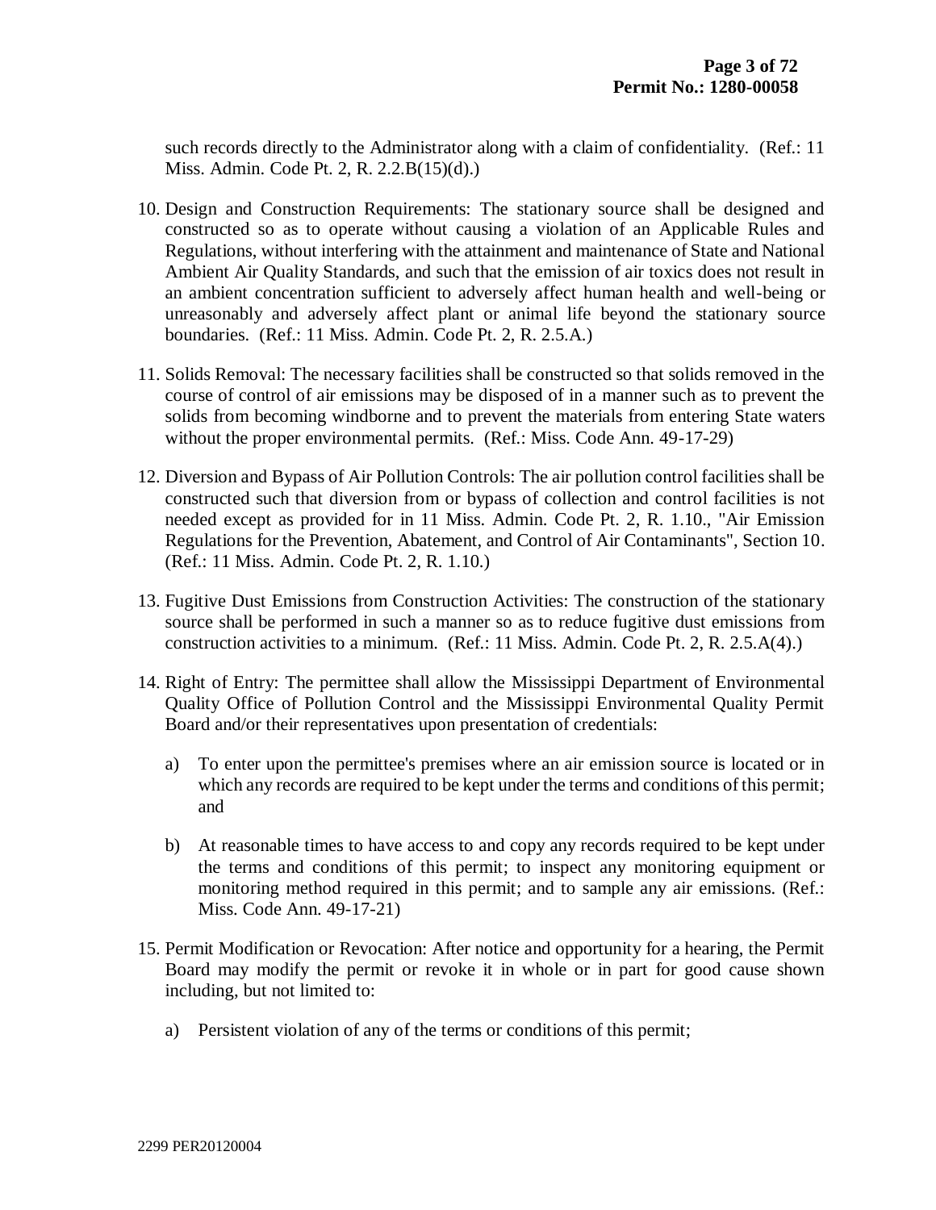such records directly to the Administrator along with a claim of confidentiality. (Ref.: 11 Miss. Admin. Code Pt. 2, R. 2.2.B(15)(d).)

10. Design and Construction Requirements: The stationary source shall be designed and constructed so as to operate without causing a violation of an Applicable Rules and Regulations, without interfering with the attainment and maintenance of State and National Ambient Air Quality Standards, and such that the emission of air toxics does not result in an ambient concentration sufficient to adversely affect human health and well-being or unreasonably and adversely affect plant or animal life beyond the stationary source boundaries. (Ref.: 11 Miss. Admin. Code Pt. 2, R. 2.5.A.)

11. Solids Removal: The necessary facilities shall be constructed so that solids removed in the course of control of air emissions may be disposed of in a manner such as to prevent the solids from becoming windborne and to prevent the materials from entering State waters without the proper environmental permits. (Ref.: Miss. Code Ann. 49-17-29)

12. Diversion and Bypass of Air Pollution Controls: The air pollution control facilities shall be constructed such that diversion from or bypass of collection and control facilities is not needed except as provided for in 11 Miss. Admin. Code Pt. 2, R. 1.10., "Air Emission Regulations for the Prevention, Abatement, and Control of Air Contaminants", Section 10. (Ref.: 11 Miss. Admin. Code Pt. 2, R. 1.10.)

13. Fugitive Dust Emissions from Construction Activities: The construction of the stationary source shall be performed in such a manner so as to reduce fugitive dust emissions from construction activities to a minimum. (Ref.: 11 Miss. Admin. Code Pt. 2, R. 2.5.A(4).)

14. Right of Entry: The permittee shall allow the Mississippi Department of Environmental Quality Office of Pollution Control and the Mississippi Environmental Quality Permit Board and/or their representatives upon presentation of credentials:

    a) To enter upon the permittee's premises where an air emission source is located or in which any records are required to be kept under the terms and conditions of this permit; and

    b) At reasonable times to have access to and copy any records required to be kept under the terms and conditions of this permit; to inspect any monitoring equipment or monitoring method required in this permit; and to sample any air emissions. (Ref.: Miss. Code Ann. 49-17-21)

15. Permit Modification or Revocation: After notice and opportunity for a hearing, the Permit Board may modify the permit or revoke it in whole or in part for good cause shown including, but not limited to:

    a) Persistent violation of any of the terms or conditions of this permit;

2299 PER20120004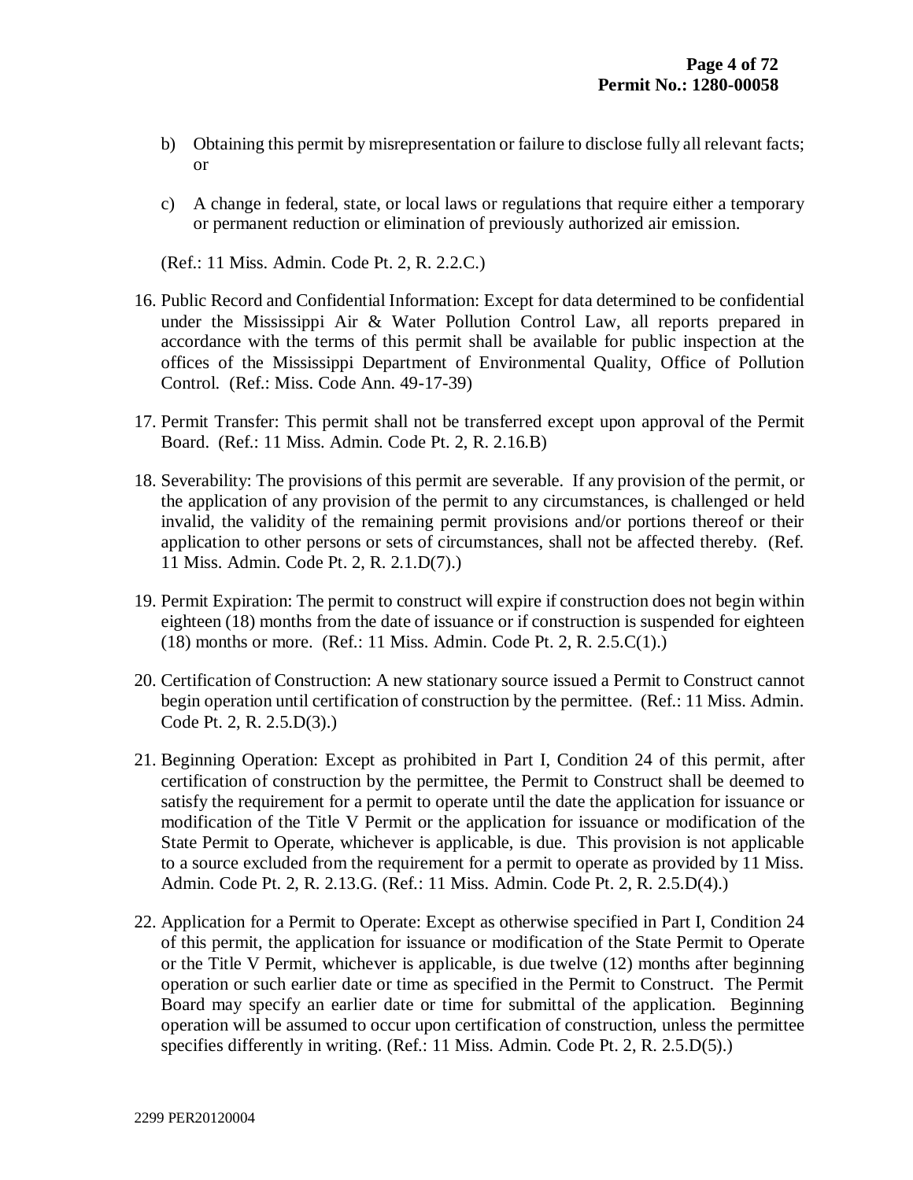b) Obtaining this permit by misrepresentation or failure to disclose fully all relevant facts; or

c) A change in federal, state, or local laws or regulations that require either a temporary or permanent reduction or elimination of previously authorized air emission.

(Ref.: 11 Miss. Admin. Code Pt. 2, R. 2.2.C.)

16. Public Record and Confidential Information: Except for data determined to be confidential under the Mississippi Air & Water Pollution Control Law, all reports prepared in accordance with the terms of this permit shall be available for public inspection at the offices of the Mississippi Department of Environmental Quality, Office of Pollution Control. (Ref.: Miss. Code Ann. 49-17-39)

17. Permit Transfer: This permit shall not be transferred except upon approval of the Permit Board. (Ref.: 11 Miss. Admin. Code Pt. 2, R. 2.16.B)

18. Severability: The provisions of this permit are severable. If any provision of the permit, or the application of any provision of the permit to any circumstances, is challenged or held invalid, the validity of the remaining permit provisions and/or portions thereof or their application to other persons or sets of circumstances, shall not be affected thereby. (Ref. 11 Miss. Admin. Code Pt. 2, R. 2.1.D(7).)

19. Permit Expiration: The permit to construct will expire if construction does not begin within eighteen (18) months from the date of issuance or if construction is suspended for eighteen (18) months or more. (Ref.: 11 Miss. Admin. Code Pt. 2, R. 2.5.C(1).)

20. Certification of Construction: A new stationary source issued a Permit to Construct cannot begin operation until certification of construction by the permittee. (Ref.: 11 Miss. Admin. Code Pt. 2, R. 2.5.D(3).)

21. Beginning Operation: Except as prohibited in Part I, Condition 24 of this permit, after certification of construction by the permittee, the Permit to Construct shall be deemed to satisfy the requirement for a permit to operate until the date the application for issuance or modification of the Title V Permit or the application for issuance or modification of the State Permit to Operate, whichever is applicable, is due. This provision is not applicable to a source excluded from the requirement for a permit to operate as provided by 11 Miss. Admin. Code Pt. 2, R. 2.13.G. (Ref.: 11 Miss. Admin. Code Pt. 2, R. 2.5.D(4).)

22. Application for a Permit to Operate: Except as otherwise specified in Part I, Condition 24 of this permit, the application for issuance or modification of the State Permit to Operate or the Title V Permit, whichever is applicable, is due twelve (12) months after beginning operation or such earlier date or time as specified in the Permit to Construct. The Permit Board may specify an earlier date or time for submittal of the application. Beginning operation will be assumed to occur upon certification of construction, unless the permittee specifies differently in writing. (Ref.: 11 Miss. Admin. Code Pt. 2, R. 2.5.D(5).)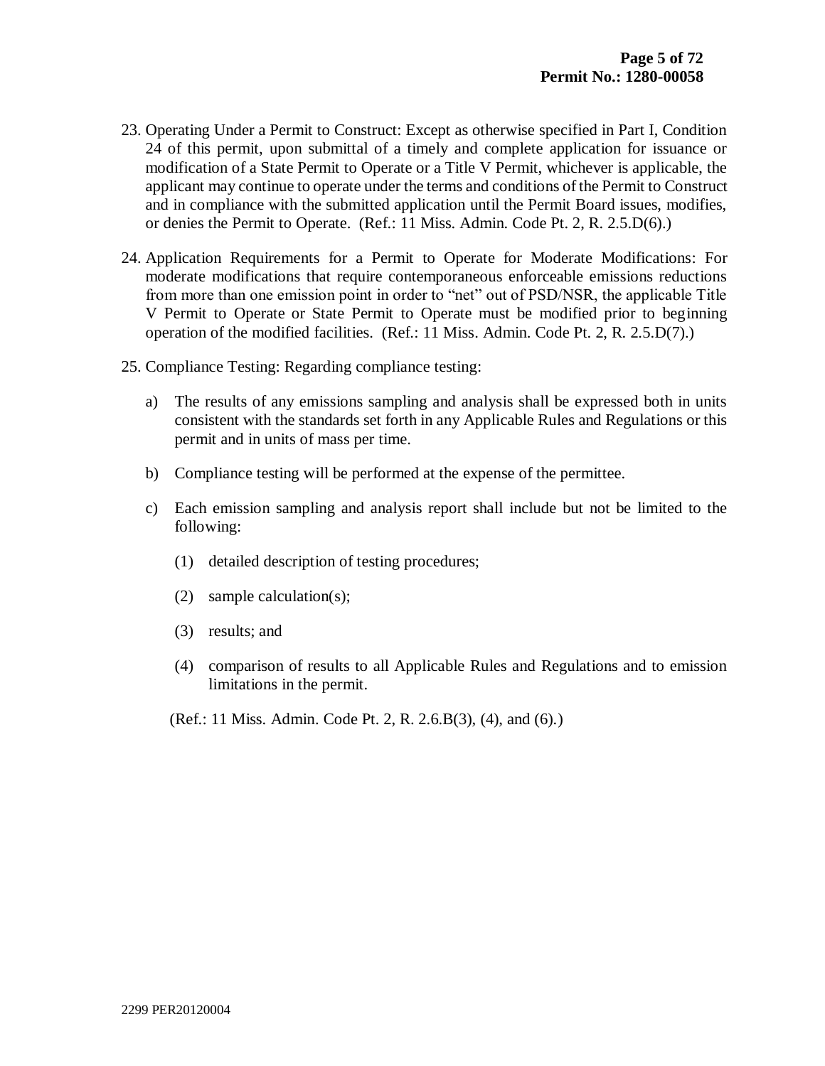23. Operating Under a Permit to Construct: Except as otherwise specified in Part I, Condition 24 of this permit, upon submittal of a timely and complete application for issuance or modification of a State Permit to Operate or a Title V Permit, whichever is applicable, the applicant may continue to operate under the terms and conditions of the Permit to Construct and in compliance with the submitted application until the Permit Board issues, modifies, or denies the Permit to Operate. (Ref.: 11 Miss. Admin. Code Pt. 2, R. 2.5.D(6).)

24. Application Requirements for a Permit to Operate for Moderate Modifications: For moderate modifications that require contemporaneous enforceable emissions reductions from more than one emission point in order to "net" out of PSD/NSR, the applicable Title V Permit to Operate or State Permit to Operate must be modified prior to beginning operation of the modified facilities. (Ref.: 11 Miss. Admin. Code Pt. 2, R. 2.5.D(7).)

25. Compliance Testing: Regarding compliance testing:

    a) The results of any emissions sampling and analysis shall be expressed both in units consistent with the standards set forth in any Applicable Rules and Regulations or this permit and in units of mass per time.

    b) Compliance testing will be performed at the expense of the permittee.

    c) Each emission sampling and analysis report shall include but not be limited to the following:

        (1) detailed description of testing procedures;

        (2) sample calculation(s);

        (3) results; and

        (4) comparison of results to all Applicable Rules and Regulations and to emission limitations in the permit.

    (Ref.: 11 Miss. Admin. Code Pt. 2, R. 2.6.B(3), (4), and (6).)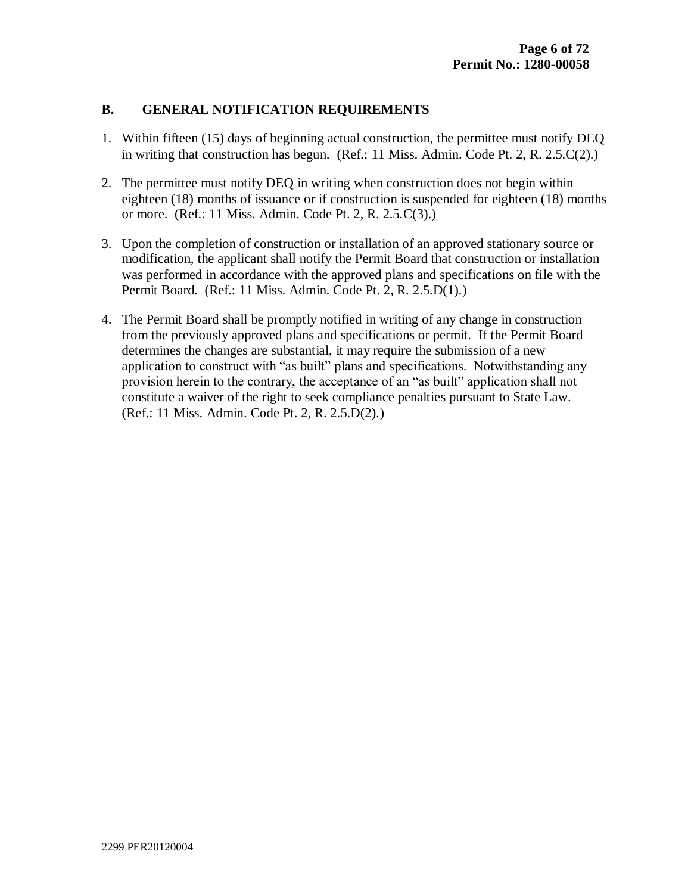## B. GENERAL NOTIFICATION REQUIREMENTS

1. Within fifteen (15) days of beginning actual construction, the permittee must notify DEQ in writing that construction has begun. (Ref.: 11 Miss. Admin. Code Pt. 2, R. 2.5.C(2).)

2. The permittee must notify DEQ in writing when construction does not begin within eighteen (18) months of issuance or if construction is suspended for eighteen (18) months or more. (Ref.: 11 Miss. Admin. Code Pt. 2, R. 2.5.C(3).)

3. Upon the completion of construction or installation of an approved stationary source or modification, the applicant shall notify the Permit Board that construction or installation was performed in accordance with the approved plans and specifications on file with the Permit Board. (Ref.: 11 Miss. Admin. Code Pt. 2, R. 2.5.D(1).)

4. The Permit Board shall be promptly notified in writing of any change in construction from the previously approved plans and specifications or permit. If the Permit Board determines the changes are substantial, it may require the submission of a new application to construct with "as built" plans and specifications. Notwithstanding any provision herein to the contrary, the acceptance of an "as built" application shall not constitute a waiver of the right to seek compliance penalties pursuant to State Law. (Ref.: 11 Miss. Admin. Code Pt. 2, R. 2.5.D(2).)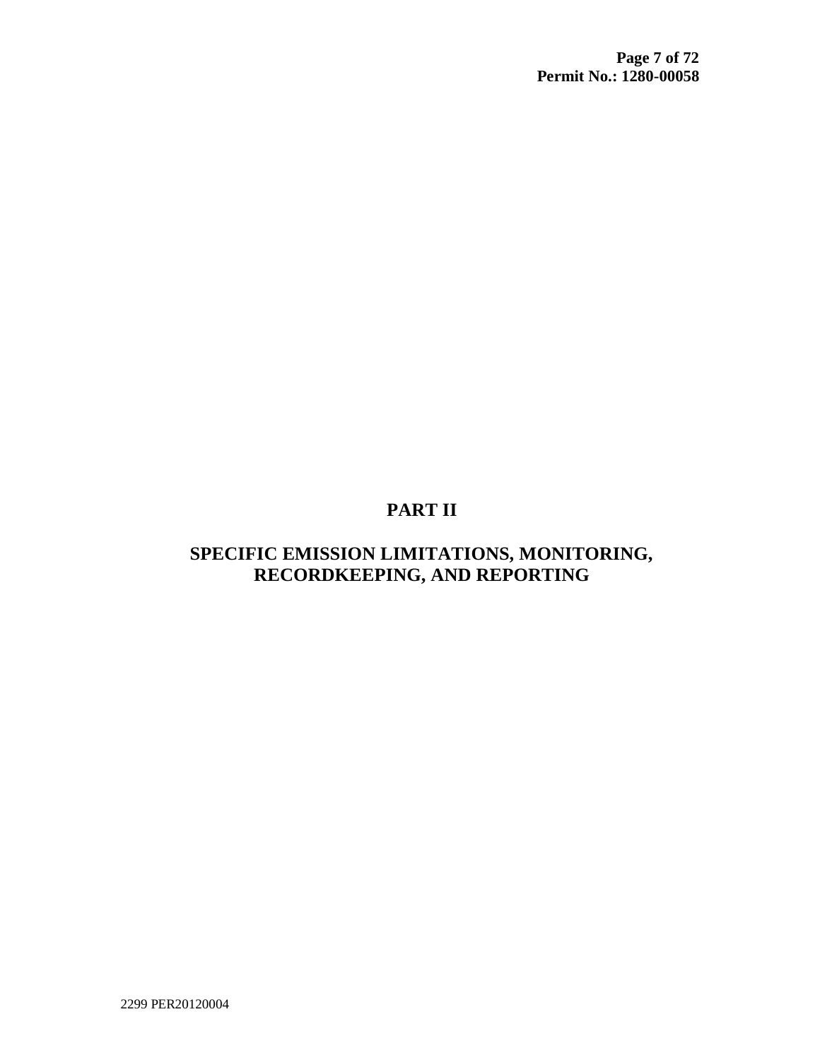# PART II

## SPECIFIC EMISSION LIMITATIONS, MONITORING, RECORDKEEPING, AND REPORTING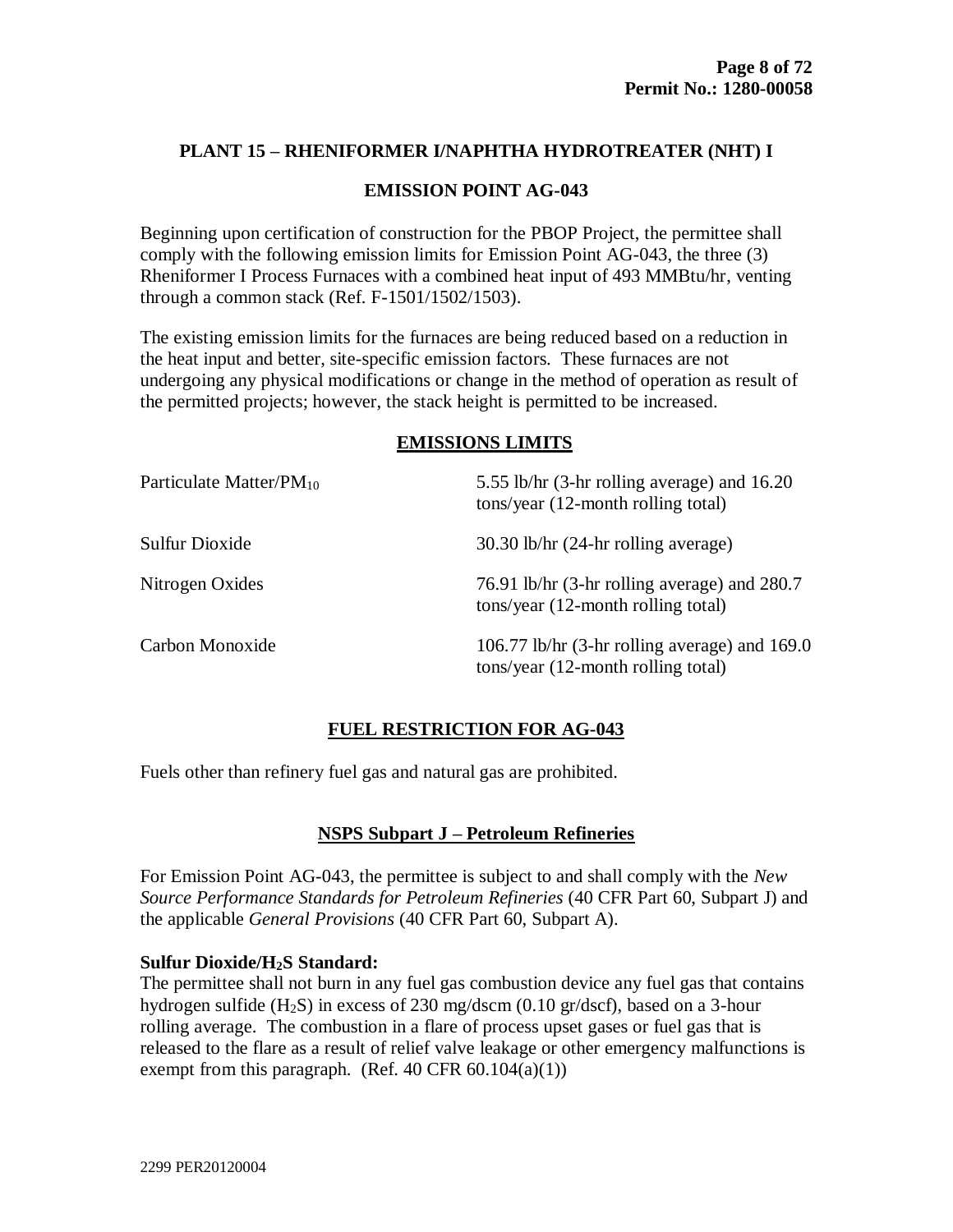## PLANT 15 – RHENIFORMER I/NAPHTHA HYDROTREATER (NHT) I

## EMISSION POINT AG-043

Beginning upon certification of construction for the PBOP Project, the permittee shall comply with the following emission limits for Emission Point AG-043, the three (3) Rheniformer I Process Furnaces with a combined heat input of 493 MMBtu/hr, venting through a common stack (Ref. F-1501/1502/1503).

The existing emission limits for the furnaces are being reduced based on a reduction in the heat input and better, site-specific emission factors. These furnaces are not undergoing any physical modifications or change in the method of operation as result of the permitted projects; however, the stack height is permitted to be increased.

### EMISSIONS LIMITS

| | |
|---|---|
| Particulate Matter/$PM_{10}$ | 5.55 lb/hr (3-hr rolling average) and 16.20 tons/year (12-month rolling total) |
| Sulfur Dioxide | 30.30 lb/hr (24-hr rolling average) |
| Nitrogen Oxides | 76.91 lb/hr (3-hr rolling average) and 280.7 tons/year (12-month rolling total) |
| Carbon Monoxide | 106.77 lb/hr (3-hr rolling average) and 169.0 tons/year (12-month rolling total) |

### FUEL RESTRICTION FOR AG-043

Fuels other than refinery fuel gas and natural gas are prohibited.

### NSPS Subpart J – Petroleum Refineries

For Emission Point AG-043, the permittee is subject to and shall comply with the *New Source Performance Standards for Petroleum Refineries* (40 CFR Part 60, Subpart J) and the applicable *General Provisions* (40 CFR Part 60, Subpart A).

**Sulfur Dioxide/$H_2S$ Standard:**
The permittee shall not burn in any fuel gas combustion device any fuel gas that contains hydrogen sulfide ($H_2S$) in excess of 230 mg/dscm (0.10 gr/dscf), based on a 3-hour rolling average. The combustion in a flare of process upset gases or fuel gas that is released to the flare as a result of relief valve leakage or other emergency malfunctions is exempt from this paragraph. (Ref. 40 CFR 60.104(a)(1))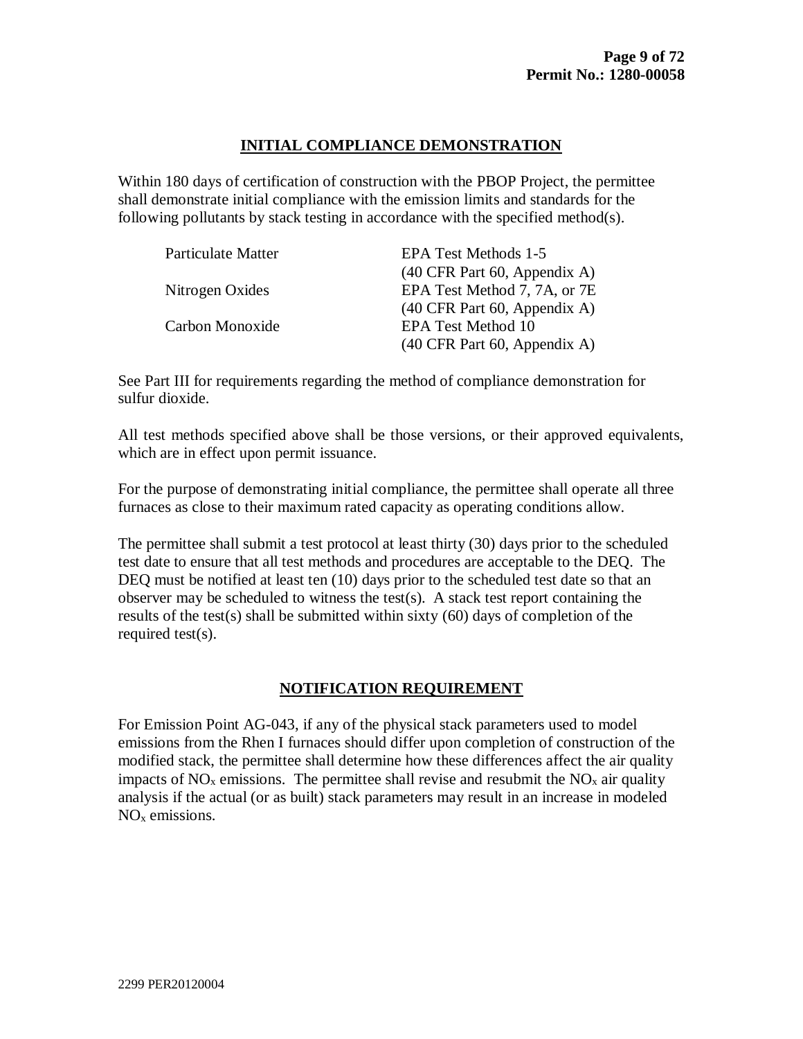## INITIAL COMPLIANCE DEMONSTRATION

Within 180 days of certification of construction with the PBOP Project, the permittee shall demonstrate initial compliance with the emission limits and standards for the following pollutants by stack testing in accordance with the specified method(s).

| | |
|---|---|
| Particulate Matter | EPA Test Methods 1-5 (40 CFR Part 60, Appendix A) |
| Nitrogen Oxides | EPA Test Method 7, 7A, or 7E (40 CFR Part 60, Appendix A) |
| Carbon Monoxide | EPA Test Method 10 (40 CFR Part 60, Appendix A) |

See Part III for requirements regarding the method of compliance demonstration for sulfur dioxide.

All test methods specified above shall be those versions, or their approved equivalents, which are in effect upon permit issuance.

For the purpose of demonstrating initial compliance, the permittee shall operate all three furnaces as close to their maximum rated capacity as operating conditions allow.

The permittee shall submit a test protocol at least thirty (30) days prior to the scheduled test date to ensure that all test methods and procedures are acceptable to the DEQ. The DEQ must be notified at least ten (10) days prior to the scheduled test date so that an observer may be scheduled to witness the test(s). A stack test report containing the results of the test(s) shall be submitted within sixty (60) days of completion of the required test(s).

## NOTIFICATION REQUIREMENT

For Emission Point AG-043, if any of the physical stack parameters used to model emissions from the Rhen I furnaces should differ upon completion of construction of the modified stack, the permittee shall determine how these differences affect the air quality impacts of $NO_x$ emissions. The permittee shall revise and resubmit the $NO_x$ air quality analysis if the actual (or as built) stack parameters may result in an increase in modeled $NO_x$ emissions.

2299 PER20120004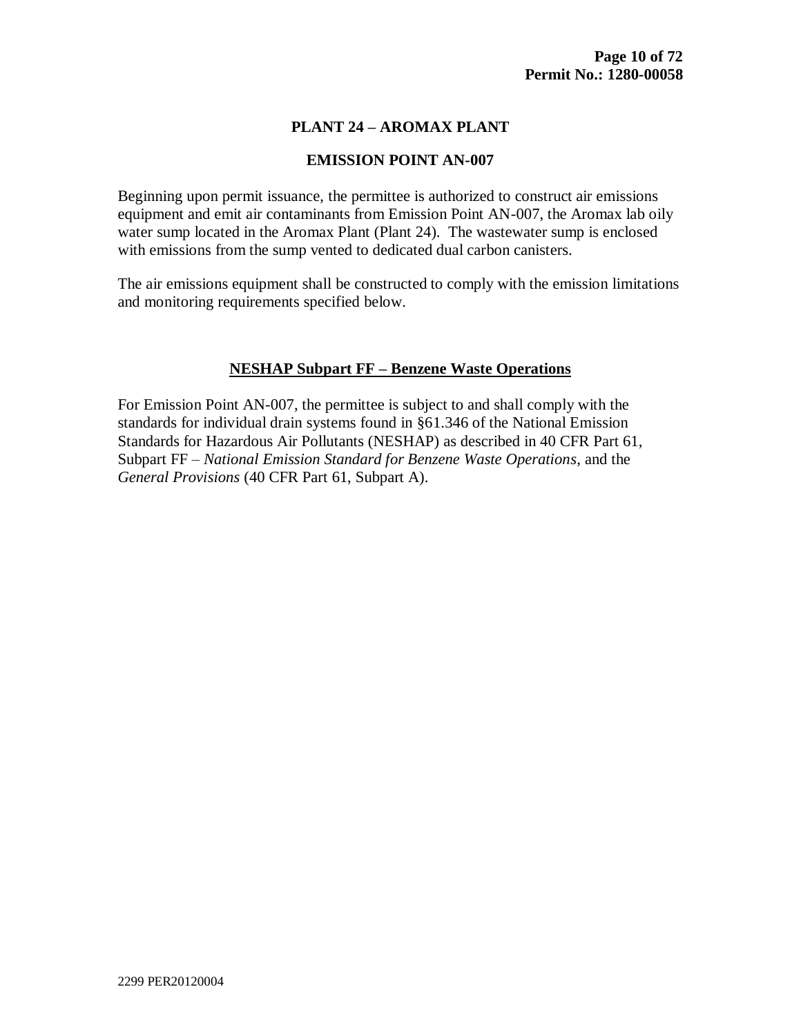## PLANT 24 – AROMAX PLANT

### EMISSION POINT AN-007

Beginning upon permit issuance, the permittee is authorized to construct air emissions equipment and emit air contaminants from Emission Point AN-007, the Aromax lab oily water sump located in the Aromax Plant (Plant 24). The wastewater sump is enclosed with emissions from the sump vented to dedicated dual carbon canisters.

The air emissions equipment shall be constructed to comply with the emission limitations and monitoring requirements specified below.

### NESHAP Subpart FF – Benzene Waste Operations

For Emission Point AN-007, the permittee is subject to and shall comply with the standards for individual drain systems found in §61.346 of the National Emission Standards for Hazardous Air Pollutants (NESHAP) as described in 40 CFR Part 61, Subpart FF – *National Emission Standard for Benzene Waste Operations*, and the *General Provisions* (40 CFR Part 61, Subpart A).

2299 PER20120004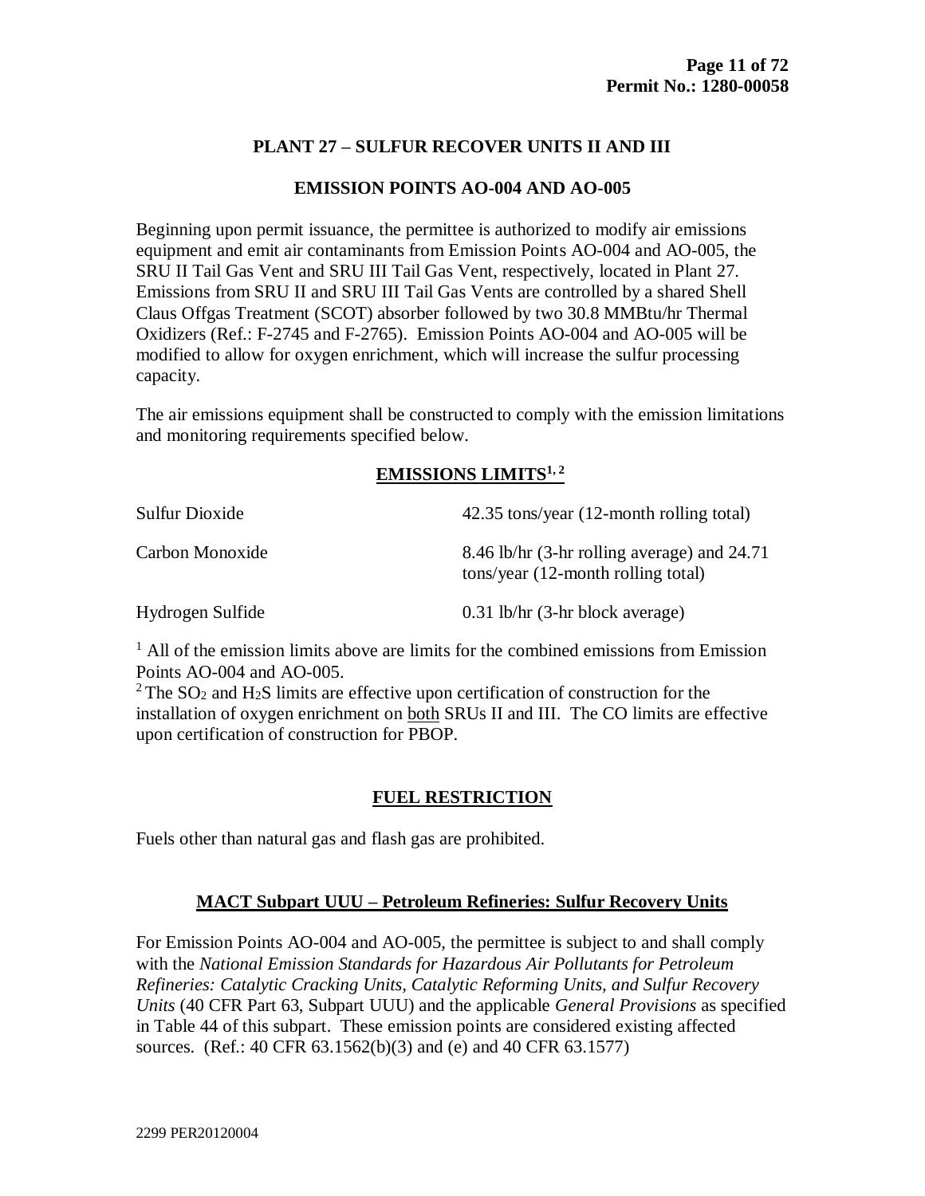# PLANT 27 – SULFUR RECOVER UNITS II AND III

## EMISSION POINTS AO-004 AND AO-005

Beginning upon permit issuance, the permittee is authorized to modify air emissions equipment and emit air contaminants from Emission Points AO-004 and AO-005, the SRU II Tail Gas Vent and SRU III Tail Gas Vent, respectively, located in Plant 27. Emissions from SRU II and SRU III Tail Gas Vents are controlled by a shared Shell Claus Offgas Treatment (SCOT) absorber followed by two 30.8 MMBtu/hr Thermal Oxidizers (Ref.: F-2745 and F-2765). Emission Points AO-004 and AO-005 will be modified to allow for oxygen enrichment, which will increase the sulfur processing capacity.

The air emissions equipment shall be constructed to comply with the emission limitations and monitoring requirements specified below.

### EMISSIONS LIMITS[1, 2]

| | |
|---|---|
| Sulfur Dioxide | 42.35 tons/year (12-month rolling total) |
| Carbon Monoxide | 8.46 lb/hr (3-hr rolling average) and 24.71 tons/year (12-month rolling total) |
| Hydrogen Sulfide | 0.31 lb/hr (3-hr block average) |

[1] All of the emission limits above are limits for the combined emissions from Emission Points AO-004 and AO-005.

[2] The $SO_2$ and $H_2S$ limits are effective upon certification of construction for the installation of oxygen enrichment on both SRUs II and III. The CO limits are effective upon certification of construction for PBOP.

### FUEL RESTRICTION

Fuels other than natural gas and flash gas are prohibited.

### MACT Subpart UUU – Petroleum Refineries: Sulfur Recovery Units

For Emission Points AO-004 and AO-005, the permittee is subject to and shall comply with the *National Emission Standards for Hazardous Air Pollutants for Petroleum Refineries: Catalytic Cracking Units, Catalytic Reforming Units, and Sulfur Recovery Units* (40 CFR Part 63, Subpart UUU) and the applicable *General Provisions* as specified in Table 44 of this subpart. These emission points are considered existing affected sources. (Ref.: 40 CFR 63.1562(b)(3) and (e) and 40 CFR 63.1577)

2299 PER20120004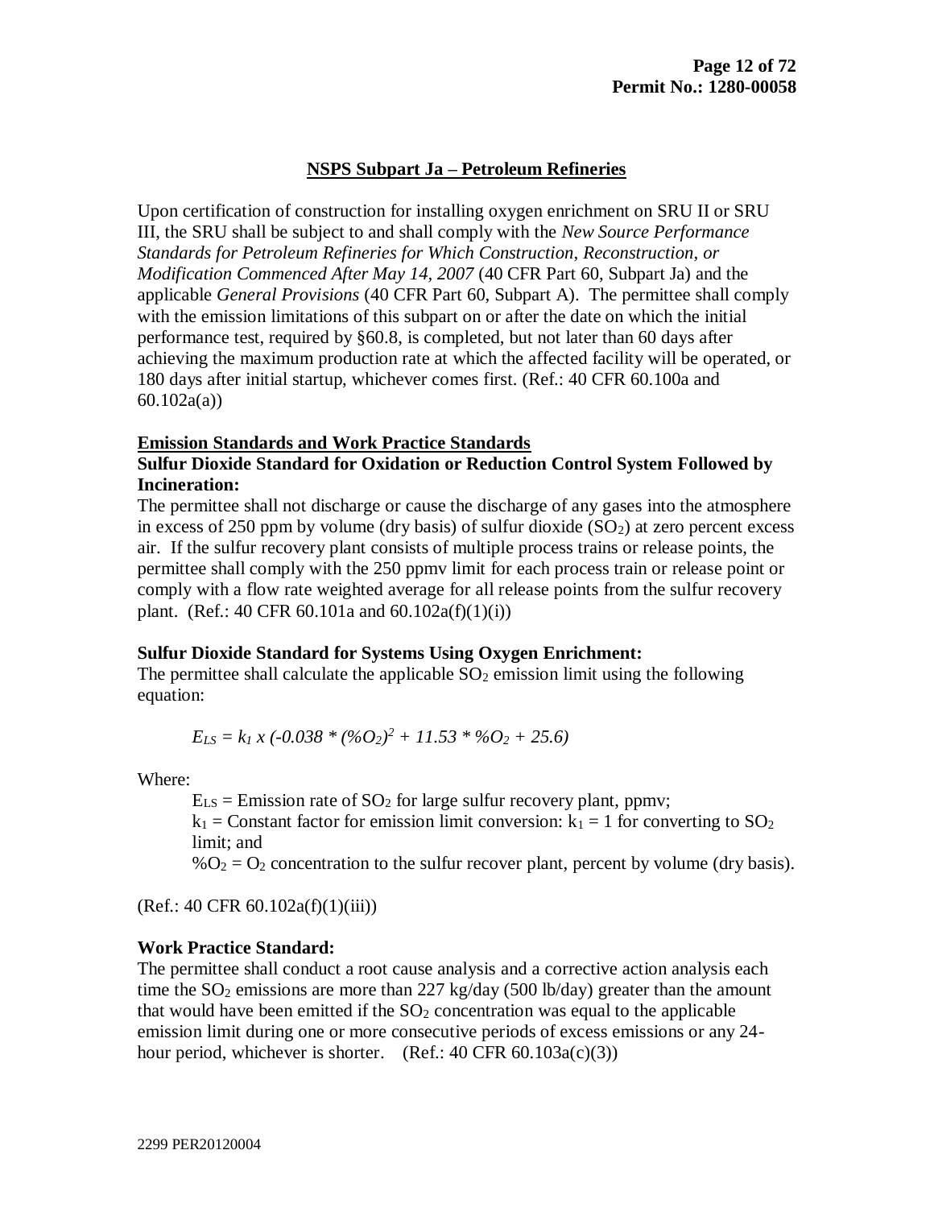## NSPS Subpart Ja – Petroleum Refineries

Upon certification of construction for installing oxygen enrichment on SRU II or SRU III, the SRU shall be subject to and shall comply with the *New Source Performance Standards for Petroleum Refineries for Which Construction, Reconstruction, or Modification Commenced After May 14, 2007* (40 CFR Part 60, Subpart Ja) and the applicable *General Provisions* (40 CFR Part 60, Subpart A). The permittee shall comply with the emission limitations of this subpart on or after the date on which the initial performance test, required by §60.8, is completed, but not later than 60 days after achieving the maximum production rate at which the affected facility will be operated, or 180 days after initial startup, whichever comes first. (Ref.: 40 CFR 60.100a and 60.102a(a))

### Emission Standards and Work Practice Standards

**Sulfur Dioxide Standard for Oxidation or Reduction Control System Followed by Incineration:**

The permittee shall not discharge or cause the discharge of any gases into the atmosphere in excess of 250 ppm by volume (dry basis) of sulfur dioxide ($SO_2$) at zero percent excess air. If the sulfur recovery plant consists of multiple process trains or release points, the permittee shall comply with the 250 ppmv limit for each process train or release point or comply with a flow rate weighted average for all release points from the sulfur recovery plant. (Ref.: 40 CFR 60.101a and 60.102a(f)(1)(i))

**Sulfur Dioxide Standard for Systems Using Oxygen Enrichment:**

The permittee shall calculate the applicable $SO_2$ emission limit using the following equation:

$$E_{LS} = k_1 \times (-0.038 * (\%O_2)^2 + 11.53 * \%O_2 + 25.6)$$

Where:

$E_{LS}$ = Emission rate of $SO_2$ for large sulfur recovery plant, ppmv;
$k_1$ = Constant factor for emission limit conversion: $k_1 = 1$ for converting to $SO_2$ limit; and
$\%O_2$ = $O_2$ concentration to the sulfur recover plant, percent by volume (dry basis).

(Ref.: 40 CFR 60.102a(f)(1)(iii))

**Work Practice Standard:**

The permittee shall conduct a root cause analysis and a corrective action analysis each time the $SO_2$ emissions are more than 227 kg/day (500 lb/day) greater than the amount that would have been emitted if the $SO_2$ concentration was equal to the applicable emission limit during one or more consecutive periods of excess emissions or any 24-hour period, whichever is shorter. (Ref.: 40 CFR 60.103a(c)(3))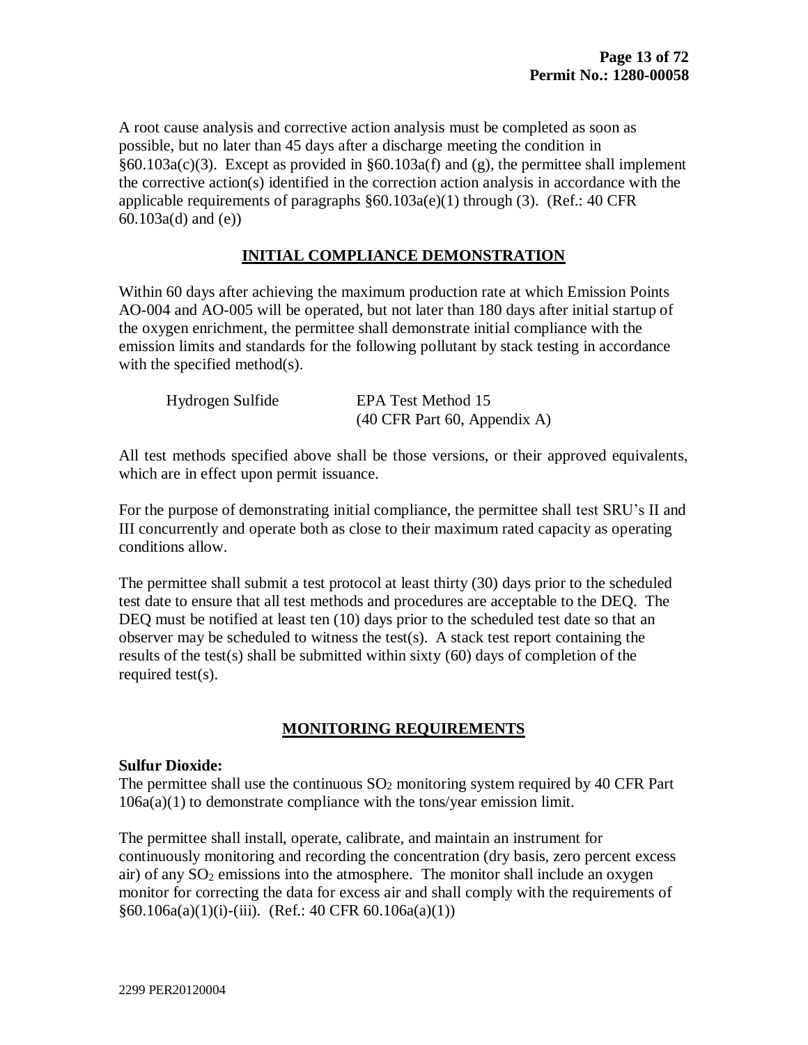A root cause analysis and corrective action analysis must be completed as soon as possible, but no later than 45 days after a discharge meeting the condition in §60.103a(c)(3). Except as provided in §60.103a(f) and (g), the permittee shall implement the corrective action(s) identified in the correction action analysis in accordance with the applicable requirements of paragraphs §60.103a(e)(1) through (3). (Ref.: 40 CFR 60.103a(d) and (e))

## INITIAL COMPLIANCE DEMONSTRATION

Within 60 days after achieving the maximum production rate at which Emission Points AO-004 and AO-005 will be operated, but not later than 180 days after initial startup of the oxygen enrichment, the permittee shall demonstrate initial compliance with the emission limits and standards for the following pollutant by stack testing in accordance with the specified method(s).

| | |
|---|---|
| Hydrogen Sulfide | EPA Test Method 15 (40 CFR Part 60, Appendix A) |

All test methods specified above shall be those versions, or their approved equivalents, which are in effect upon permit issuance.

For the purpose of demonstrating initial compliance, the permittee shall test SRU's II and III concurrently and operate both as close to their maximum rated capacity as operating conditions allow.

The permittee shall submit a test protocol at least thirty (30) days prior to the scheduled test date to ensure that all test methods and procedures are acceptable to the DEQ. The DEQ must be notified at least ten (10) days prior to the scheduled test date so that an observer may be scheduled to witness the test(s). A stack test report containing the results of the test(s) shall be submitted within sixty (60) days of completion of the required test(s).

## MONITORING REQUIREMENTS

**Sulfur Dioxide:**
The permittee shall use the continuous $SO_2$ monitoring system required by 40 CFR Part 106a(a)(1) to demonstrate compliance with the tons/year emission limit.

The permittee shall install, operate, calibrate, and maintain an instrument for continuously monitoring and recording the concentration (dry basis, zero percent excess air) of any $SO_2$ emissions into the atmosphere. The monitor shall include an oxygen monitor for correcting the data for excess air and shall comply with the requirements of §60.106a(a)(1)(i)-(iii). (Ref.: 40 CFR 60.106a(a)(1))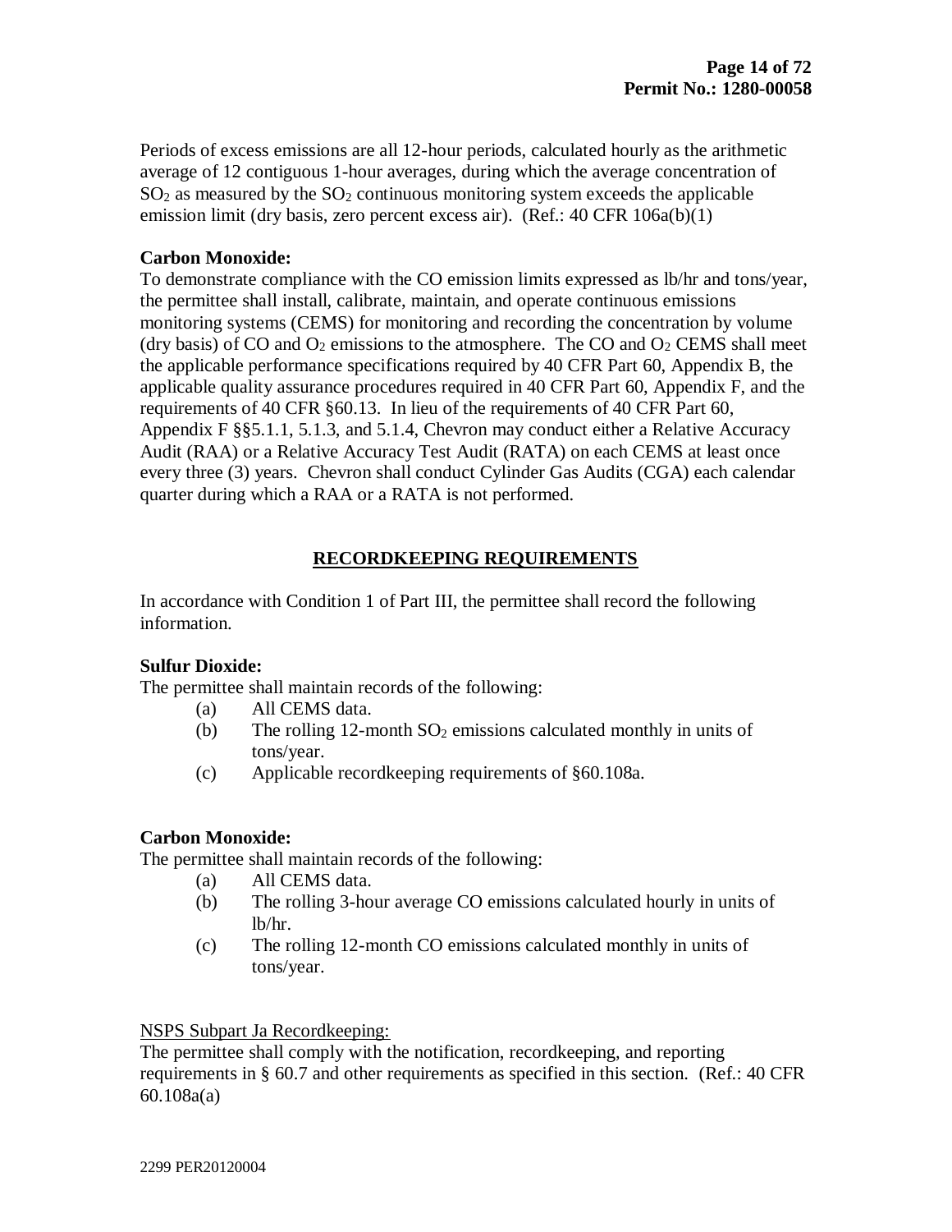Periods of excess emissions are all 12-hour periods, calculated hourly as the arithmetic average of 12 contiguous 1-hour averages, during which the average concentration of $SO_2$ as measured by the $SO_2$ continuous monitoring system exceeds the applicable emission limit (dry basis, zero percent excess air). (Ref.: 40 CFR 106a(b)(1)

**Carbon Monoxide:**
To demonstrate compliance with the CO emission limits expressed as lb/hr and tons/year, the permittee shall install, calibrate, maintain, and operate continuous emissions monitoring systems (CEMS) for monitoring and recording the concentration by volume (dry basis) of CO and $O_2$ emissions to the atmosphere. The CO and $O_2$ CEMS shall meet the applicable performance specifications required by 40 CFR Part 60, Appendix B, the applicable quality assurance procedures required in 40 CFR Part 60, Appendix F, and the requirements of 40 CFR §60.13. In lieu of the requirements of 40 CFR Part 60, Appendix F §§5.1.1, 5.1.3, and 5.1.4, Chevron may conduct either a Relative Accuracy Audit (RAA) or a Relative Accuracy Test Audit (RATA) on each CEMS at least once every three (3) years. Chevron shall conduct Cylinder Gas Audits (CGA) each calendar quarter during which a RAA or a RATA is not performed.

## RECORDKEEPING REQUIREMENTS

In accordance with Condition 1 of Part III, the permittee shall record the following information.

**Sulfur Dioxide:**
The permittee shall maintain records of the following:

- (a) All CEMS data.
- (b) The rolling 12-month $SO_2$ emissions calculated monthly in units of tons/year.
- (c) Applicable recordkeeping requirements of §60.108a.

**Carbon Monoxide:**
The permittee shall maintain records of the following:

- (a) All CEMS data.
- (b) The rolling 3-hour average CO emissions calculated hourly in units of lb/hr.
- (c) The rolling 12-month CO emissions calculated monthly in units of tons/year.

NSPS Subpart Ja Recordkeeping:
The permittee shall comply with the notification, recordkeeping, and reporting requirements in § 60.7 and other requirements as specified in this section. (Ref.: 40 CFR 60.108a(a)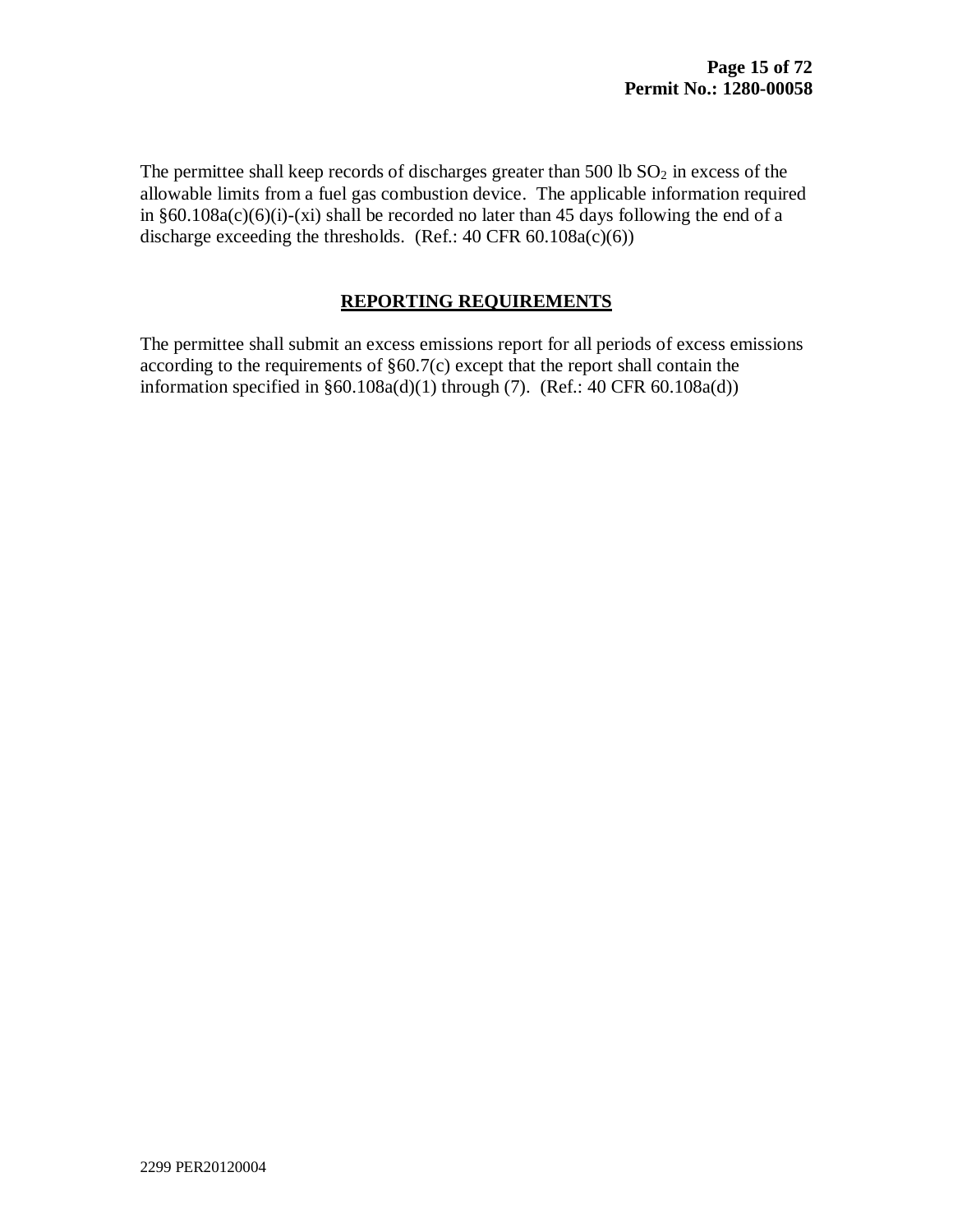The permittee shall keep records of discharges greater than 500 lb $SO_2$ in excess of the allowable limits from a fuel gas combustion device. The applicable information required in §60.108a(c)(6)(i)-(xi) shall be recorded no later than 45 days following the end of a discharge exceeding the thresholds. (Ref.: 40 CFR 60.108a(c)(6))

## REPORTING REQUIREMENTS

The permittee shall submit an excess emissions report for all periods of excess emissions according to the requirements of §60.7(c) except that the report shall contain the information specified in §60.108a(d)(1) through (7). (Ref.: 40 CFR 60.108a(d))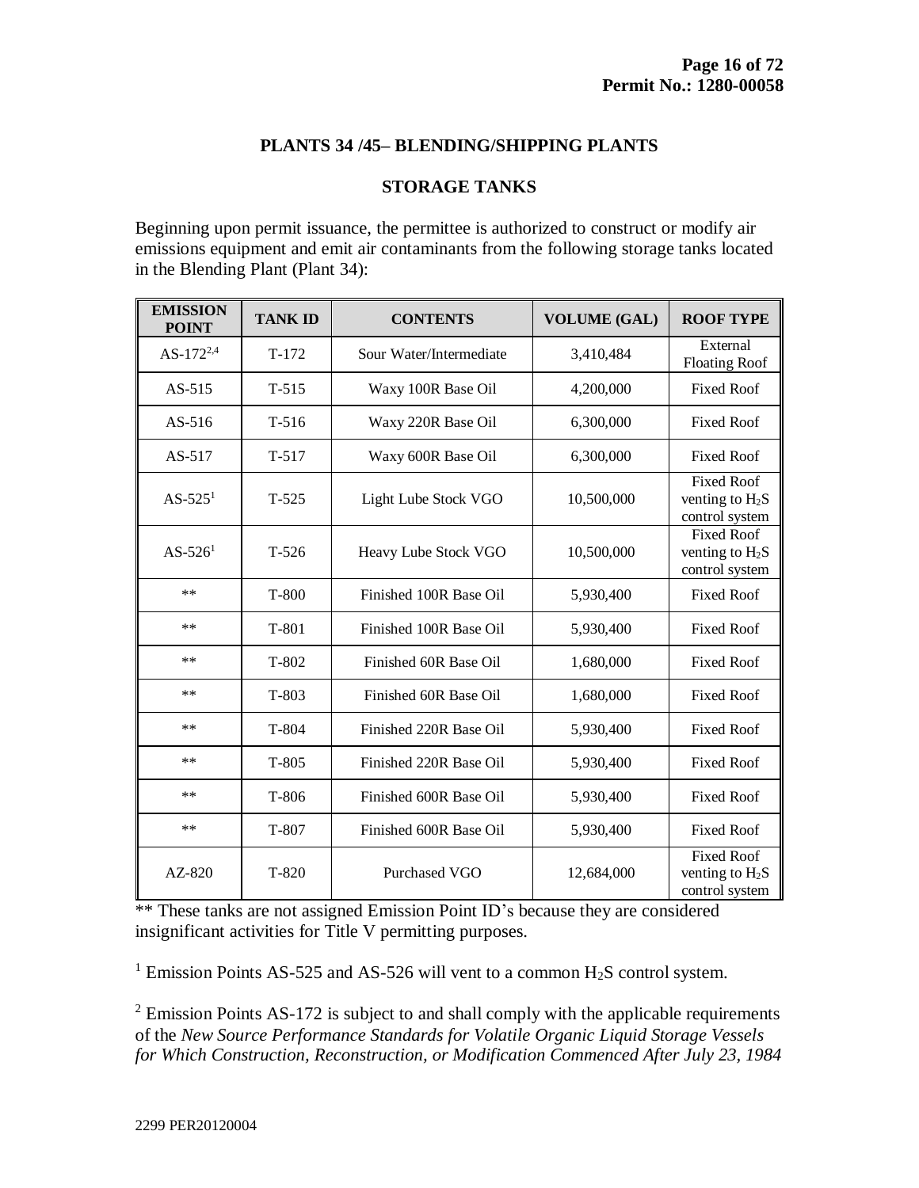## PLANTS 34 /45– BLENDING/SHIPPING PLANTS

## STORAGE TANKS

Beginning upon permit issuance, the permittee is authorized to construct or modify air emissions equipment and emit air contaminants from the following storage tanks located in the Blending Plant (Plant 34):

| EMISSION POINT | TANK ID | CONTENTS | VOLUME (GAL) | ROOF TYPE |
|---|---|---|---|---|
| AS-172[2,4] | T-172 | Sour Water/Intermediate | 3,410,484 | External Floating Roof |
| AS-515 | T-515 | Waxy 100R Base Oil | 4,200,000 | Fixed Roof |
| AS-516 | T-516 | Waxy 220R Base Oil | 6,300,000 | Fixed Roof |
| AS-517 | T-517 | Waxy 600R Base Oil | 6,300,000 | Fixed Roof |
| AS-525[1] | T-525 | Light Lube Stock VGO | 10,500,000 | Fixed Roof venting to $H_2S$ control system |
| AS-526[1] | T-526 | Heavy Lube Stock VGO | 10,500,000 | Fixed Roof venting to $H_2S$ control system |
| ** | T-800 | Finished 100R Base Oil | 5,930,400 | Fixed Roof |
| ** | T-801 | Finished 100R Base Oil | 5,930,400 | Fixed Roof |
| ** | T-802 | Finished 60R Base Oil | 1,680,000 | Fixed Roof |
| ** | T-803 | Finished 60R Base Oil | 1,680,000 | Fixed Roof |
| ** | T-804 | Finished 220R Base Oil | 5,930,400 | Fixed Roof |
| ** | T-805 | Finished 220R Base Oil | 5,930,400 | Fixed Roof |
| ** | T-806 | Finished 600R Base Oil | 5,930,400 | Fixed Roof |
| ** | T-807 | Finished 600R Base Oil | 5,930,400 | Fixed Roof |
| AZ-820 | T-820 | Purchased VGO | 12,684,000 | Fixed Roof venting to $H_2S$ control system |

** These tanks are not assigned Emission Point ID's because they are considered insignificant activities for Title V permitting purposes.

[1] Emission Points AS-525 and AS-526 will vent to a common $H_2S$ control system.

[2] Emission Points AS-172 is subject to and shall comply with the applicable requirements of the *New Source Performance Standards for Volatile Organic Liquid Storage Vessels for Which Construction, Reconstruction, or Modification Commenced After July 23, 1984*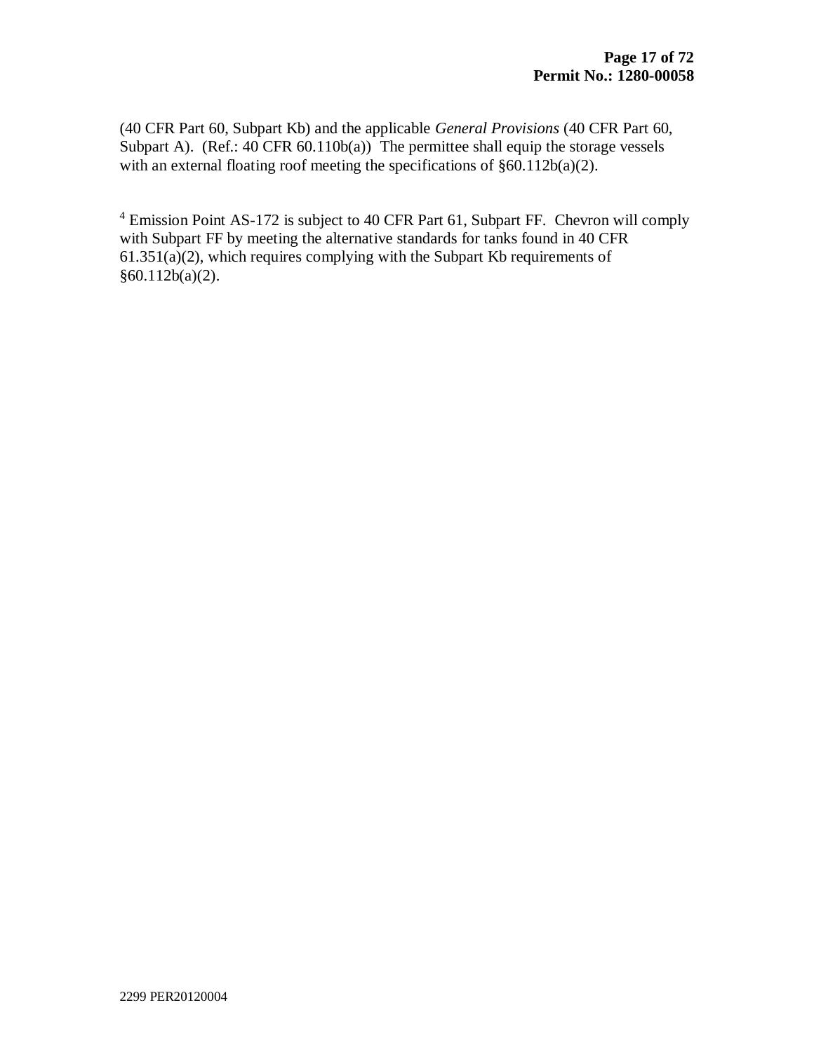(40 CFR Part 60, Subpart Kb) and the applicable *General Provisions* (40 CFR Part 60, Subpart A). (Ref.: 40 CFR 60.110b(a)) The permittee shall equip the storage vessels with an external floating roof meeting the specifications of §60.112b(a)(2).

[4] Emission Point AS-172 is subject to 40 CFR Part 61, Subpart FF. Chevron will comply with Subpart FF by meeting the alternative standards for tanks found in 40 CFR 61.351(a)(2), which requires complying with the Subpart Kb requirements of §60.112b(a)(2).

2299 PER20120004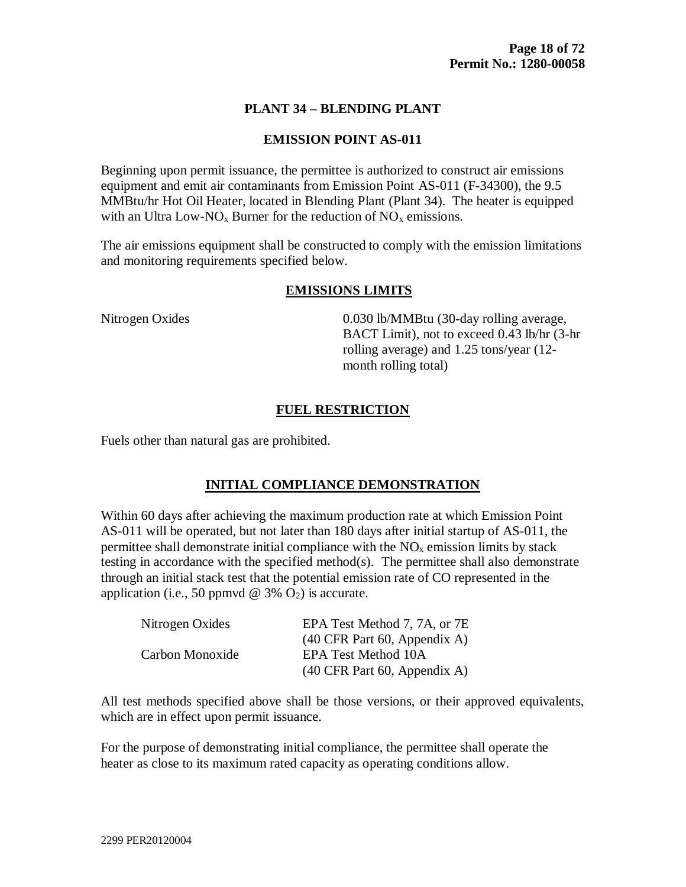## PLANT 34 – BLENDING PLANT

### EMISSION POINT AS-011

Beginning upon permit issuance, the permittee is authorized to construct air emissions equipment and emit air contaminants from Emission Point AS-011 (F-34300), the 9.5 MMBtu/hr Hot Oil Heater, located in Blending Plant (Plant 34). The heater is equipped with an Ultra Low-$NO_x$ Burner for the reduction of $NO_x$ emissions.

The air emissions equipment shall be constructed to comply with the emission limitations and monitoring requirements specified below.

### EMISSIONS LIMITS

| | |
|---|---|
| Nitrogen Oxides | 0.030 lb/MMBtu (30-day rolling average, BACT Limit), not to exceed 0.43 lb/hr (3-hr rolling average) and 1.25 tons/year (12-month rolling total) |

### FUEL RESTRICTION

Fuels other than natural gas are prohibited.

### INITIAL COMPLIANCE DEMONSTRATION

Within 60 days after achieving the maximum production rate at which Emission Point AS-011 will be operated, but not later than 180 days after initial startup of AS-011, the permittee shall demonstrate initial compliance with the $NO_x$ emission limits by stack testing in accordance with the specified method(s). The permittee shall also demonstrate through an initial stack test that the potential emission rate of CO represented in the application (i.e., 50 ppmvd @ 3% $O_2$) is accurate.

| | |
|---|---|
| Nitrogen Oxides | EPA Test Method 7, 7A, or 7E (40 CFR Part 60, Appendix A) |
| Carbon Monoxide | EPA Test Method 10A (40 CFR Part 60, Appendix A) |

All test methods specified above shall be those versions, or their approved equivalents, which are in effect upon permit issuance.

For the purpose of demonstrating initial compliance, the permittee shall operate the heater as close to its maximum rated capacity as operating conditions allow.

2299 PER20120004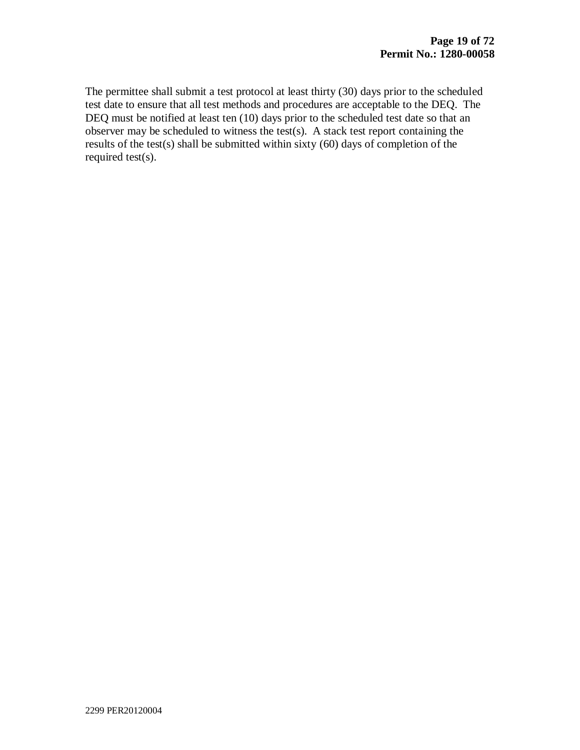The permittee shall submit a test protocol at least thirty (30) days prior to the scheduled test date to ensure that all test methods and procedures are acceptable to the DEQ. The DEQ must be notified at least ten (10) days prior to the scheduled test date so that an observer may be scheduled to witness the test(s). A stack test report containing the results of the test(s) shall be submitted within sixty (60) days of completion of the required test(s).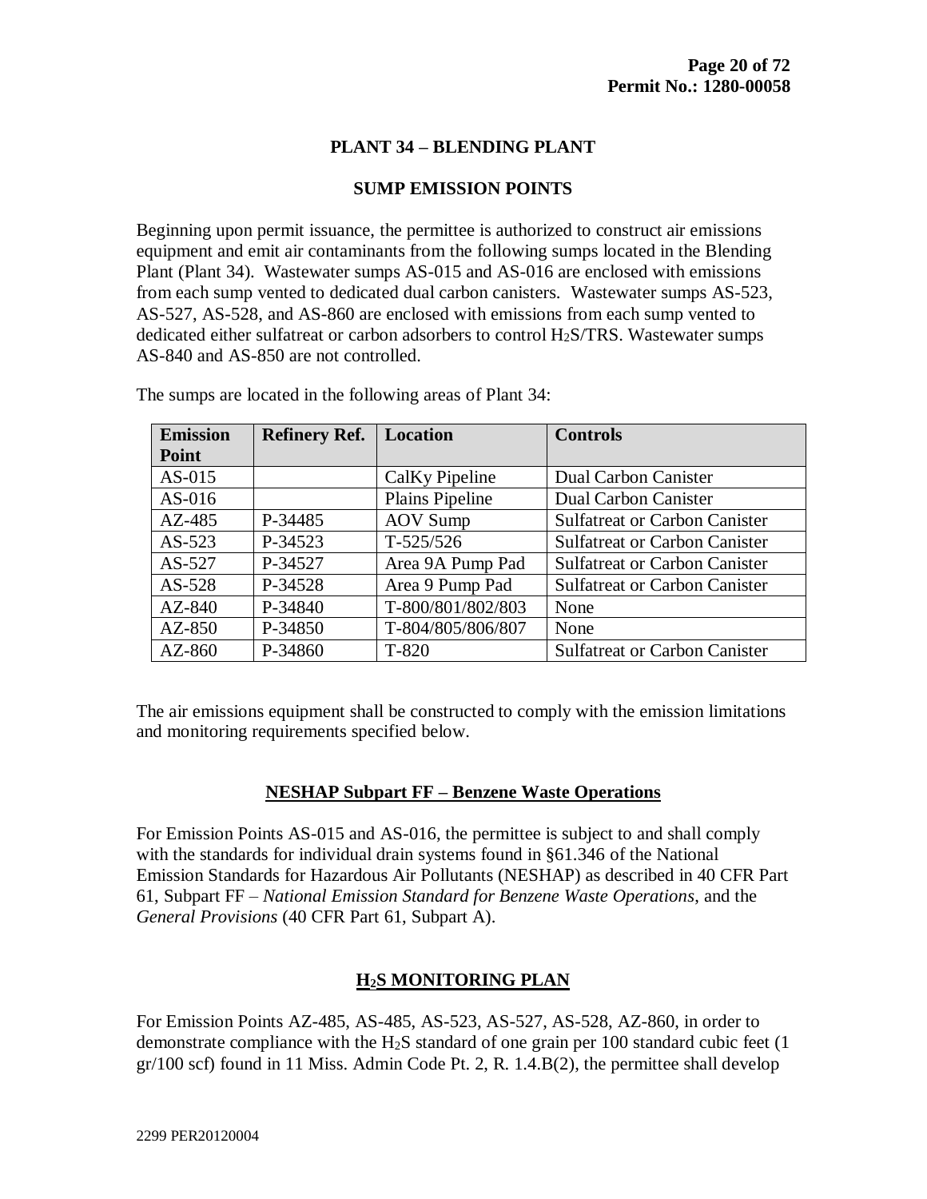## PLANT 34 – BLENDING PLANT

### SUMP EMISSION POINTS

Beginning upon permit issuance, the permittee is authorized to construct air emissions equipment and emit air contaminants from the following sumps located in the Blending Plant (Plant 34). Wastewater sumps AS-015 and AS-016 are enclosed with emissions from each sump vented to dedicated dual carbon canisters. Wastewater sumps AS-523, AS-527, AS-528, and AS-860 are enclosed with emissions from each sump vented to dedicated either sulfatreat or carbon adsorbers to control $H_2S$/TRS. Wastewater sumps AS-840 and AS-850 are not controlled.

The sumps are located in the following areas of Plant 34:

| Emission Point | Refinery Ref. | Location | Controls |
|---|---|---|---|
| AS-015 | | CalKy Pipeline | Dual Carbon Canister |
| AS-016 | | Plains Pipeline | Dual Carbon Canister |
| AZ-485 | P-34485 | AOV Sump | Sulfatreat or Carbon Canister |
| AS-523 | P-34523 | T-525/526 | Sulfatreat or Carbon Canister |
| AS-527 | P-34527 | Area 9A Pump Pad | Sulfatreat or Carbon Canister |
| AS-528 | P-34528 | Area 9 Pump Pad | Sulfatreat or Carbon Canister |
| AZ-840 | P-34840 | T-800/801/802/803 | None |
| AZ-850 | P-34850 | T-804/805/806/807 | None |
| AZ-860 | P-34860 | T-820 | Sulfatreat or Carbon Canister |

The air emissions equipment shall be constructed to comply with the emission limitations and monitoring requirements specified below.

### NESHAP Subpart FF – Benzene Waste Operations

For Emission Points AS-015 and AS-016, the permittee is subject to and shall comply with the standards for individual drain systems found in §61.346 of the National Emission Standards for Hazardous Air Pollutants (NESHAP) as described in 40 CFR Part 61, Subpart FF – *National Emission Standard for Benzene Waste Operations*, and the *General Provisions* (40 CFR Part 61, Subpart A).

### $H_2S$ MONITORING PLAN

For Emission Points AZ-485, AS-485, AS-523, AS-527, AS-528, AZ-860, in order to demonstrate compliance with the $H_2S$ standard of one grain per 100 standard cubic feet (1 gr/100 scf) found in 11 Miss. Admin Code Pt. 2, R. 1.4.B(2), the permittee shall develop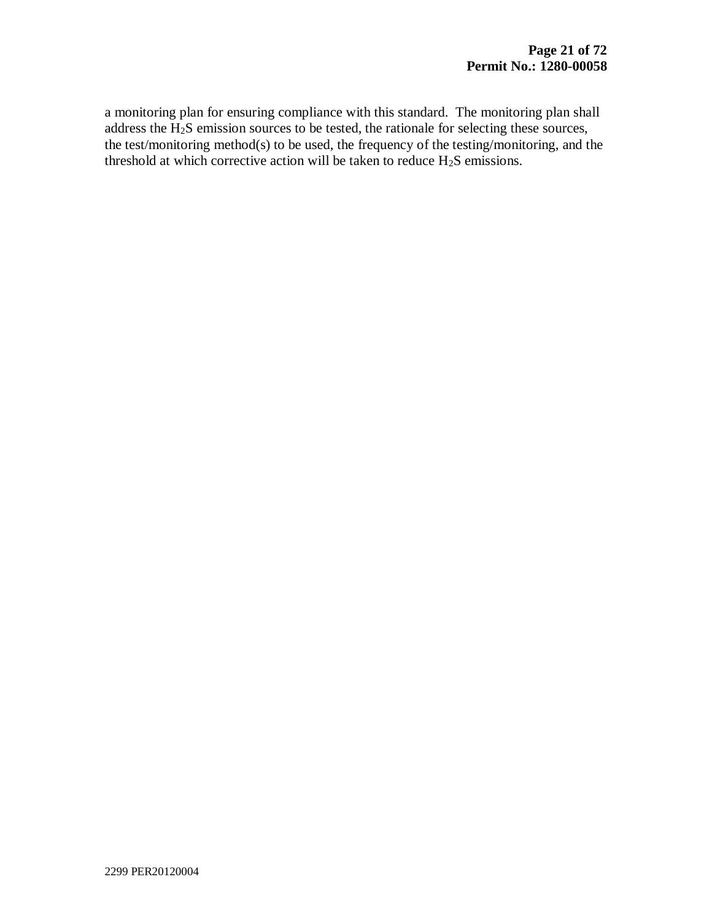a monitoring plan for ensuring compliance with this standard. The monitoring plan shall address the $H_2S$ emission sources to be tested, the rationale for selecting these sources, the test/monitoring method(s) to be used, the frequency of the testing/monitoring, and the threshold at which corrective action will be taken to reduce $H_2S$ emissions.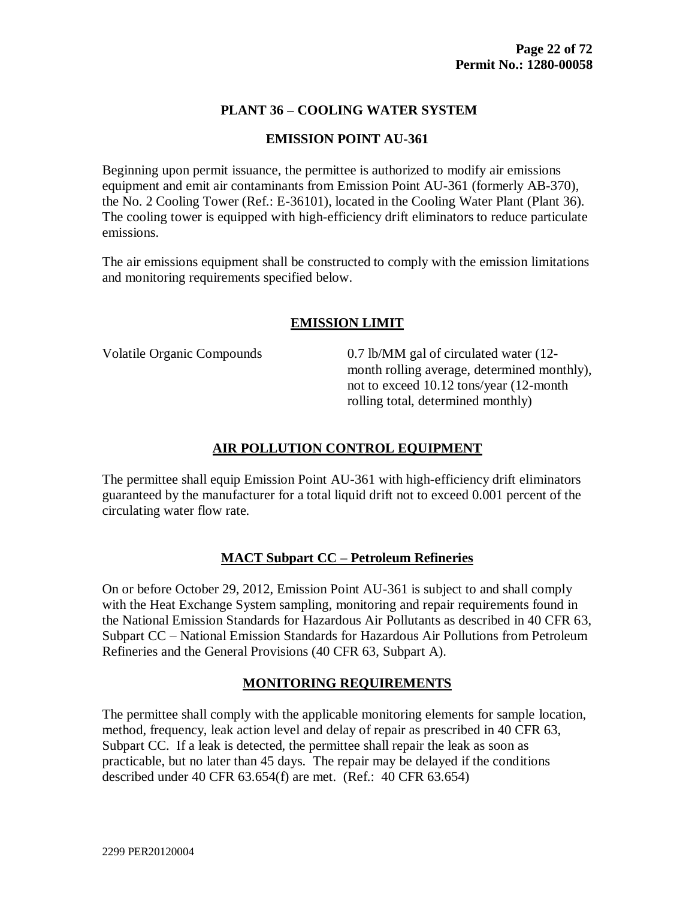## PLANT 36 – COOLING WATER SYSTEM

### EMISSION POINT AU-361

Beginning upon permit issuance, the permittee is authorized to modify air emissions equipment and emit air contaminants from Emission Point AU-361 (formerly AB-370), the No. 2 Cooling Tower (Ref.: E-36101), located in the Cooling Water Plant (Plant 36). The cooling tower is equipped with high-efficiency drift eliminators to reduce particulate emissions.

The air emissions equipment shall be constructed to comply with the emission limitations and monitoring requirements specified below.

### EMISSION LIMIT

| | |
|---|---|
| Volatile Organic Compounds | 0.7 lb/MM gal of circulated water (12-month rolling average, determined monthly), not to exceed 10.12 tons/year (12-month rolling total, determined monthly) |

### AIR POLLUTION CONTROL EQUIPMENT

The permittee shall equip Emission Point AU-361 with high-efficiency drift eliminators guaranteed by the manufacturer for a total liquid drift not to exceed 0.001 percent of the circulating water flow rate.

### MACT Subpart CC – Petroleum Refineries

On or before October 29, 2012, Emission Point AU-361 is subject to and shall comply with the Heat Exchange System sampling, monitoring and repair requirements found in the National Emission Standards for Hazardous Air Pollutants as described in 40 CFR 63, Subpart CC – National Emission Standards for Hazardous Air Pollutions from Petroleum Refineries and the General Provisions (40 CFR 63, Subpart A).

### MONITORING REQUIREMENTS

The permittee shall comply with the applicable monitoring elements for sample location, method, frequency, leak action level and delay of repair as prescribed in 40 CFR 63, Subpart CC. If a leak is detected, the permittee shall repair the leak as soon as practicable, but no later than 45 days. The repair may be delayed if the conditions described under 40 CFR 63.654(f) are met. (Ref.: 40 CFR 63.654)

2299 PER20120004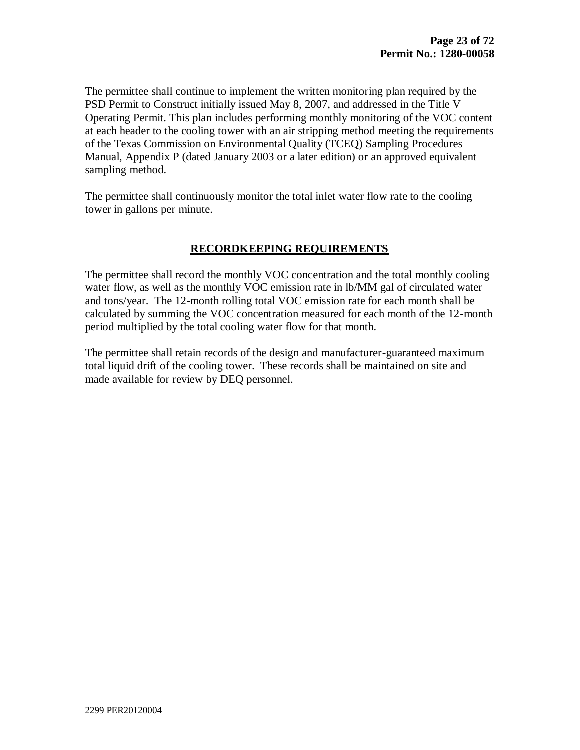The permittee shall continue to implement the written monitoring plan required by the PSD Permit to Construct initially issued May 8, 2007, and addressed in the Title V Operating Permit. This plan includes performing monthly monitoring of the VOC content at each header to the cooling tower with an air stripping method meeting the requirements of the Texas Commission on Environmental Quality (TCEQ) Sampling Procedures Manual, Appendix P (dated January 2003 or a later edition) or an approved equivalent sampling method.

The permittee shall continuously monitor the total inlet water flow rate to the cooling tower in gallons per minute.

## RECORDKEEPING REQUIREMENTS

The permittee shall record the monthly VOC concentration and the total monthly cooling water flow, as well as the monthly VOC emission rate in lb/MM gal of circulated water and tons/year. The 12-month rolling total VOC emission rate for each month shall be calculated by summing the VOC concentration measured for each month of the 12-month period multiplied by the total cooling water flow for that month.

The permittee shall retain records of the design and manufacturer-guaranteed maximum total liquid drift of the cooling tower. These records shall be maintained on site and made available for review by DEQ personnel.

2299 PER20120004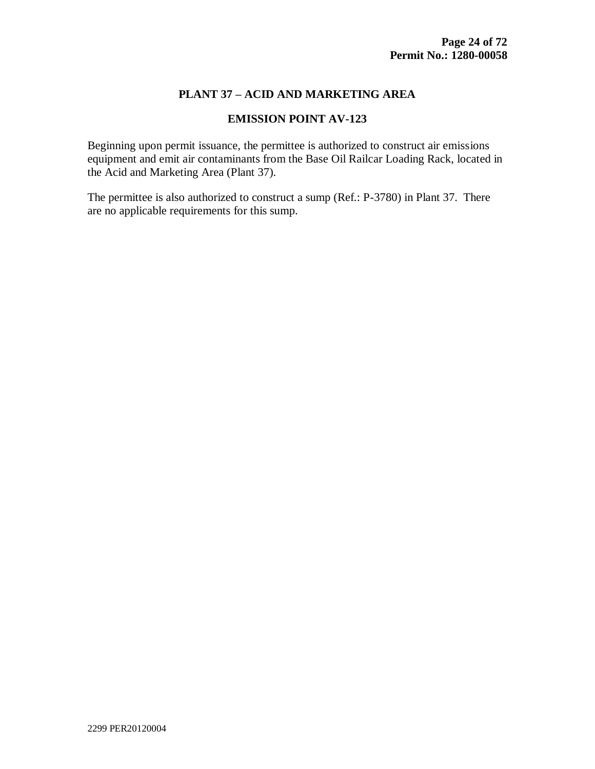## PLANT 37 – ACID AND MARKETING AREA

### EMISSION POINT AV-123

Beginning upon permit issuance, the permittee is authorized to construct air emissions equipment and emit air contaminants from the Base Oil Railcar Loading Rack, located in the Acid and Marketing Area (Plant 37).

The permittee is also authorized to construct a sump (Ref.: P-3780) in Plant 37. There are no applicable requirements for this sump.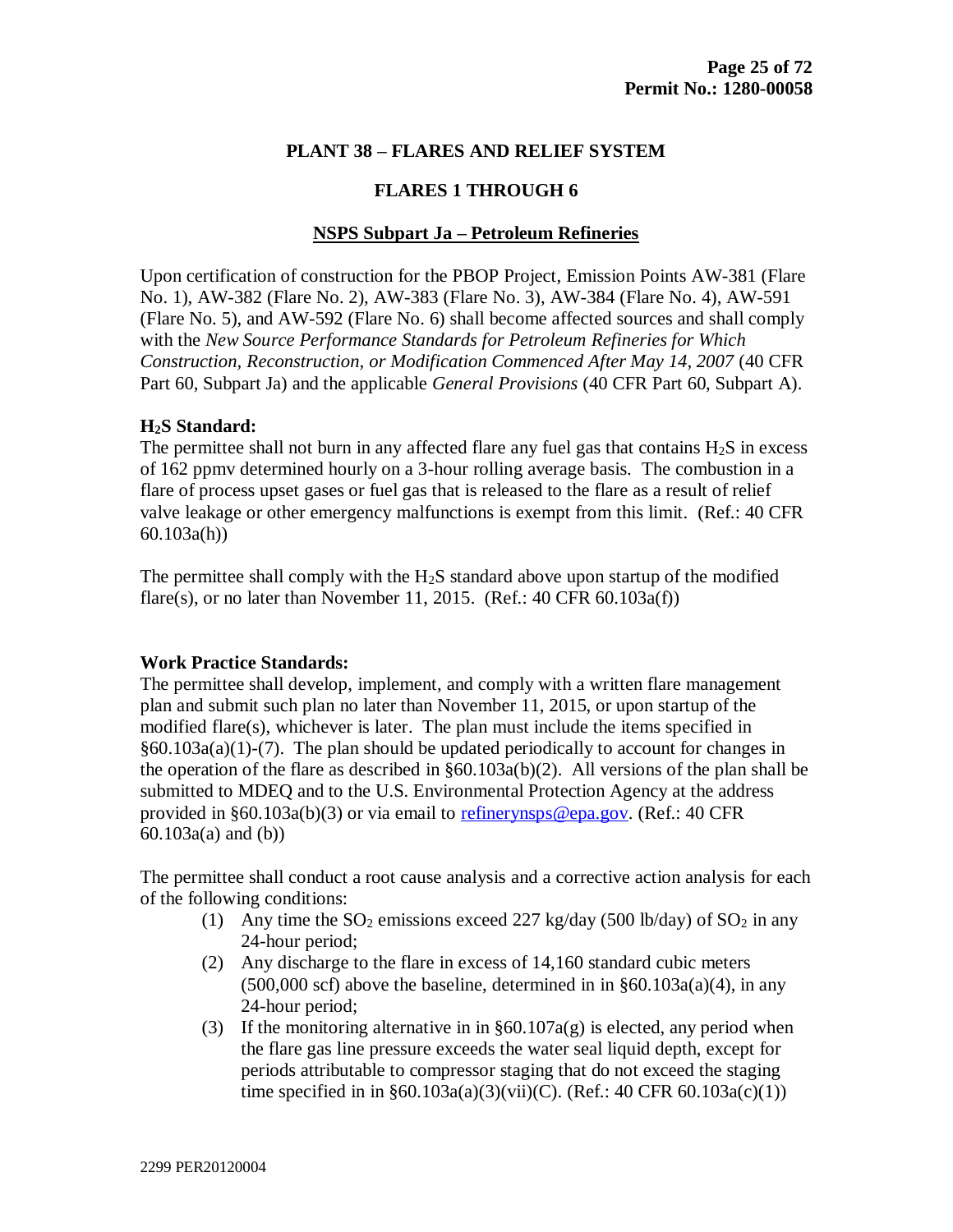## PLANT 38 – FLARES AND RELIEF SYSTEM

## FLARES 1 THROUGH 6

### NSPS Subpart Ja – Petroleum Refineries

Upon certification of construction for the PBOP Project, Emission Points AW-381 (Flare No. 1), AW-382 (Flare No. 2), AW-383 (Flare No. 3), AW-384 (Flare No. 4), AW-591 (Flare No. 5), and AW-592 (Flare No. 6) shall become affected sources and shall comply with the *New Source Performance Standards for Petroleum Refineries for Which Construction, Reconstruction, or Modification Commenced After May 14, 2007* (40 CFR Part 60, Subpart Ja) and the applicable *General Provisions* (40 CFR Part 60, Subpart A).

**$H_2S$ Standard:**
The permittee shall not burn in any affected flare any fuel gas that contains $H_2S$ in excess of 162 ppmv determined hourly on a 3-hour rolling average basis. The combustion in a flare of process upset gases or fuel gas that is released to the flare as a result of relief valve leakage or other emergency malfunctions is exempt from this limit. (Ref.: 40 CFR 60.103a(h))

The permittee shall comply with the $H_2S$ standard above upon startup of the modified flare(s), or no later than November 11, 2015. (Ref.: 40 CFR 60.103a(f))

**Work Practice Standards:**
The permittee shall develop, implement, and comply with a written flare management plan and submit such plan no later than November 11, 2015, or upon startup of the modified flare(s), whichever is later. The plan must include the items specified in §60.103a(a)(1)-(7). The plan should be updated periodically to account for changes in the operation of the flare as described in §60.103a(b)(2). All versions of the plan shall be submitted to MDEQ and to the U.S. Environmental Protection Agency at the address provided in §60.103a(b)(3) or via email to refinerynsps@epa.gov. (Ref.: 40 CFR 60.103a(a) and (b))

The permittee shall conduct a root cause analysis and a corrective action analysis for each of the following conditions:

(1) Any time the $SO_2$ emissions exceed 227 kg/day (500 lb/day) of $SO_2$ in any 24-hour period;

(2) Any discharge to the flare in excess of 14,160 standard cubic meters (500,000 scf) above the baseline, determined in in §60.103a(a)(4), in any 24-hour period;

(3) If the monitoring alternative in in §60.107a(g) is elected, any period when the flare gas line pressure exceeds the water seal liquid depth, except for periods attributable to compressor staging that do not exceed the staging time specified in in §60.103a(a)(3)(vii)(C). (Ref.: 40 CFR 60.103a(c)(1))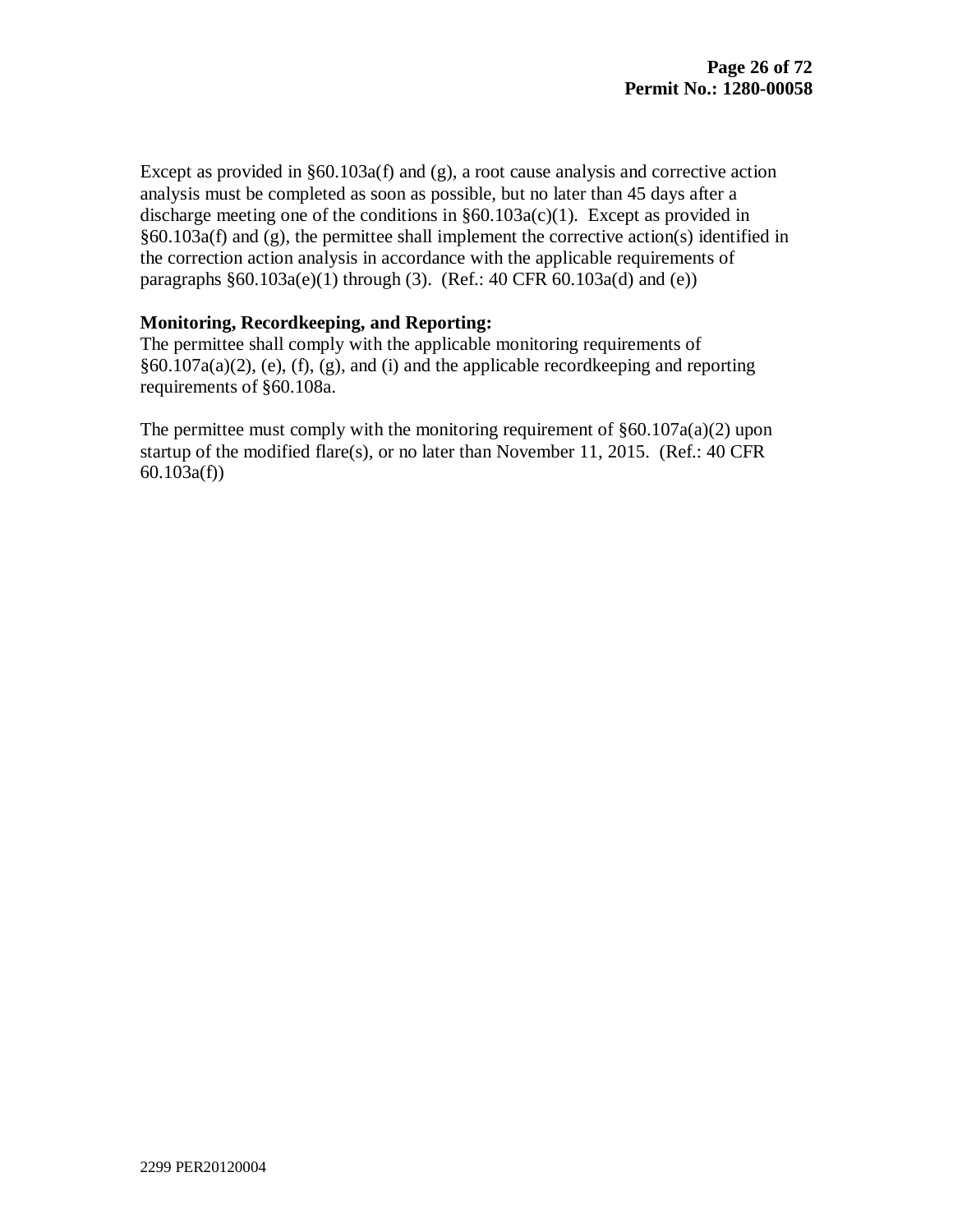Except as provided in §60.103a(f) and (g), a root cause analysis and corrective action analysis must be completed as soon as possible, but no later than 45 days after a discharge meeting one of the conditions in §60.103a(c)(1). Except as provided in §60.103a(f) and (g), the permittee shall implement the corrective action(s) identified in the correction action analysis in accordance with the applicable requirements of paragraphs §60.103a(e)(1) through (3). (Ref.: 40 CFR 60.103a(d) and (e))

**Monitoring, Recordkeeping, and Reporting:**
The permittee shall comply with the applicable monitoring requirements of §60.107a(a)(2), (e), (f), (g), and (i) and the applicable recordkeeping and reporting requirements of §60.108a.

The permittee must comply with the monitoring requirement of §60.107a(a)(2) upon startup of the modified flare(s), or no later than November 11, 2015. (Ref.: 40 CFR 60.103a(f))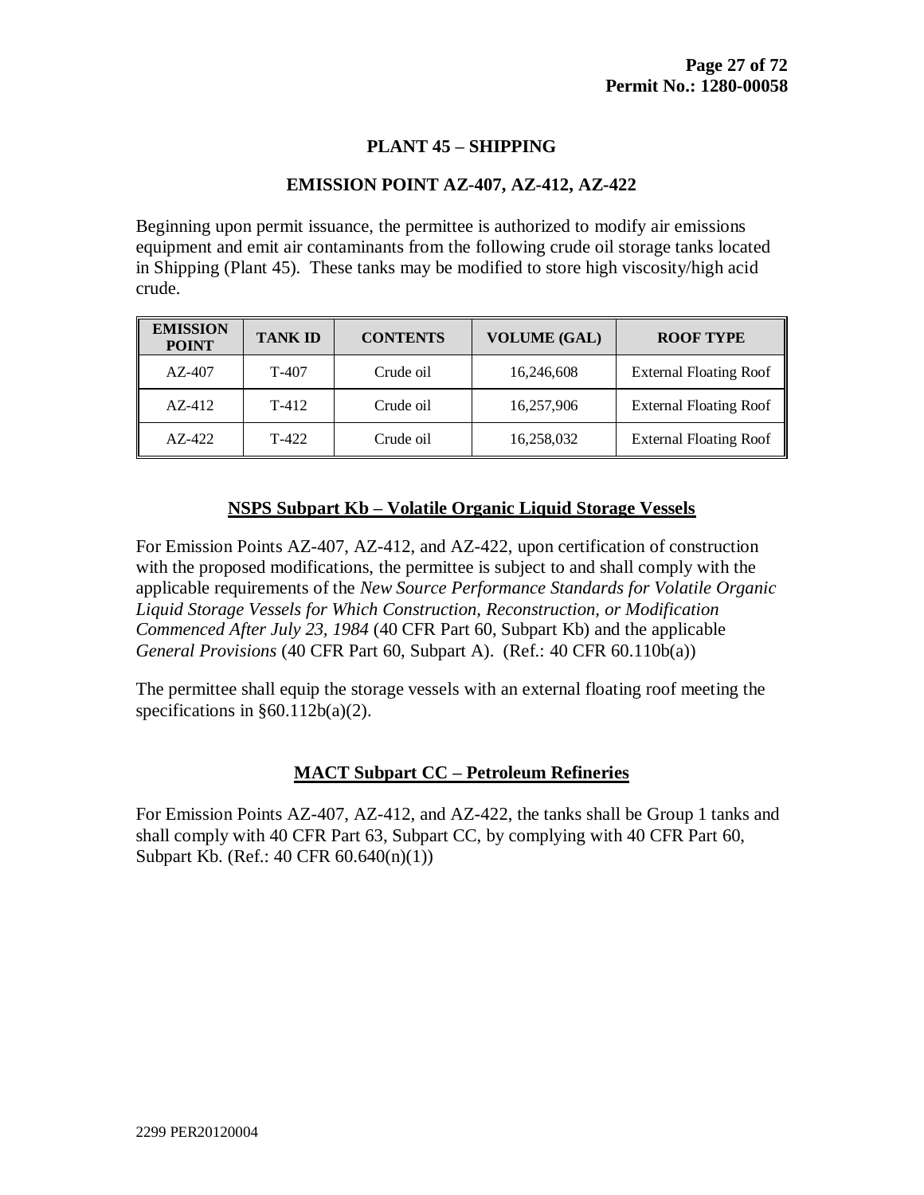## PLANT 45 – SHIPPING

## EMISSION POINT AZ-407, AZ-412, AZ-422

Beginning upon permit issuance, the permittee is authorized to modify air emissions equipment and emit air contaminants from the following crude oil storage tanks located in Shipping (Plant 45). These tanks may be modified to store high viscosity/high acid crude.

| EMISSION POINT | TANK ID | CONTENTS | VOLUME (GAL) | ROOF TYPE |
|---|---|---|---|---|
| AZ-407 | T-407 | Crude oil | 16,246,608 | External Floating Roof |
| AZ-412 | T-412 | Crude oil | 16,257,906 | External Floating Roof |
| AZ-422 | T-422 | Crude oil | 16,258,032 | External Floating Roof |

### NSPS Subpart Kb – Volatile Organic Liquid Storage Vessels

For Emission Points AZ-407, AZ-412, and AZ-422, upon certification of construction with the proposed modifications, the permittee is subject to and shall comply with the applicable requirements of the *New Source Performance Standards for Volatile Organic Liquid Storage Vessels for Which Construction, Reconstruction, or Modification Commenced After July 23, 1984* (40 CFR Part 60, Subpart Kb) and the applicable *General Provisions* (40 CFR Part 60, Subpart A). (Ref.: 40 CFR 60.110b(a))

The permittee shall equip the storage vessels with an external floating roof meeting the specifications in §60.112b(a)(2).

### MACT Subpart CC – Petroleum Refineries

For Emission Points AZ-407, AZ-412, and AZ-422, the tanks shall be Group 1 tanks and shall comply with 40 CFR Part 63, Subpart CC, by complying with 40 CFR Part 60, Subpart Kb. (Ref.: 40 CFR 60.640(n)(1))

2299 PER20120004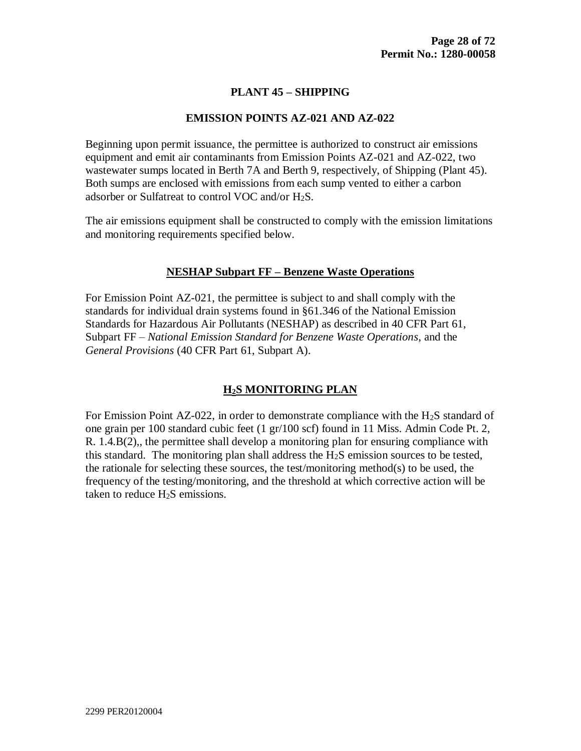## PLANT 45 – SHIPPING

## EMISSION POINTS AZ-021 AND AZ-022

Beginning upon permit issuance, the permittee is authorized to construct air emissions equipment and emit air contaminants from Emission Points AZ-021 and AZ-022, two wastewater sumps located in Berth 7A and Berth 9, respectively, of Shipping (Plant 45). Both sumps are enclosed with emissions from each sump vented to either a carbon adsorber or Sulfatreat to control VOC and/or $H_2S$.

The air emissions equipment shall be constructed to comply with the emission limitations and monitoring requirements specified below.

### NESHAP Subpart FF – Benzene Waste Operations

For Emission Point AZ-021, the permittee is subject to and shall comply with the standards for individual drain systems found in §61.346 of the National Emission Standards for Hazardous Air Pollutants (NESHAP) as described in 40 CFR Part 61, Subpart FF – *National Emission Standard for Benzene Waste Operations*, and the *General Provisions* (40 CFR Part 61, Subpart A).

### $H_2S$ MONITORING PLAN

For Emission Point AZ-022, in order to demonstrate compliance with the $H_2S$ standard of one grain per 100 standard cubic feet (1 gr/100 scf) found in 11 Miss. Admin Code Pt. 2, R. 1.4.B(2),, the permittee shall develop a monitoring plan for ensuring compliance with this standard. The monitoring plan shall address the $H_2S$ emission sources to be tested, the rationale for selecting these sources, the test/monitoring method(s) to be used, the frequency of the testing/monitoring, and the threshold at which corrective action will be taken to reduce $H_2S$ emissions.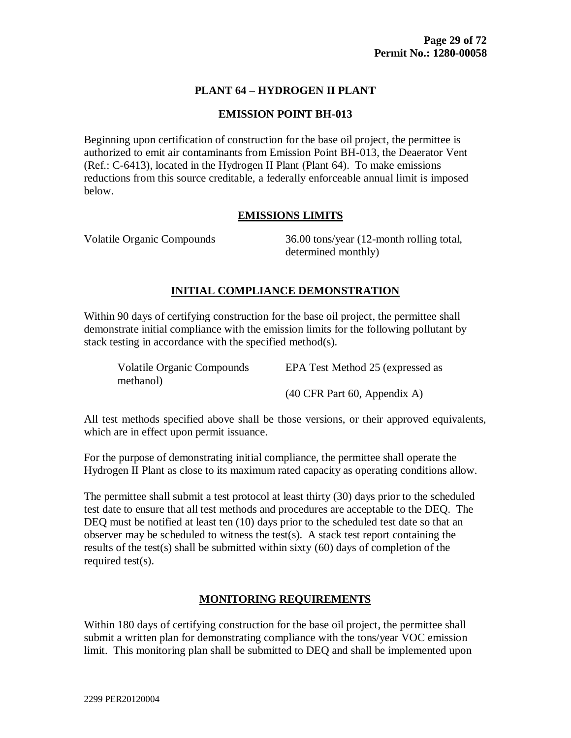## PLANT 64 – HYDROGEN II PLANT

### EMISSION POINT BH-013

Beginning upon certification of construction for the base oil project, the permittee is authorized to emit air contaminants from Emission Point BH-013, the Deaerator Vent (Ref.: C-6413), located in the Hydrogen II Plant (Plant 64). To make emissions reductions from this source creditable, a federally enforceable annual limit is imposed below.

### EMISSIONS LIMITS

| | |
|---|---|
| Volatile Organic Compounds | 36.00 tons/year (12-month rolling total, determined monthly) |

### INITIAL COMPLIANCE DEMONSTRATION

Within 90 days of certifying construction for the base oil project, the permittee shall demonstrate initial compliance with the emission limits for the following pollutant by stack testing in accordance with the specified method(s).

| | |
|---|---|
| Volatile Organic Compounds | EPA Test Method 25 (expressed as methanol) (40 CFR Part 60, Appendix A) |

All test methods specified above shall be those versions, or their approved equivalents, which are in effect upon permit issuance.

For the purpose of demonstrating initial compliance, the permittee shall operate the Hydrogen II Plant as close to its maximum rated capacity as operating conditions allow.

The permittee shall submit a test protocol at least thirty (30) days prior to the scheduled test date to ensure that all test methods and procedures are acceptable to the DEQ. The DEQ must be notified at least ten (10) days prior to the scheduled test date so that an observer may be scheduled to witness the test(s). A stack test report containing the results of the test(s) shall be submitted within sixty (60) days of completion of the required test(s).

### MONITORING REQUIREMENTS

Within 180 days of certifying construction for the base oil project, the permittee shall submit a written plan for demonstrating compliance with the tons/year VOC emission limit. This monitoring plan shall be submitted to DEQ and shall be implemented upon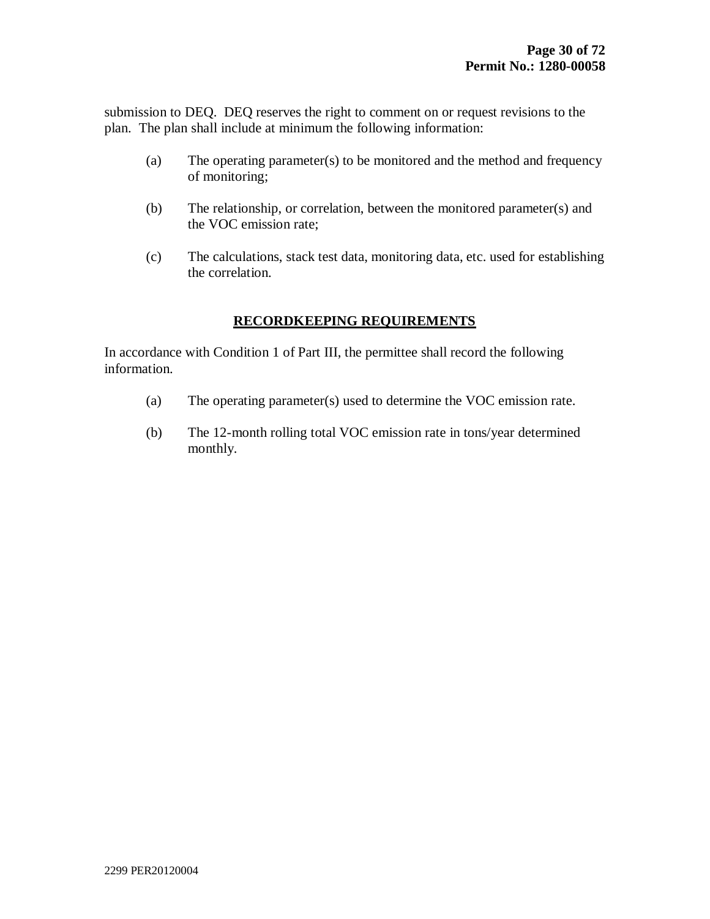submission to DEQ. DEQ reserves the right to comment on or request revisions to the plan. The plan shall include at minimum the following information:

(a) The operating parameter(s) to be monitored and the method and frequency of monitoring;

(b) The relationship, or correlation, between the monitored parameter(s) and the VOC emission rate;

(c) The calculations, stack test data, monitoring data, etc. used for establishing the correlation.

## RECORDKEEPING REQUIREMENTS

In accordance with Condition 1 of Part III, the permittee shall record the following information.

(a) The operating parameter(s) used to determine the VOC emission rate.

(b) The 12-month rolling total VOC emission rate in tons/year determined monthly.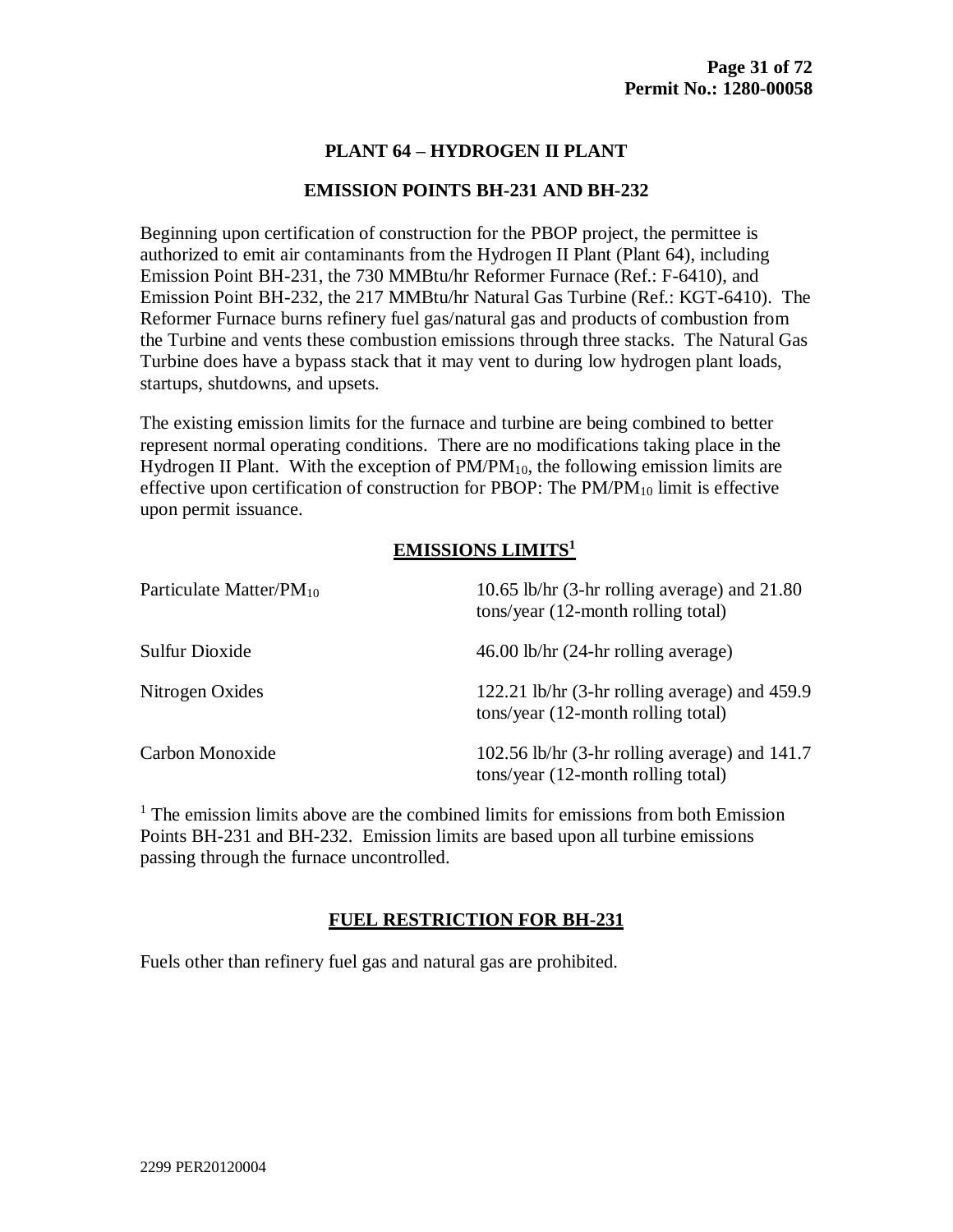# PLANT 64 – HYDROGEN II PLANT

## EMISSION POINTS BH-231 AND BH-232

Beginning upon certification of construction for the PBOP project, the permittee is authorized to emit air contaminants from the Hydrogen II Plant (Plant 64), including Emission Point BH-231, the 730 MMBtu/hr Reformer Furnace (Ref.: F-6410), and Emission Point BH-232, the 217 MMBtu/hr Natural Gas Turbine (Ref.: KGT-6410). The Reformer Furnace burns refinery fuel gas/natural gas and products of combustion from the Turbine and vents these combustion emissions through three stacks. The Natural Gas Turbine does have a bypass stack that it may vent to during low hydrogen plant loads, startups, shutdowns, and upsets.

The existing emission limits for the furnace and turbine are being combined to better represent normal operating conditions. There are no modifications taking place in the Hydrogen II Plant. With the exception of $PM/PM_{10}$, the following emission limits are effective upon certification of construction for PBOP: The $PM/PM_{10}$ limit is effective upon permit issuance.

### EMISSIONS LIMITS[1]

| | |
|---|---|
| Particulate Matter/$PM_{10}$ | 10.65 lb/hr (3-hr rolling average) and 21.80 tons/year (12-month rolling total) |
| Sulfur Dioxide | 46.00 lb/hr (24-hr rolling average) |
| Nitrogen Oxides | 122.21 lb/hr (3-hr rolling average) and 459.9 tons/year (12-month rolling total) |
| Carbon Monoxide | 102.56 lb/hr (3-hr rolling average) and 141.7 tons/year (12-month rolling total) |

[1] The emission limits above are the combined limits for emissions from both Emission Points BH-231 and BH-232. Emission limits are based upon all turbine emissions passing through the furnace uncontrolled.

### FUEL RESTRICTION FOR BH-231

Fuels other than refinery fuel gas and natural gas are prohibited.

2299 PER20120004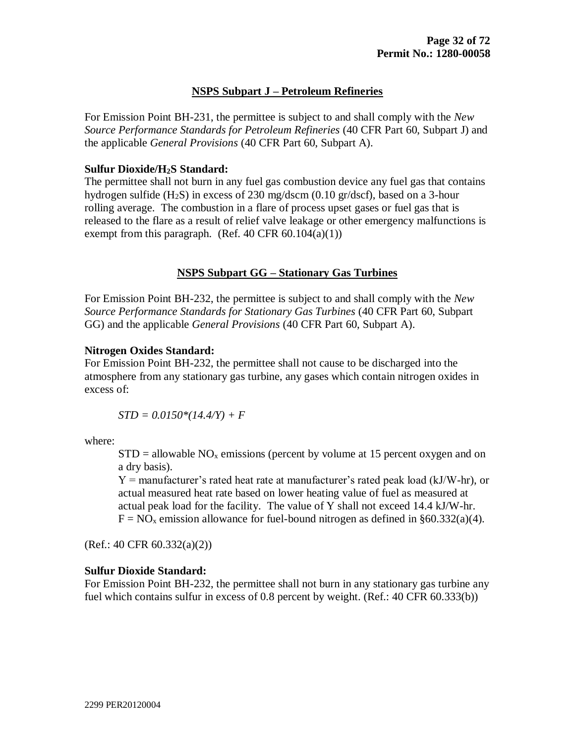## NSPS Subpart J – Petroleum Refineries

For Emission Point BH-231, the permittee is subject to and shall comply with the *New Source Performance Standards for Petroleum Refineries* (40 CFR Part 60, Subpart J) and the applicable *General Provisions* (40 CFR Part 60, Subpart A).

**Sulfur Dioxide/$H_2S$ Standard:**
The permittee shall not burn in any fuel gas combustion device any fuel gas that contains hydrogen sulfide ($H_2S$) in excess of 230 mg/dscm (0.10 gr/dscf), based on a 3-hour rolling average. The combustion in a flare of process upset gases or fuel gas that is released to the flare as a result of relief valve leakage or other emergency malfunctions is exempt from this paragraph. (Ref. 40 CFR 60.104(a)(1))

## NSPS Subpart GG – Stationary Gas Turbines

For Emission Point BH-232, the permittee is subject to and shall comply with the *New Source Performance Standards for Stationary Gas Turbines* (40 CFR Part 60, Subpart GG) and the applicable *General Provisions* (40 CFR Part 60, Subpart A).

**Nitrogen Oxides Standard:**
For Emission Point BH-232, the permittee shall not cause to be discharged into the atmosphere from any stationary gas turbine, any gases which contain nitrogen oxides in excess of:

$$STD = 0.0150*(14.4/Y) + F$$

where:

$STD$ = allowable $NO_x$ emissions (percent by volume at 15 percent oxygen and on a dry basis).
$Y$ = manufacturer's rated heat rate at manufacturer's rated peak load (kJ/W-hr), or actual measured heat rate based on lower heating value of fuel as measured at actual peak load for the facility. The value of Y shall not exceed 14.4 kJ/W-hr.
$F$ = $NO_x$ emission allowance for fuel-bound nitrogen as defined in §60.332(a)(4).

(Ref.: 40 CFR 60.332(a)(2))

**Sulfur Dioxide Standard:**
For Emission Point BH-232, the permittee shall not burn in any stationary gas turbine any fuel which contains sulfur in excess of 0.8 percent by weight. (Ref.: 40 CFR 60.333(b))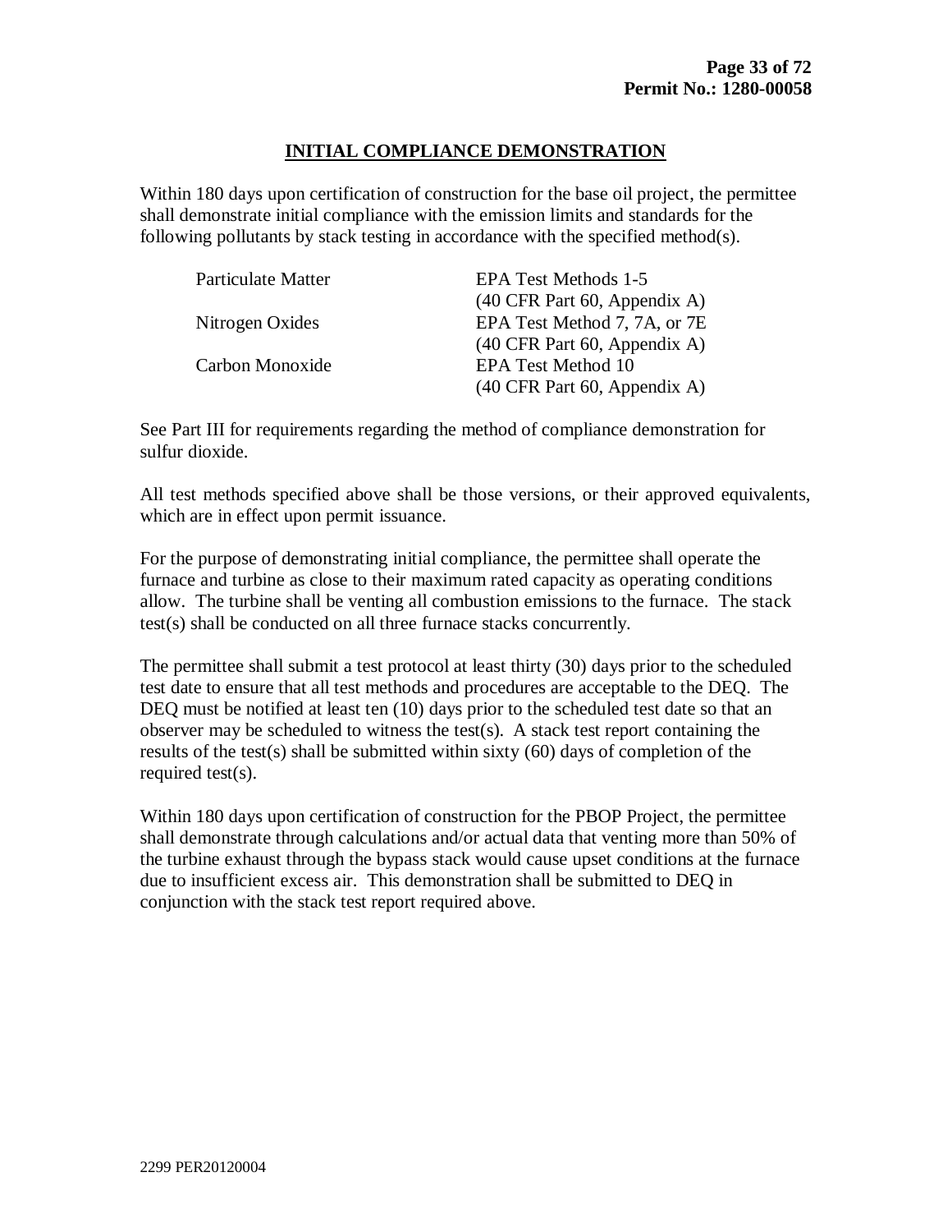## INITIAL COMPLIANCE DEMONSTRATION

Within 180 days upon certification of construction for the base oil project, the permittee shall demonstrate initial compliance with the emission limits and standards for the following pollutants by stack testing in accordance with the specified method(s).

| | |
|---|---|
| Particulate Matter | EPA Test Methods 1-5 (40 CFR Part 60, Appendix A) |
| Nitrogen Oxides | EPA Test Method 7, 7A, or 7E (40 CFR Part 60, Appendix A) |
| Carbon Monoxide | EPA Test Method 10 (40 CFR Part 60, Appendix A) |

See Part III for requirements regarding the method of compliance demonstration for sulfur dioxide.

All test methods specified above shall be those versions, or their approved equivalents, which are in effect upon permit issuance.

For the purpose of demonstrating initial compliance, the permittee shall operate the furnace and turbine as close to their maximum rated capacity as operating conditions allow. The turbine shall be venting all combustion emissions to the furnace. The stack test(s) shall be conducted on all three furnace stacks concurrently.

The permittee shall submit a test protocol at least thirty (30) days prior to the scheduled test date to ensure that all test methods and procedures are acceptable to the DEQ. The DEQ must be notified at least ten (10) days prior to the scheduled test date so that an observer may be scheduled to witness the test(s). A stack test report containing the results of the test(s) shall be submitted within sixty (60) days of completion of the required test(s).

Within 180 days upon certification of construction for the PBOP Project, the permittee shall demonstrate through calculations and/or actual data that venting more than 50% of the turbine exhaust through the bypass stack would cause upset conditions at the furnace due to insufficient excess air. This demonstration shall be submitted to DEQ in conjunction with the stack test report required above.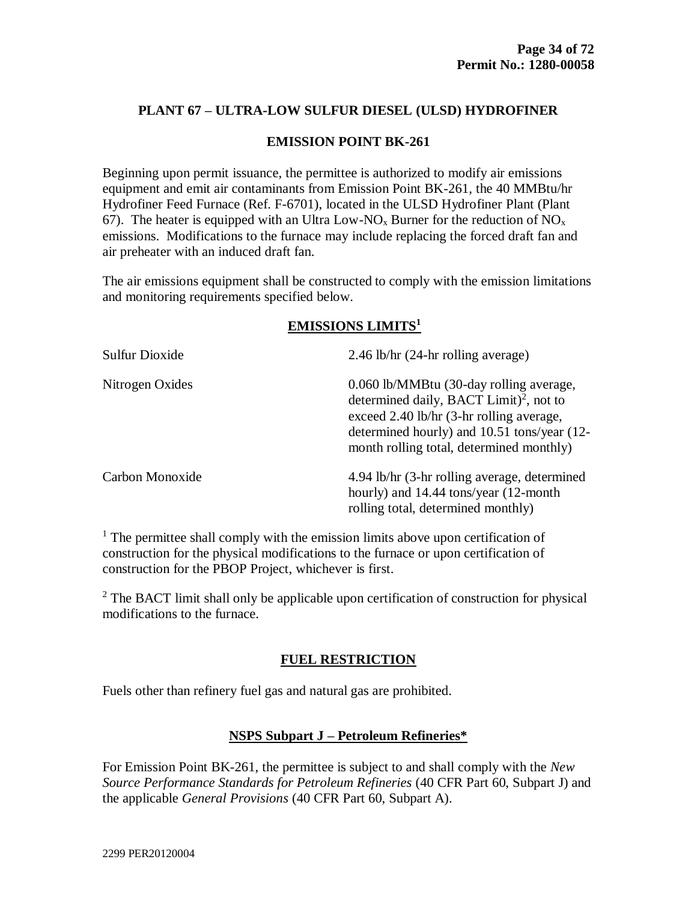## PLANT 67 – ULTRA-LOW SULFUR DIESEL (ULSD) HYDROFINER

### EMISSION POINT BK-261

Beginning upon permit issuance, the permittee is authorized to modify air emissions equipment and emit air contaminants from Emission Point BK-261, the 40 MMBtu/hr Hydrofiner Feed Furnace (Ref. F-6701), located in the ULSD Hydrofiner Plant (Plant 67). The heater is equipped with an Ultra Low-$NO_x$ Burner for the reduction of $NO_x$ emissions. Modifications to the furnace may include replacing the forced draft fan and air preheater with an induced draft fan.

The air emissions equipment shall be constructed to comply with the emission limitations and monitoring requirements specified below.

### EMISSIONS LIMITS[1]

| | |
|---|---|
| Sulfur Dioxide | 2.46 lb/hr (24-hr rolling average) |
| Nitrogen Oxides | 0.060 lb/MMBtu (30-day rolling average, determined daily, BACT Limit)[2], not to exceed 2.40 lb/hr (3-hr rolling average, determined hourly) and 10.51 tons/year (12-month rolling total, determined monthly) |
| Carbon Monoxide | 4.94 lb/hr (3-hr rolling average, determined hourly) and 14.44 tons/year (12-month rolling total, determined monthly) |

[1] The permittee shall comply with the emission limits above upon certification of construction for the physical modifications to the furnace or upon certification of construction for the PBOP Project, whichever is first.

[2] The BACT limit shall only be applicable upon certification of construction for physical modifications to the furnace.

### FUEL RESTRICTION

Fuels other than refinery fuel gas and natural gas are prohibited.

### NSPS Subpart J – Petroleum Refineries*

For Emission Point BK-261, the permittee is subject to and shall comply with the *New Source Performance Standards for Petroleum Refineries* (40 CFR Part 60, Subpart J) and the applicable *General Provisions* (40 CFR Part 60, Subpart A).

2299 PER20120004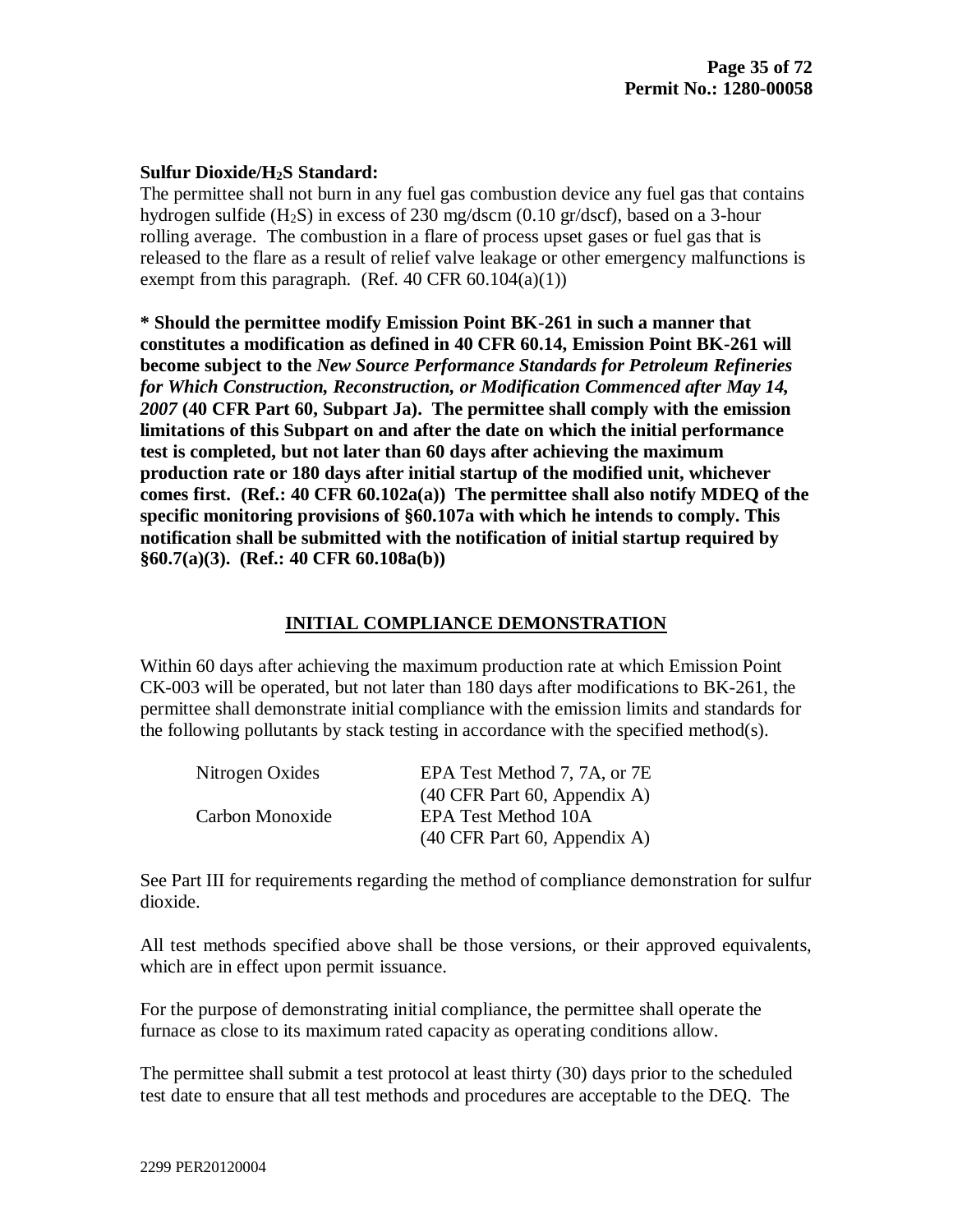**Sulfur Dioxide/$H_2S$ Standard:**
The permittee shall not burn in any fuel gas combustion device any fuel gas that contains hydrogen sulfide ($H_2S$) in excess of 230 mg/dscm (0.10 gr/dscf), based on a 3-hour rolling average. The combustion in a flare of process upset gases or fuel gas that is released to the flare as a result of relief valve leakage or other emergency malfunctions is exempt from this paragraph. (Ref. 40 CFR 60.104(a)(1))

**\* Should the permittee modify Emission Point BK-261 in such a manner that constitutes a modification as defined in 40 CFR 60.14, Emission Point BK-261 will become subject to the *New Source Performance Standards for Petroleum Refineries for Which Construction, Reconstruction, or Modification Commenced after May 14, 2007* (40 CFR Part 60, Subpart Ja). The permittee shall comply with the emission limitations of this Subpart on and after the date on which the initial performance test is completed, but not later than 60 days after achieving the maximum production rate or 180 days after initial startup of the modified unit, whichever comes first. (Ref.: 40 CFR 60.102a(a)) The permittee shall also notify MDEQ of the specific monitoring provisions of §60.107a with which he intends to comply. This notification shall be submitted with the notification of initial startup required by §60.7(a)(3). (Ref.: 40 CFR 60.108a(b))**

## INITIAL COMPLIANCE DEMONSTRATION

Within 60 days after achieving the maximum production rate at which Emission Point CK-003 will be operated, but not later than 180 days after modifications to BK-261, the permittee shall demonstrate initial compliance with the emission limits and standards for the following pollutants by stack testing in accordance with the specified method(s).

| | |
|---|---|
| Nitrogen Oxides | EPA Test Method 7, 7A, or 7E (40 CFR Part 60, Appendix A) |
| Carbon Monoxide | EPA Test Method 10A (40 CFR Part 60, Appendix A) |

See Part III for requirements regarding the method of compliance demonstration for sulfur dioxide.

All test methods specified above shall be those versions, or their approved equivalents, which are in effect upon permit issuance.

For the purpose of demonstrating initial compliance, the permittee shall operate the furnace as close to its maximum rated capacity as operating conditions allow.

The permittee shall submit a test protocol at least thirty (30) days prior to the scheduled test date to ensure that all test methods and procedures are acceptable to the DEQ. The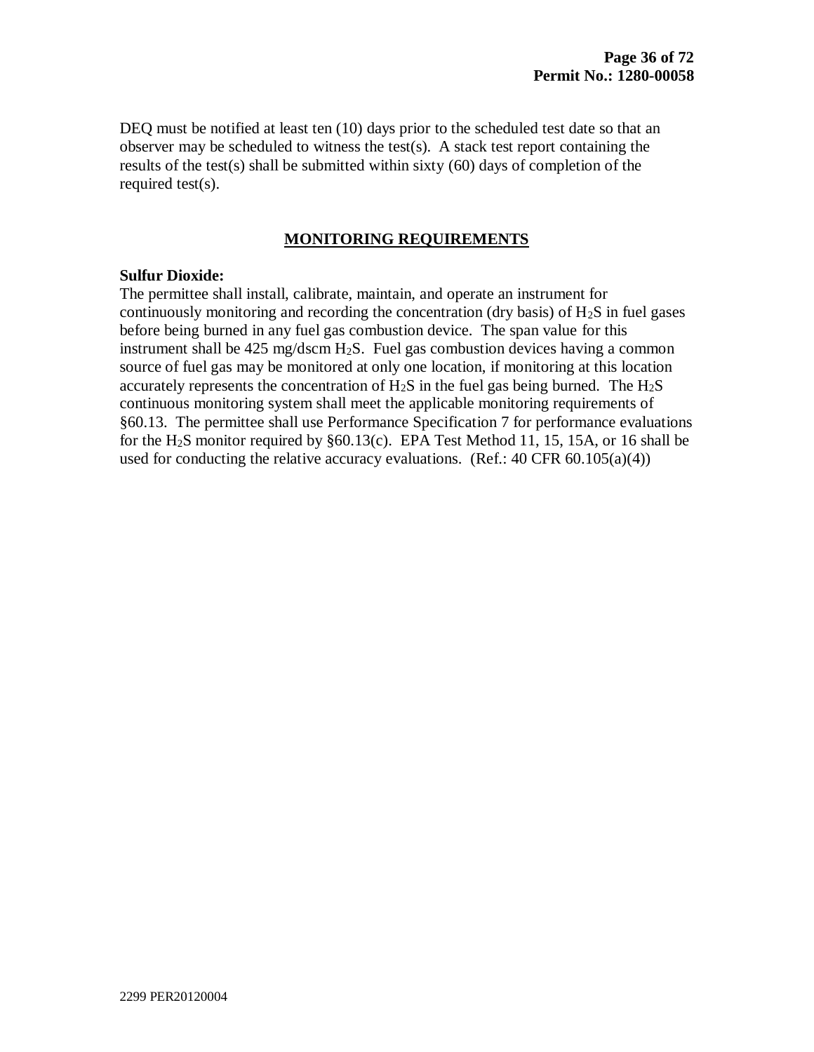DEQ must be notified at least ten (10) days prior to the scheduled test date so that an observer may be scheduled to witness the test(s). A stack test report containing the results of the test(s) shall be submitted within sixty (60) days of completion of the required test(s).

## MONITORING REQUIREMENTS

**Sulfur Dioxide:**
The permittee shall install, calibrate, maintain, and operate an instrument for continuously monitoring and recording the concentration (dry basis) of $H_2S$ in fuel gases before being burned in any fuel gas combustion device. The span value for this instrument shall be 425 mg/dscm $H_2S$. Fuel gas combustion devices having a common source of fuel gas may be monitored at only one location, if monitoring at this location accurately represents the concentration of $H_2S$ in the fuel gas being burned. The $H_2S$ continuous monitoring system shall meet the applicable monitoring requirements of §60.13. The permittee shall use Performance Specification 7 for performance evaluations for the $H_2S$ monitor required by §60.13(c). EPA Test Method 11, 15, 15A, or 16 shall be used for conducting the relative accuracy evaluations. (Ref.: 40 CFR 60.105(a)(4))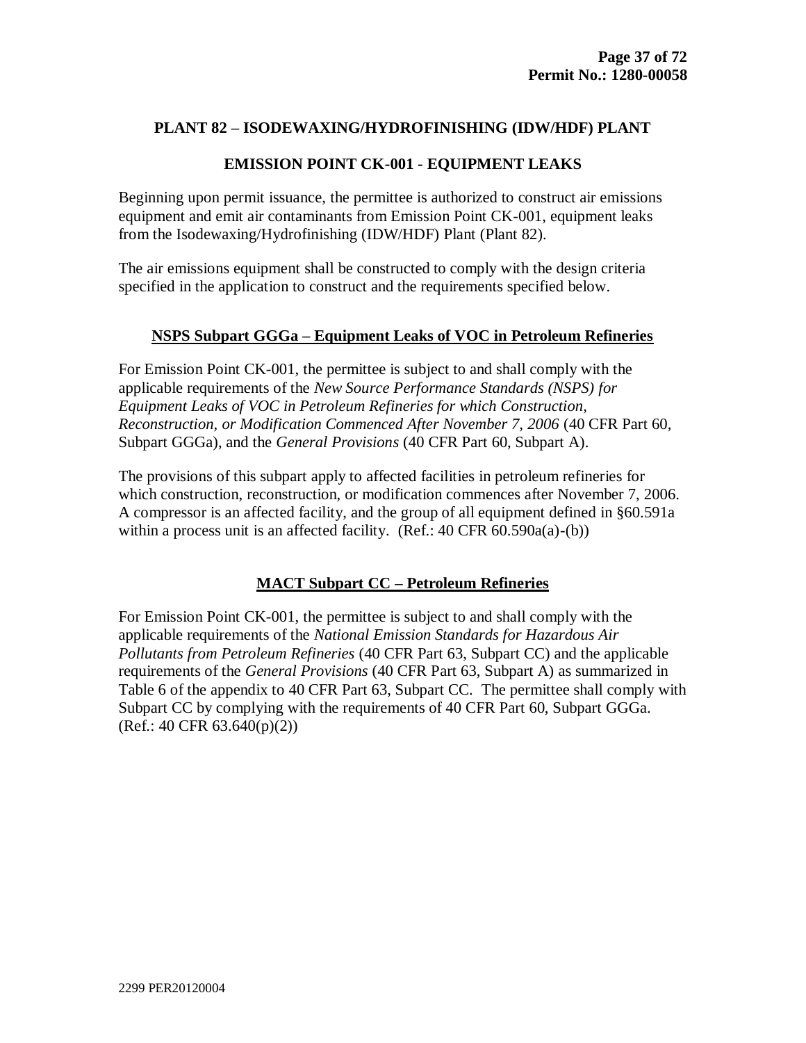## PLANT 82 – ISODEWAXING/HYDROFINISHING (IDW/HDF) PLANT

### EMISSION POINT CK-001 - EQUIPMENT LEAKS

Beginning upon permit issuance, the permittee is authorized to construct air emissions equipment and emit air contaminants from Emission Point CK-001, equipment leaks from the Isodewaxing/Hydrofinishing (IDW/HDF) Plant (Plant 82).

The air emissions equipment shall be constructed to comply with the design criteria specified in the application to construct and the requirements specified below.

#### NSPS Subpart GGGa – Equipment Leaks of VOC in Petroleum Refineries

For Emission Point CK-001, the permittee is subject to and shall comply with the applicable requirements of the *New Source Performance Standards (NSPS) for Equipment Leaks of VOC in Petroleum Refineries for which Construction, Reconstruction, or Modification Commenced After November 7, 2006* (40 CFR Part 60, Subpart GGGa), and the *General Provisions* (40 CFR Part 60, Subpart A).

The provisions of this subpart apply to affected facilities in petroleum refineries for which construction, reconstruction, or modification commences after November 7, 2006. A compressor is an affected facility, and the group of all equipment defined in §60.591a within a process unit is an affected facility. (Ref.: 40 CFR 60.590a(a)-(b))

#### MACT Subpart CC – Petroleum Refineries

For Emission Point CK-001, the permittee is subject to and shall comply with the applicable requirements of the *National Emission Standards for Hazardous Air Pollutants from Petroleum Refineries* (40 CFR Part 63, Subpart CC) and the applicable requirements of the *General Provisions* (40 CFR Part 63, Subpart A) as summarized in Table 6 of the appendix to 40 CFR Part 63, Subpart CC. The permittee shall comply with Subpart CC by complying with the requirements of 40 CFR Part 60, Subpart GGGa. (Ref.: 40 CFR 63.640(p)(2))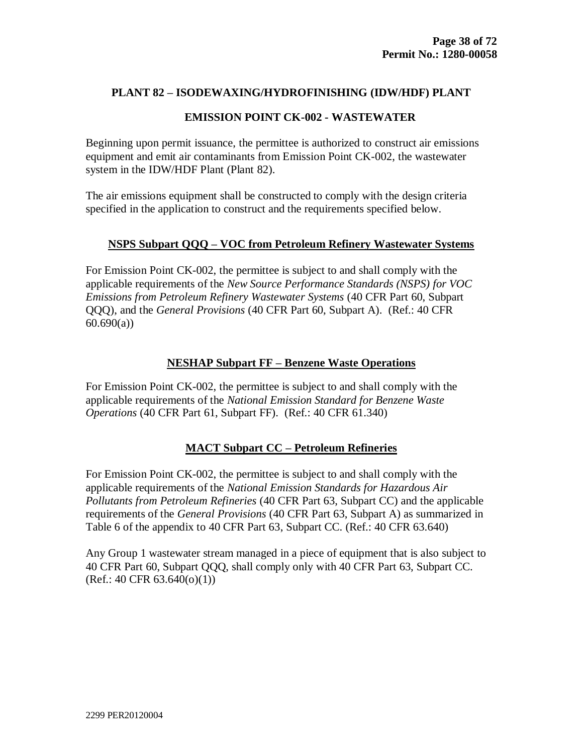## PLANT 82 – ISODEWAXING/HYDROFINISHING (IDW/HDF) PLANT

### EMISSION POINT CK-002 - WASTEWATER

Beginning upon permit issuance, the permittee is authorized to construct air emissions equipment and emit air contaminants from Emission Point CK-002, the wastewater system in the IDW/HDF Plant (Plant 82).

The air emissions equipment shall be constructed to comply with the design criteria specified in the application to construct and the requirements specified below.

### NSPS Subpart QQQ – VOC from Petroleum Refinery Wastewater Systems

For Emission Point CK-002, the permittee is subject to and shall comply with the applicable requirements of the *New Source Performance Standards (NSPS) for VOC Emissions from Petroleum Refinery Wastewater Systems* (40 CFR Part 60, Subpart QQQ), and the *General Provisions* (40 CFR Part 60, Subpart A). (Ref.: 40 CFR 60.690(a))

### NESHAP Subpart FF – Benzene Waste Operations

For Emission Point CK-002, the permittee is subject to and shall comply with the applicable requirements of the *National Emission Standard for Benzene Waste Operations* (40 CFR Part 61, Subpart FF). (Ref.: 40 CFR 61.340)

### MACT Subpart CC – Petroleum Refineries

For Emission Point CK-002, the permittee is subject to and shall comply with the applicable requirements of the *National Emission Standards for Hazardous Air Pollutants from Petroleum Refineries* (40 CFR Part 63, Subpart CC) and the applicable requirements of the *General Provisions* (40 CFR Part 63, Subpart A) as summarized in Table 6 of the appendix to 40 CFR Part 63, Subpart CC. (Ref.: 40 CFR 63.640)

Any Group 1 wastewater stream managed in a piece of equipment that is also subject to 40 CFR Part 60, Subpart QQQ, shall comply only with 40 CFR Part 63, Subpart CC. (Ref.: 40 CFR 63.640(o)(1))

2299 PER20120004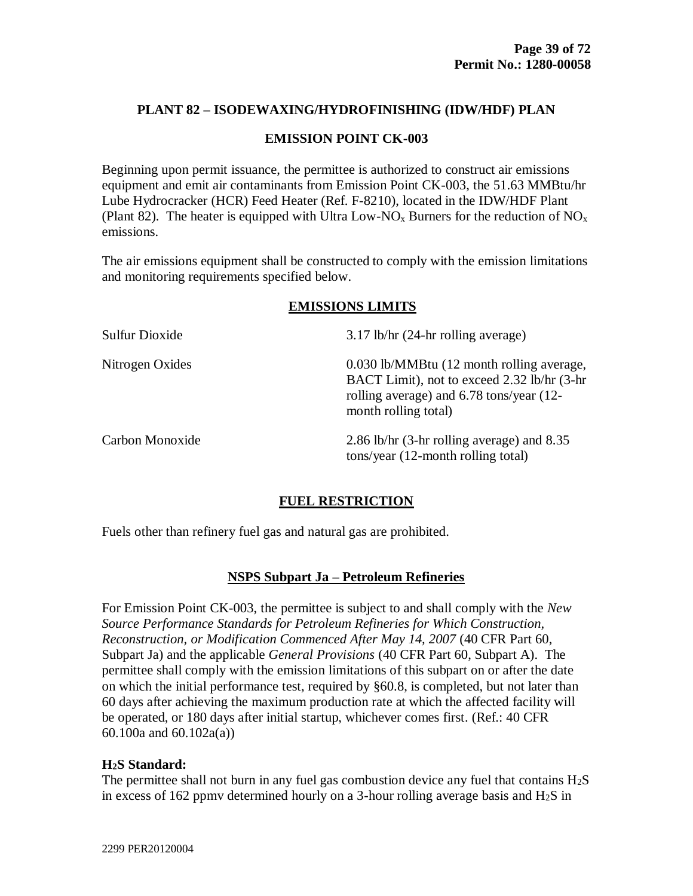## PLANT 82 – ISODEWAXING/HYDROFINISHING (IDW/HDF) PLAN

## EMISSION POINT CK-003

Beginning upon permit issuance, the permittee is authorized to construct air emissions equipment and emit air contaminants from Emission Point CK-003, the 51.63 MMBtu/hr Lube Hydrocracker (HCR) Feed Heater (Ref. F-8210), located in the IDW/HDF Plant (Plant 82). The heater is equipped with Ultra Low-$NO_x$ Burners for the reduction of $NO_x$ emissions.

The air emissions equipment shall be constructed to comply with the emission limitations and monitoring requirements specified below.

### EMISSIONS LIMITS

| | |
|---|---|
| Sulfur Dioxide | 3.17 lb/hr (24-hr rolling average) |
| Nitrogen Oxides | 0.030 lb/MMBtu (12 month rolling average, BACT Limit), not to exceed 2.32 lb/hr (3-hr rolling average) and 6.78 tons/year (12-month rolling total) |
| Carbon Monoxide | 2.86 lb/hr (3-hr rolling average) and 8.35 tons/year (12-month rolling total) |

### FUEL RESTRICTION

Fuels other than refinery fuel gas and natural gas are prohibited.

### NSPS Subpart Ja – Petroleum Refineries

For Emission Point CK-003, the permittee is subject to and shall comply with the *New Source Performance Standards for Petroleum Refineries for Which Construction, Reconstruction, or Modification Commenced After May 14, 2007* (40 CFR Part 60, Subpart Ja) and the applicable *General Provisions* (40 CFR Part 60, Subpart A). The permittee shall comply with the emission limitations of this subpart on or after the date on which the initial performance test, required by §60.8, is completed, but not later than 60 days after achieving the maximum production rate at which the affected facility will be operated, or 180 days after initial startup, whichever comes first. (Ref.: 40 CFR 60.100a and 60.102a(a))

**$H_2S$ Standard:**
The permittee shall not burn in any fuel gas combustion device any fuel that contains $H_2S$ in excess of 162 ppmv determined hourly on a 3-hour rolling average basis and $H_2S$ in

2299 PER20120004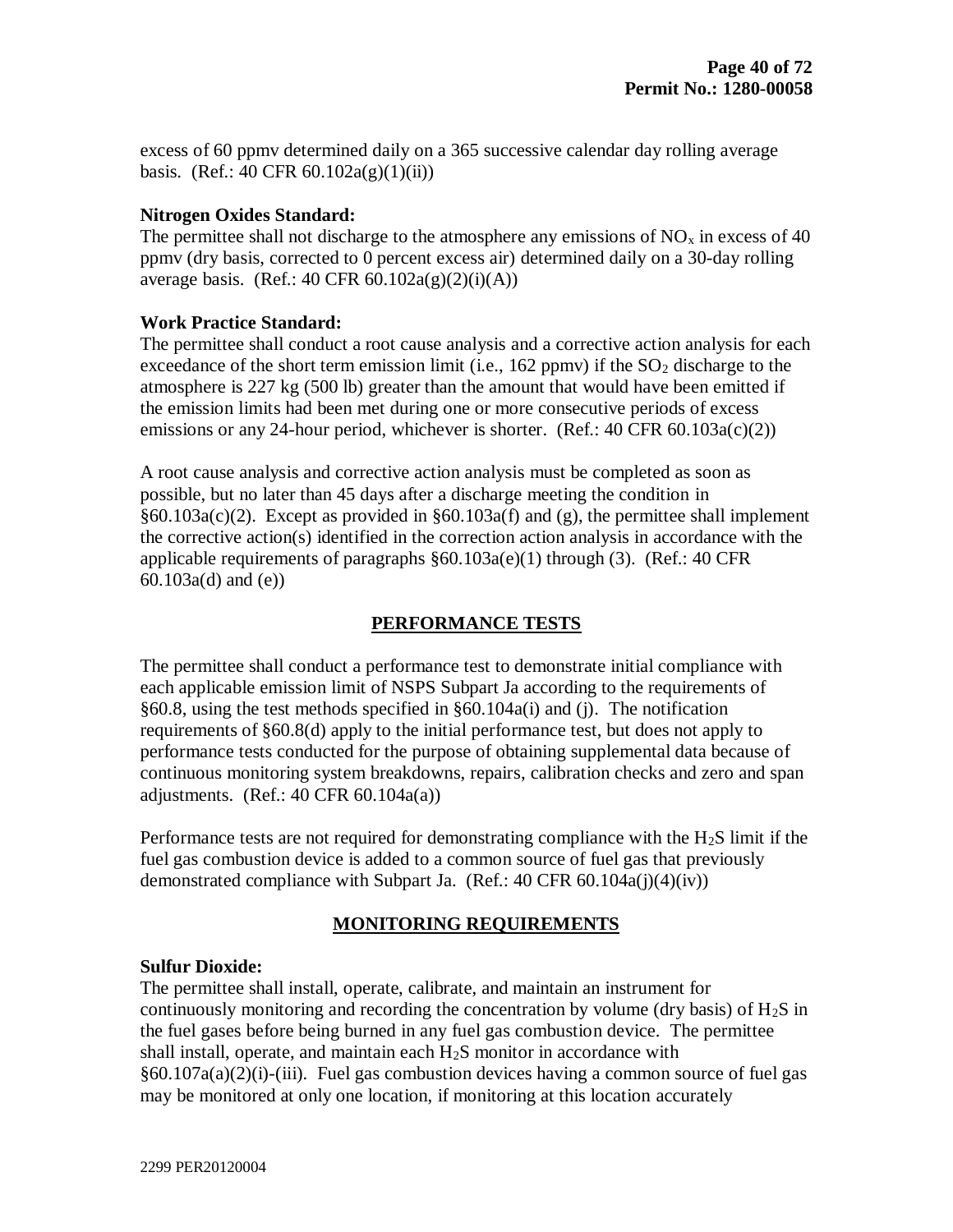excess of 60 ppmv determined daily on a 365 successive calendar day rolling average basis. (Ref.: 40 CFR 60.102a(g)(1)(ii))

**Nitrogen Oxides Standard:**
The permittee shall not discharge to the atmosphere any emissions of $NO_x$ in excess of 40 ppmv (dry basis, corrected to 0 percent excess air) determined daily on a 30-day rolling average basis. (Ref.: 40 CFR 60.102a(g)(2)(i)(A))

**Work Practice Standard:**
The permittee shall conduct a root cause analysis and a corrective action analysis for each exceedance of the short term emission limit (i.e., 162 ppmv) if the $SO_2$ discharge to the atmosphere is 227 kg (500 lb) greater than the amount that would have been emitted if the emission limits had been met during one or more consecutive periods of excess emissions or any 24-hour period, whichever is shorter. (Ref.: 40 CFR 60.103a(c)(2))

A root cause analysis and corrective action analysis must be completed as soon as possible, but no later than 45 days after a discharge meeting the condition in §60.103a(c)(2). Except as provided in §60.103a(f) and (g), the permittee shall implement the corrective action(s) identified in the correction action analysis in accordance with the applicable requirements of paragraphs §60.103a(e)(1) through (3). (Ref.: 40 CFR 60.103a(d) and (e))

## PERFORMANCE TESTS

The permittee shall conduct a performance test to demonstrate initial compliance with each applicable emission limit of NSPS Subpart Ja according to the requirements of §60.8, using the test methods specified in §60.104a(i) and (j). The notification requirements of §60.8(d) apply to the initial performance test, but does not apply to performance tests conducted for the purpose of obtaining supplemental data because of continuous monitoring system breakdowns, repairs, calibration checks and zero and span adjustments. (Ref.: 40 CFR 60.104a(a))

Performance tests are not required for demonstrating compliance with the $H_2S$ limit if the fuel gas combustion device is added to a common source of fuel gas that previously demonstrated compliance with Subpart Ja. (Ref.: 40 CFR 60.104a(j)(4)(iv))

## MONITORING REQUIREMENTS

**Sulfur Dioxide:**
The permittee shall install, operate, calibrate, and maintain an instrument for continuously monitoring and recording the concentration by volume (dry basis) of $H_2S$ in the fuel gases before being burned in any fuel gas combustion device. The permittee shall install, operate, and maintain each $H_2S$ monitor in accordance with §60.107a(a)(2)(i)-(iii). Fuel gas combustion devices having a common source of fuel gas may be monitored at only one location, if monitoring at this location accurately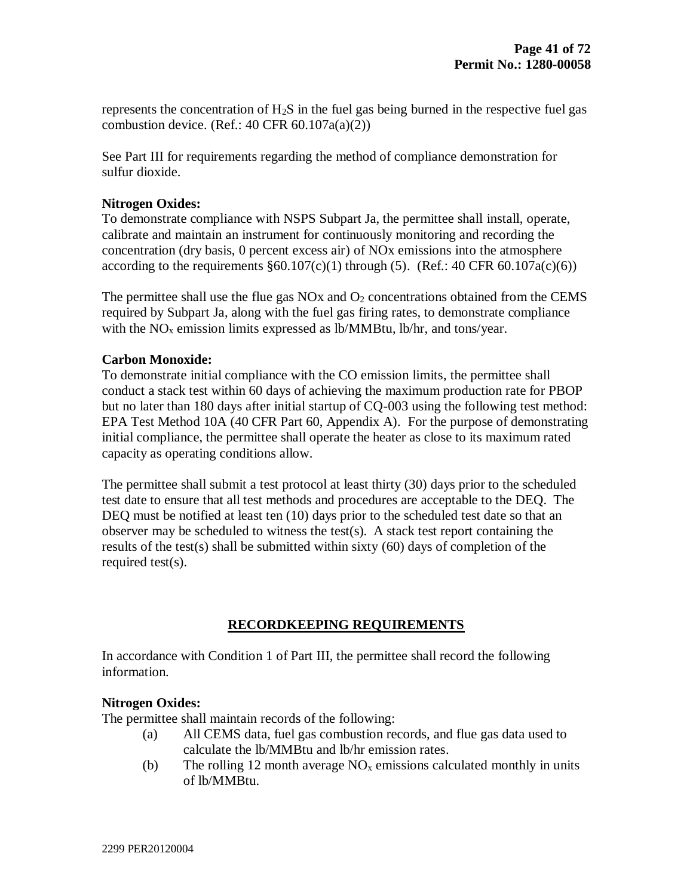represents the concentration of $H_2S$ in the fuel gas being burned in the respective fuel gas combustion device. (Ref.: 40 CFR 60.107a(a)(2))

See Part III for requirements regarding the method of compliance demonstration for sulfur dioxide.

**Nitrogen Oxides:**
To demonstrate compliance with NSPS Subpart Ja, the permittee shall install, operate, calibrate and maintain an instrument for continuously monitoring and recording the concentration (dry basis, 0 percent excess air) of NOx emissions into the atmosphere according to the requirements §60.107(c)(1) through (5). (Ref.: 40 CFR 60.107a(c)(6))

The permittee shall use the flue gas NOx and $O_2$ concentrations obtained from the CEMS required by Subpart Ja, along with the fuel gas firing rates, to demonstrate compliance with the $NO_x$ emission limits expressed as lb/MMBtu, lb/hr, and tons/year.

**Carbon Monoxide:**
To demonstrate initial compliance with the CO emission limits, the permittee shall conduct a stack test within 60 days of achieving the maximum production rate for PBOP but no later than 180 days after initial startup of CQ-003 using the following test method: EPA Test Method 10A (40 CFR Part 60, Appendix A). For the purpose of demonstrating initial compliance, the permittee shall operate the heater as close to its maximum rated capacity as operating conditions allow.

The permittee shall submit a test protocol at least thirty (30) days prior to the scheduled test date to ensure that all test methods and procedures are acceptable to the DEQ. The DEQ must be notified at least ten (10) days prior to the scheduled test date so that an observer may be scheduled to witness the test(s). A stack test report containing the results of the test(s) shall be submitted within sixty (60) days of completion of the required test(s).

## RECORDKEEPING REQUIREMENTS

In accordance with Condition 1 of Part III, the permittee shall record the following information.

**Nitrogen Oxides:**
The permittee shall maintain records of the following:

- (a) All CEMS data, fuel gas combustion records, and flue gas data used to calculate the lb/MMBtu and lb/hr emission rates.
- (b) The rolling 12 month average $NO_x$ emissions calculated monthly in units of lb/MMBtu.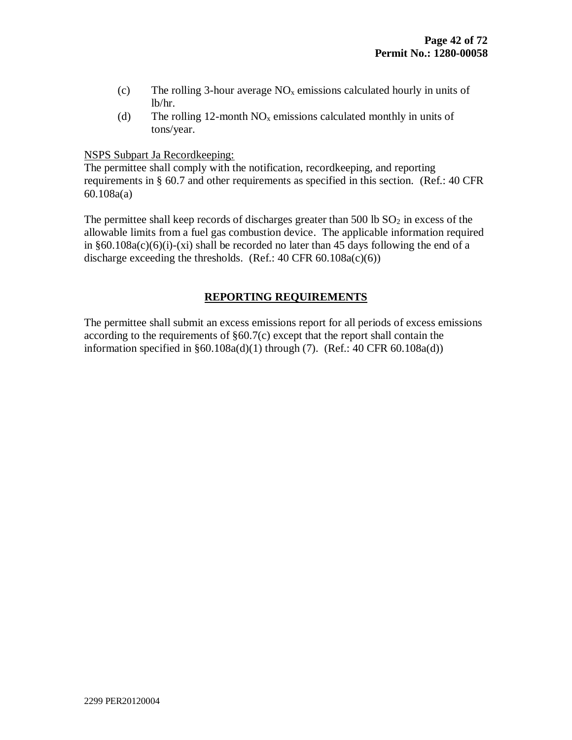(c) The rolling 3-hour average $NO_x$ emissions calculated hourly in units of lb/hr.

(d) The rolling 12-month $NO_x$ emissions calculated monthly in units of tons/year.

<u>NSPS Subpart Ja Recordkeeping:</u>

The permittee shall comply with the notification, recordkeeping, and reporting requirements in § 60.7 and other requirements as specified in this section. (Ref.: 40 CFR 60.108a(a)

The permittee shall keep records of discharges greater than 500 lb $SO_2$ in excess of the allowable limits from a fuel gas combustion device. The applicable information required in §60.108a(c)(6)(i)-(xi) shall be recorded no later than 45 days following the end of a discharge exceeding the thresholds. (Ref.: 40 CFR 60.108a(c)(6))

## REPORTING REQUIREMENTS

The permittee shall submit an excess emissions report for all periods of excess emissions according to the requirements of §60.7(c) except that the report shall contain the information specified in §60.108a(d)(1) through (7). (Ref.: 40 CFR 60.108a(d))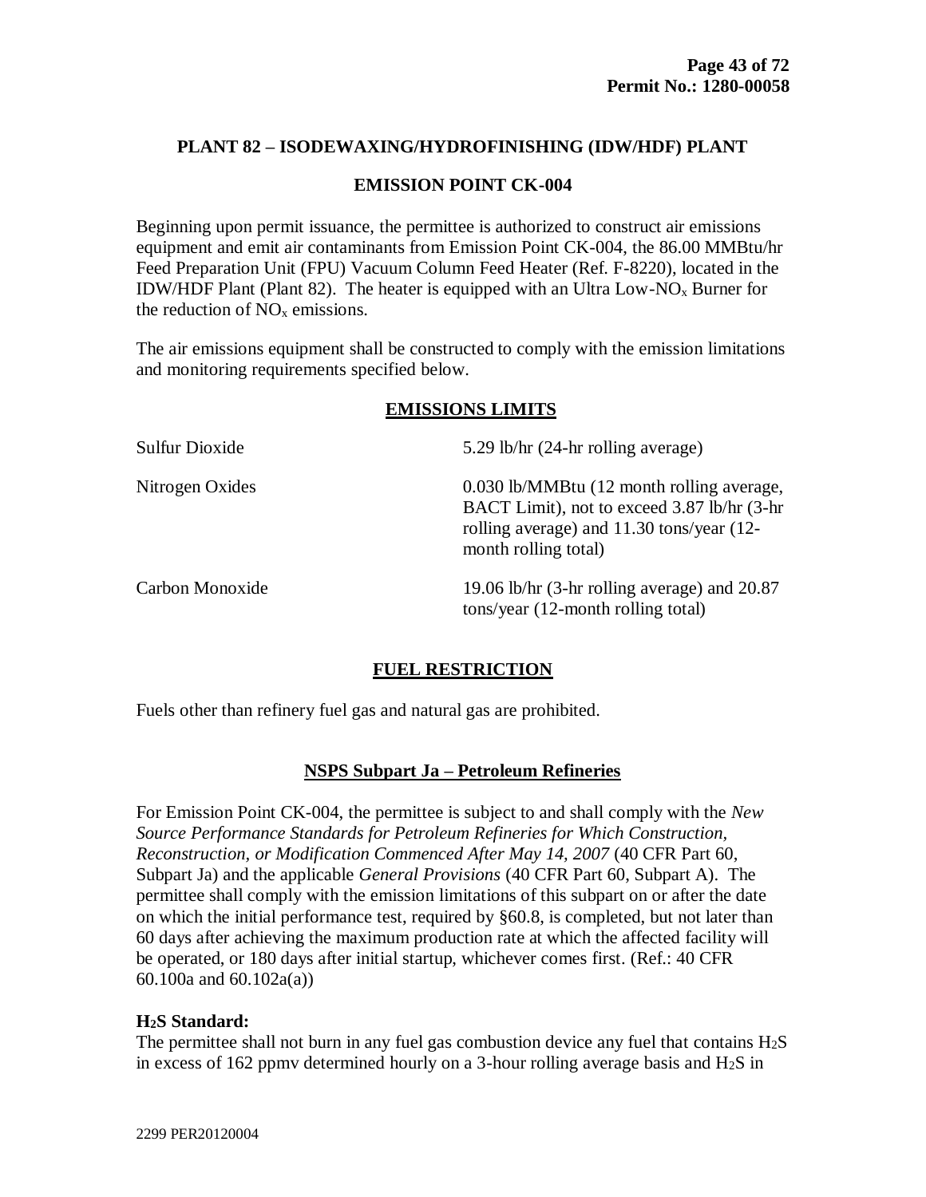## PLANT 82 – ISODEWAXING/HYDROFINISHING (IDW/HDF) PLANT

### EMISSION POINT CK-004

Beginning upon permit issuance, the permittee is authorized to construct air emissions equipment and emit air contaminants from Emission Point CK-004, the 86.00 MMBtu/hr Feed Preparation Unit (FPU) Vacuum Column Feed Heater (Ref. F-8220), located in the IDW/HDF Plant (Plant 82). The heater is equipped with an Ultra Low-$NO_x$ Burner for the reduction of $NO_x$ emissions.

The air emissions equipment shall be constructed to comply with the emission limitations and monitoring requirements specified below.

### EMISSIONS LIMITS

| | |
|---|---|
| Sulfur Dioxide | 5.29 lb/hr (24-hr rolling average) |
| Nitrogen Oxides | 0.030 lb/MMBtu (12 month rolling average, BACT Limit), not to exceed 3.87 lb/hr (3-hr rolling average) and 11.30 tons/year (12-month rolling total) |
| Carbon Monoxide | 19.06 lb/hr (3-hr rolling average) and 20.87 tons/year (12-month rolling total) |

### FUEL RESTRICTION

Fuels other than refinery fuel gas and natural gas are prohibited.

### NSPS Subpart Ja – Petroleum Refineries

For Emission Point CK-004, the permittee is subject to and shall comply with the *New Source Performance Standards for Petroleum Refineries for Which Construction, Reconstruction, or Modification Commenced After May 14, 2007* (40 CFR Part 60, Subpart Ja) and the applicable *General Provisions* (40 CFR Part 60, Subpart A). The permittee shall comply with the emission limitations of this subpart on or after the date on which the initial performance test, required by §60.8, is completed, but not later than 60 days after achieving the maximum production rate at which the affected facility will be operated, or 180 days after initial startup, whichever comes first. (Ref.: 40 CFR 60.100a and 60.102a(a))

**$H_2S$ Standard:**
The permittee shall not burn in any fuel gas combustion device any fuel that contains $H_2S$ in excess of 162 ppmv determined hourly on a 3-hour rolling average basis and $H_2S$ in

2299 PER20120004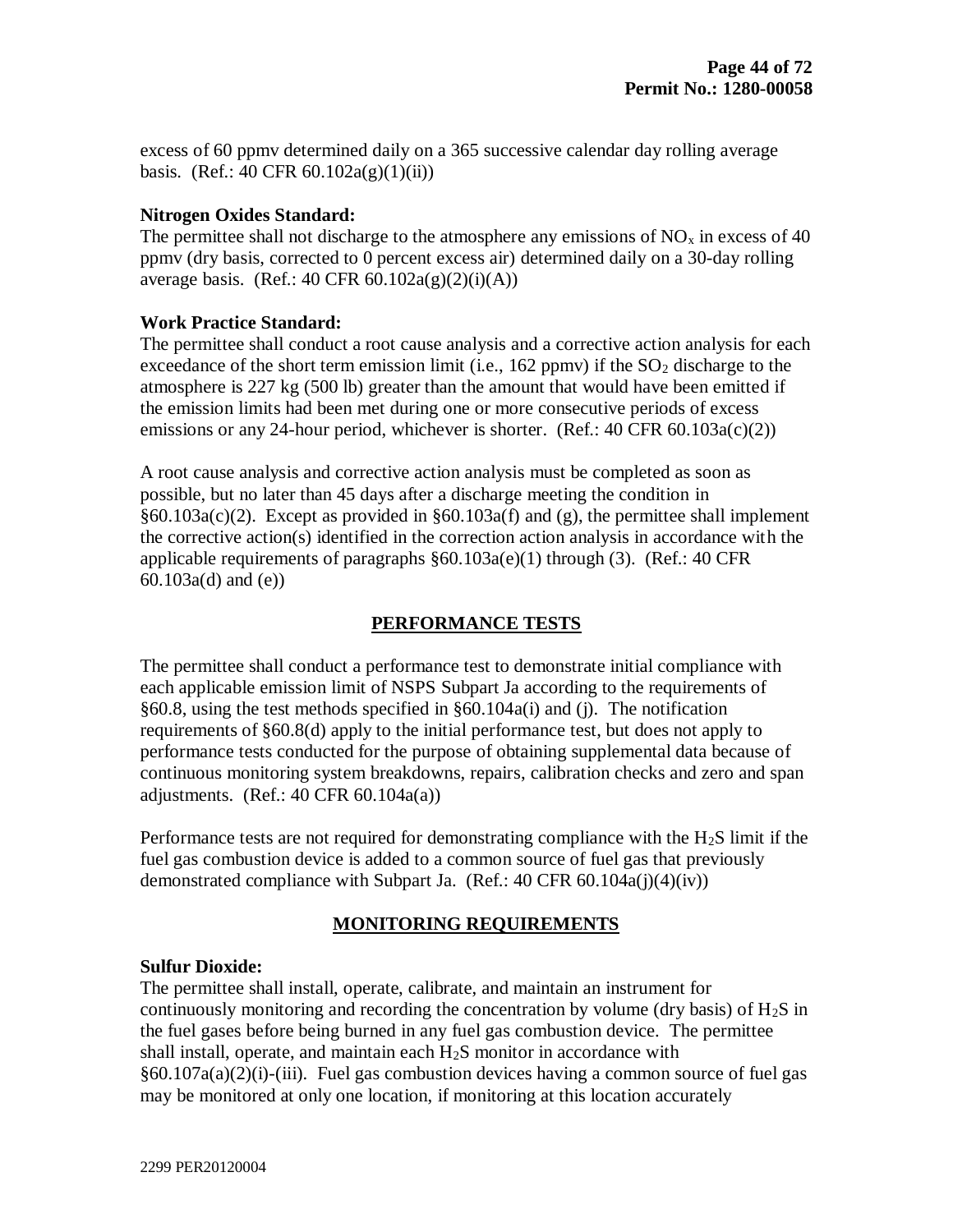excess of 60 ppmv determined daily on a 365 successive calendar day rolling average basis. (Ref.: 40 CFR 60.102a(g)(1)(ii))

**Nitrogen Oxides Standard:**
The permittee shall not discharge to the atmosphere any emissions of $NO_x$ in excess of 40 ppmv (dry basis, corrected to 0 percent excess air) determined daily on a 30-day rolling average basis. (Ref.: 40 CFR 60.102a(g)(2)(i)(A))

**Work Practice Standard:**
The permittee shall conduct a root cause analysis and a corrective action analysis for each exceedance of the short term emission limit (i.e., 162 ppmv) if the $SO_2$ discharge to the atmosphere is 227 kg (500 lb) greater than the amount that would have been emitted if the emission limits had been met during one or more consecutive periods of excess emissions or any 24-hour period, whichever is shorter. (Ref.: 40 CFR 60.103a(c)(2))

A root cause analysis and corrective action analysis must be completed as soon as possible, but no later than 45 days after a discharge meeting the condition in §60.103a(c)(2). Except as provided in §60.103a(f) and (g), the permittee shall implement the corrective action(s) identified in the correction action analysis in accordance with the applicable requirements of paragraphs §60.103a(e)(1) through (3). (Ref.: 40 CFR 60.103a(d) and (e))

## PERFORMANCE TESTS

The permittee shall conduct a performance test to demonstrate initial compliance with each applicable emission limit of NSPS Subpart Ja according to the requirements of §60.8, using the test methods specified in §60.104a(i) and (j). The notification requirements of §60.8(d) apply to the initial performance test, but does not apply to performance tests conducted for the purpose of obtaining supplemental data because of continuous monitoring system breakdowns, repairs, calibration checks and zero and span adjustments. (Ref.: 40 CFR 60.104a(a))

Performance tests are not required for demonstrating compliance with the $H_2S$ limit if the fuel gas combustion device is added to a common source of fuel gas that previously demonstrated compliance with Subpart Ja. (Ref.: 40 CFR 60.104a(j)(4)(iv))

## MONITORING REQUIREMENTS

**Sulfur Dioxide:**
The permittee shall install, operate, calibrate, and maintain an instrument for continuously monitoring and recording the concentration by volume (dry basis) of $H_2S$ in the fuel gases before being burned in any fuel gas combustion device. The permittee shall install, operate, and maintain each $H_2S$ monitor in accordance with §60.107a(a)(2)(i)-(iii). Fuel gas combustion devices having a common source of fuel gas may be monitored at only one location, if monitoring at this location accurately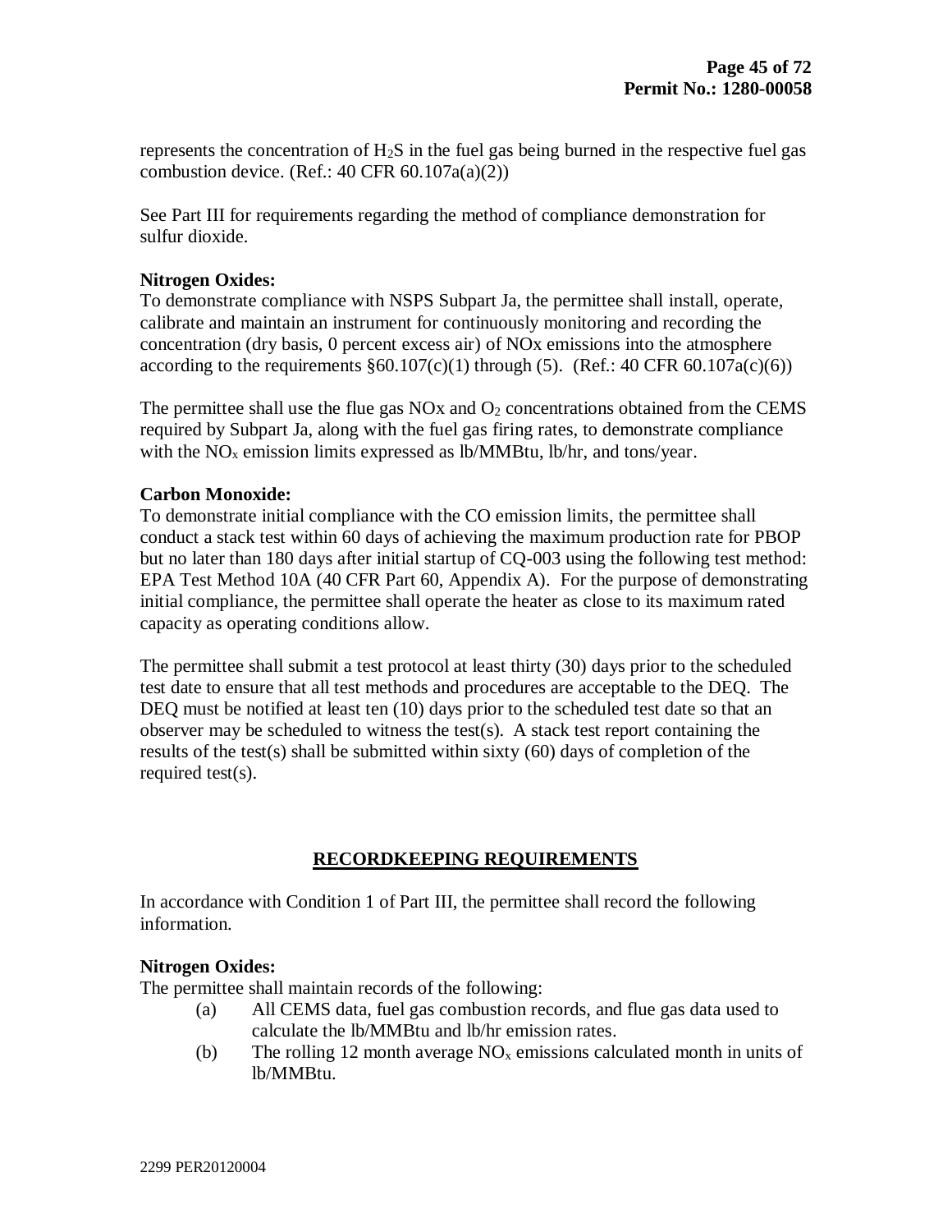represents the concentration of $H_2S$ in the fuel gas being burned in the respective fuel gas combustion device. (Ref.: 40 CFR 60.107a(a)(2))

See Part III for requirements regarding the method of compliance demonstration for sulfur dioxide.

**Nitrogen Oxides:**
To demonstrate compliance with NSPS Subpart Ja, the permittee shall install, operate, calibrate and maintain an instrument for continuously monitoring and recording the concentration (dry basis, 0 percent excess air) of NOx emissions into the atmosphere according to the requirements §60.107(c)(1) through (5). (Ref.: 40 CFR 60.107a(c)(6))

The permittee shall use the flue gas NOx and $O_2$ concentrations obtained from the CEMS required by Subpart Ja, along with the fuel gas firing rates, to demonstrate compliance with the $NO_x$ emission limits expressed as lb/MMBtu, lb/hr, and tons/year.

**Carbon Monoxide:**
To demonstrate initial compliance with the CO emission limits, the permittee shall conduct a stack test within 60 days of achieving the maximum production rate for PBOP but no later than 180 days after initial startup of CQ-003 using the following test method: EPA Test Method 10A (40 CFR Part 60, Appendix A). For the purpose of demonstrating initial compliance, the permittee shall operate the heater as close to its maximum rated capacity as operating conditions allow.

The permittee shall submit a test protocol at least thirty (30) days prior to the scheduled test date to ensure that all test methods and procedures are acceptable to the DEQ. The DEQ must be notified at least ten (10) days prior to the scheduled test date so that an observer may be scheduled to witness the test(s). A stack test report containing the results of the test(s) shall be submitted within sixty (60) days of completion of the required test(s).

## RECORDKEEPING REQUIREMENTS

In accordance with Condition 1 of Part III, the permittee shall record the following information.

**Nitrogen Oxides:**
The permittee shall maintain records of the following:

(a) All CEMS data, fuel gas combustion records, and flue gas data used to calculate the lb/MMBtu and lb/hr emission rates.

(b) The rolling 12 month average $NO_x$ emissions calculated month in units of lb/MMBtu.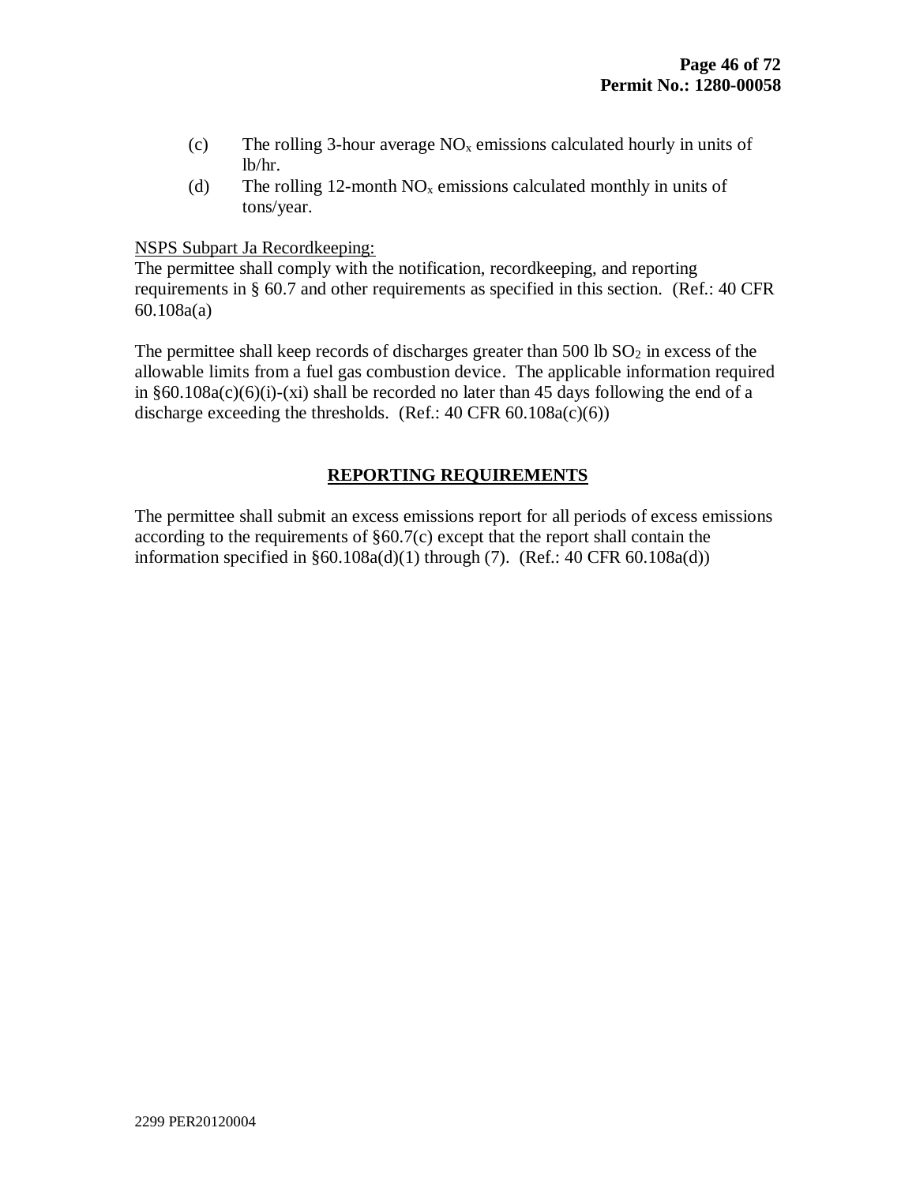(c) The rolling 3-hour average $NO_x$ emissions calculated hourly in units of lb/hr.

(d) The rolling 12-month $NO_x$ emissions calculated monthly in units of tons/year.

<u>NSPS Subpart Ja Recordkeeping:</u>
The permittee shall comply with the notification, recordkeeping, and reporting requirements in § 60.7 and other requirements as specified in this section. (Ref.: 40 CFR 60.108a(a)

The permittee shall keep records of discharges greater than 500 lb $SO_2$ in excess of the allowable limits from a fuel gas combustion device. The applicable information required in §60.108a(c)(6)(i)-(xi) shall be recorded no later than 45 days following the end of a discharge exceeding the thresholds. (Ref.: 40 CFR 60.108a(c)(6))

## REPORTING REQUIREMENTS

The permittee shall submit an excess emissions report for all periods of excess emissions according to the requirements of §60.7(c) except that the report shall contain the information specified in §60.108a(d)(1) through (7). (Ref.: 40 CFR 60.108a(d))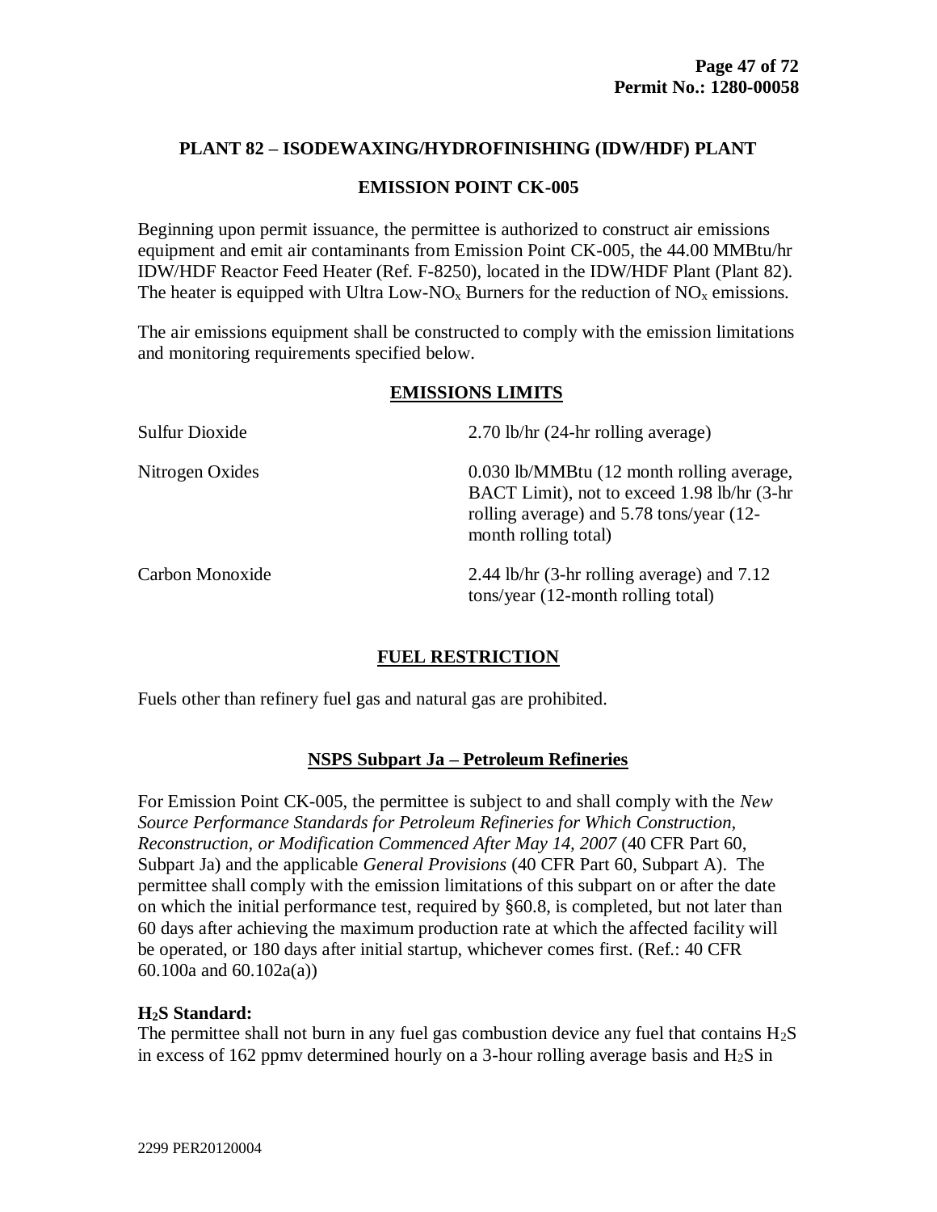## PLANT 82 – ISODEWAXING/HYDROFINISHING (IDW/HDF) PLANT

### EMISSION POINT CK-005

Beginning upon permit issuance, the permittee is authorized to construct air emissions equipment and emit air contaminants from Emission Point CK-005, the 44.00 MMBtu/hr IDW/HDF Reactor Feed Heater (Ref. F-8250), located in the IDW/HDF Plant (Plant 82). The heater is equipped with Ultra Low-$NO_x$ Burners for the reduction of $NO_x$ emissions.

The air emissions equipment shall be constructed to comply with the emission limitations and monitoring requirements specified below.

### EMISSIONS LIMITS

| | |
|---|---|
| Sulfur Dioxide | 2.70 lb/hr (24-hr rolling average) |
| Nitrogen Oxides | 0.030 lb/MMBtu (12 month rolling average, BACT Limit), not to exceed 1.98 lb/hr (3-hr rolling average) and 5.78 tons/year (12-month rolling total) |
| Carbon Monoxide | 2.44 lb/hr (3-hr rolling average) and 7.12 tons/year (12-month rolling total) |

### FUEL RESTRICTION

Fuels other than refinery fuel gas and natural gas are prohibited.

### NSPS Subpart Ja – Petroleum Refineries

For Emission Point CK-005, the permittee is subject to and shall comply with the *New Source Performance Standards for Petroleum Refineries for Which Construction, Reconstruction, or Modification Commenced After May 14, 2007* (40 CFR Part 60, Subpart Ja) and the applicable *General Provisions* (40 CFR Part 60, Subpart A). The permittee shall comply with the emission limitations of this subpart on or after the date on which the initial performance test, required by §60.8, is completed, but not later than 60 days after achieving the maximum production rate at which the affected facility will be operated, or 180 days after initial startup, whichever comes first. (Ref.: 40 CFR 60.100a and 60.102a(a))

**$H_2S$ Standard:**
The permittee shall not burn in any fuel gas combustion device any fuel that contains $H_2S$ in excess of 162 ppmv determined hourly on a 3-hour rolling average basis and $H_2S$ in

2299 PER20120004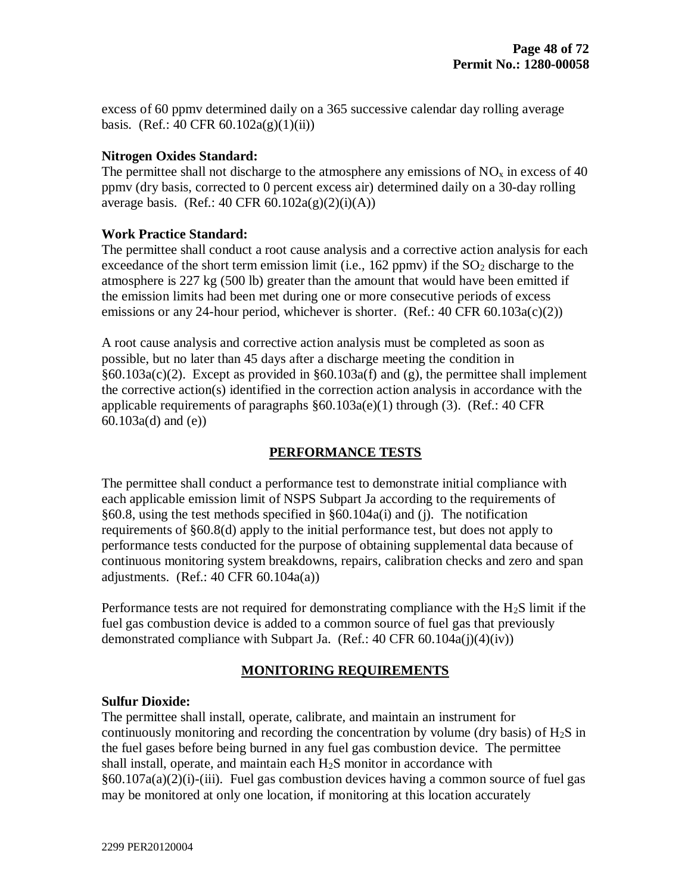excess of 60 ppmv determined daily on a 365 successive calendar day rolling average basis. (Ref.: 40 CFR 60.102a(g)(1)(ii))

**Nitrogen Oxides Standard:**
The permittee shall not discharge to the atmosphere any emissions of $NO_x$ in excess of 40 ppmv (dry basis, corrected to 0 percent excess air) determined daily on a 30-day rolling average basis. (Ref.: 40 CFR 60.102a(g)(2)(i)(A))

**Work Practice Standard:**
The permittee shall conduct a root cause analysis and a corrective action analysis for each exceedance of the short term emission limit (i.e., 162 ppmv) if the $SO_2$ discharge to the atmosphere is 227 kg (500 lb) greater than the amount that would have been emitted if the emission limits had been met during one or more consecutive periods of excess emissions or any 24-hour period, whichever is shorter. (Ref.: 40 CFR 60.103a(c)(2))

A root cause analysis and corrective action analysis must be completed as soon as possible, but no later than 45 days after a discharge meeting the condition in §60.103a(c)(2). Except as provided in §60.103a(f) and (g), the permittee shall implement the corrective action(s) identified in the correction action analysis in accordance with the applicable requirements of paragraphs §60.103a(e)(1) through (3). (Ref.: 40 CFR 60.103a(d) and (e))

## PERFORMANCE TESTS

The permittee shall conduct a performance test to demonstrate initial compliance with each applicable emission limit of NSPS Subpart Ja according to the requirements of §60.8, using the test methods specified in §60.104a(i) and (j). The notification requirements of §60.8(d) apply to the initial performance test, but does not apply to performance tests conducted for the purpose of obtaining supplemental data because of continuous monitoring system breakdowns, repairs, calibration checks and zero and span adjustments. (Ref.: 40 CFR 60.104a(a))

Performance tests are not required for demonstrating compliance with the $H_2S$ limit if the fuel gas combustion device is added to a common source of fuel gas that previously demonstrated compliance with Subpart Ja. (Ref.: 40 CFR 60.104a(j)(4)(iv))

## MONITORING REQUIREMENTS

**Sulfur Dioxide:**
The permittee shall install, operate, calibrate, and maintain an instrument for continuously monitoring and recording the concentration by volume (dry basis) of $H_2S$ in the fuel gases before being burned in any fuel gas combustion device. The permittee shall install, operate, and maintain each $H_2S$ monitor in accordance with §60.107a(a)(2)(i)-(iii). Fuel gas combustion devices having a common source of fuel gas may be monitored at only one location, if monitoring at this location accurately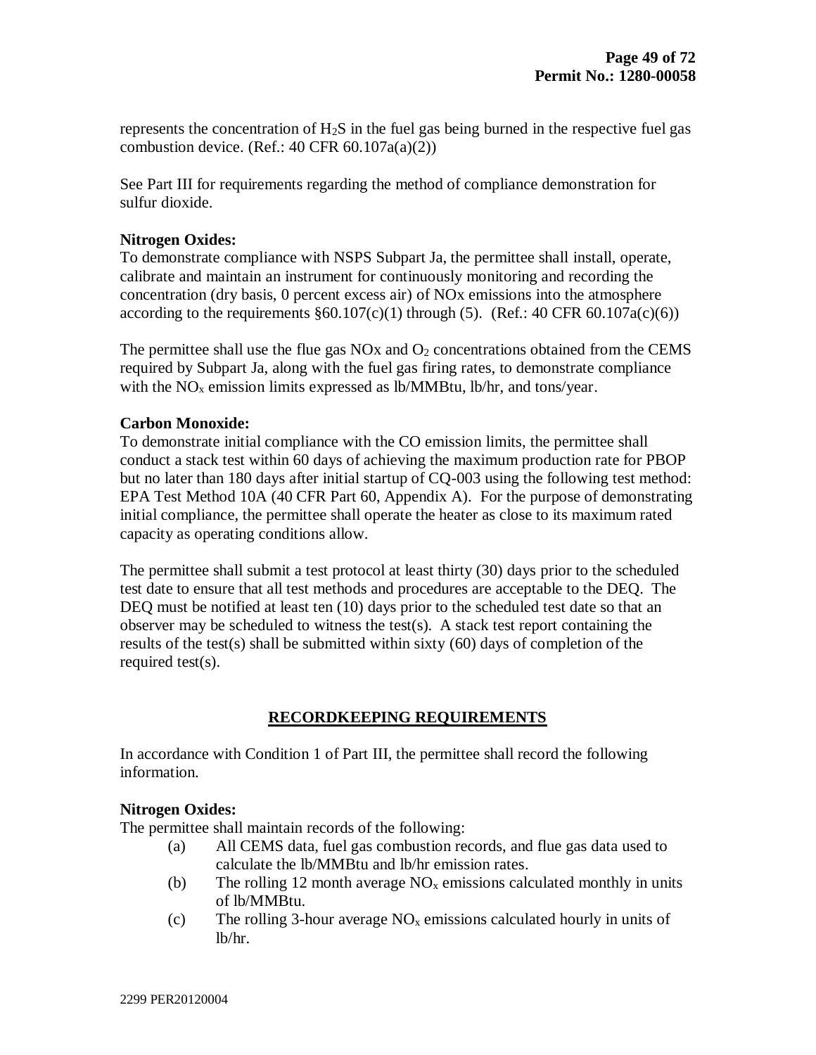represents the concentration of $H_2S$ in the fuel gas being burned in the respective fuel gas combustion device. (Ref.: 40 CFR 60.107a(a)(2))

See Part III for requirements regarding the method of compliance demonstration for sulfur dioxide.

**Nitrogen Oxides:**
To demonstrate compliance with NSPS Subpart Ja, the permittee shall install, operate, calibrate and maintain an instrument for continuously monitoring and recording the concentration (dry basis, 0 percent excess air) of NOx emissions into the atmosphere according to the requirements §60.107(c)(1) through (5). (Ref.: 40 CFR 60.107a(c)(6))

The permittee shall use the flue gas NOx and $O_2$ concentrations obtained from the CEMS required by Subpart Ja, along with the fuel gas firing rates, to demonstrate compliance with the $NO_x$ emission limits expressed as lb/MMBtu, lb/hr, and tons/year.

**Carbon Monoxide:**
To demonstrate initial compliance with the CO emission limits, the permittee shall conduct a stack test within 60 days of achieving the maximum production rate for PBOP but no later than 180 days after initial startup of CQ-003 using the following test method: EPA Test Method 10A (40 CFR Part 60, Appendix A). For the purpose of demonstrating initial compliance, the permittee shall operate the heater as close to its maximum rated capacity as operating conditions allow.

The permittee shall submit a test protocol at least thirty (30) days prior to the scheduled test date to ensure that all test methods and procedures are acceptable to the DEQ. The DEQ must be notified at least ten (10) days prior to the scheduled test date so that an observer may be scheduled to witness the test(s). A stack test report containing the results of the test(s) shall be submitted within sixty (60) days of completion of the required test(s).

## RECORDKEEPING REQUIREMENTS

In accordance with Condition 1 of Part III, the permittee shall record the following information.

**Nitrogen Oxides:**
The permittee shall maintain records of the following:

(a) All CEMS data, fuel gas combustion records, and flue gas data used to calculate the lb/MMBtu and lb/hr emission rates.

(b) The rolling 12 month average $NO_x$ emissions calculated monthly in units of lb/MMBtu.

(c) The rolling 3-hour average $NO_x$ emissions calculated hourly in units of lb/hr.

2299 PER20120004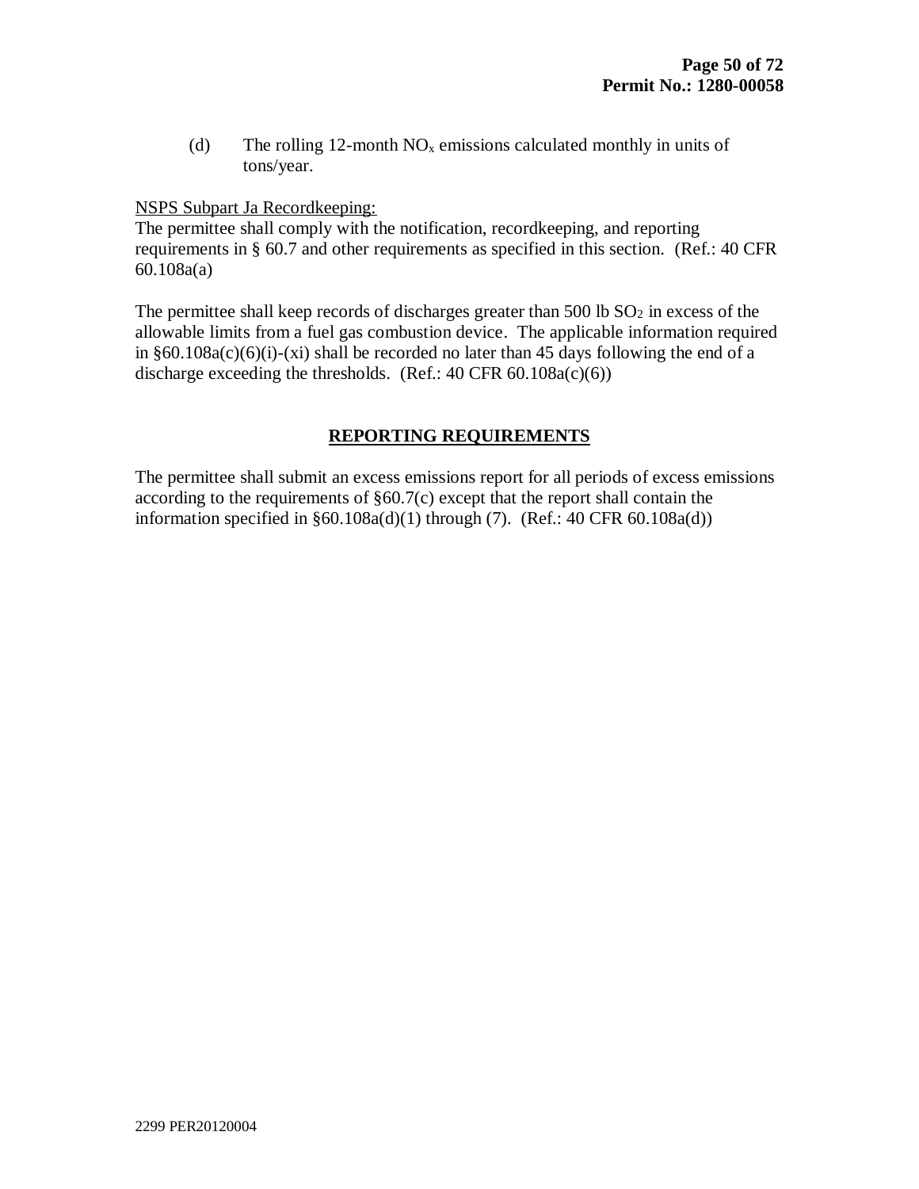(d) The rolling 12-month $NO_x$ emissions calculated monthly in units of tons/year.

NSPS Subpart Ja Recordkeeping:

The permittee shall comply with the notification, recordkeeping, and reporting requirements in § 60.7 and other requirements as specified in this section. (Ref.: 40 CFR 60.108a(a)

The permittee shall keep records of discharges greater than 500 lb $SO_2$ in excess of the allowable limits from a fuel gas combustion device. The applicable information required in §60.108a(c)(6)(i)-(xi) shall be recorded no later than 45 days following the end of a discharge exceeding the thresholds. (Ref.: 40 CFR 60.108a(c)(6))

## REPORTING REQUIREMENTS

The permittee shall submit an excess emissions report for all periods of excess emissions according to the requirements of §60.7(c) except that the report shall contain the information specified in §60.108a(d)(1) through (7). (Ref.: 40 CFR 60.108a(d))

2299 PER20120004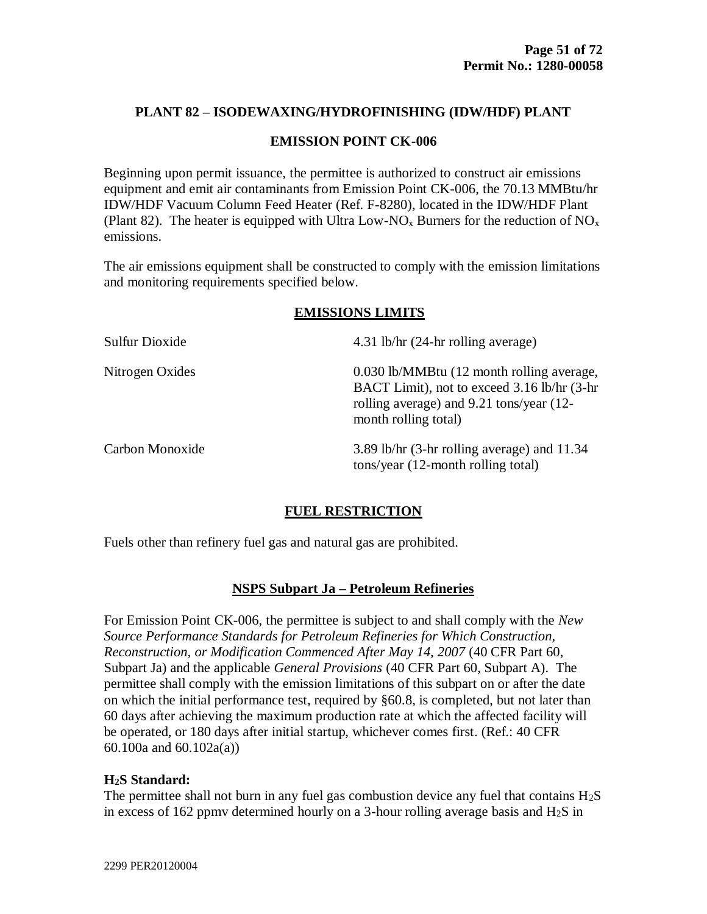## PLANT 82 – ISODEWAXING/HYDROFINISHING (IDW/HDF) PLANT

### EMISSION POINT CK-006

Beginning upon permit issuance, the permittee is authorized to construct air emissions equipment and emit air contaminants from Emission Point CK-006, the 70.13 MMBtu/hr IDW/HDF Vacuum Column Feed Heater (Ref. F-8280), located in the IDW/HDF Plant (Plant 82). The heater is equipped with Ultra Low-$NO_x$ Burners for the reduction of $NO_x$ emissions.

The air emissions equipment shall be constructed to comply with the emission limitations and monitoring requirements specified below.

### EMISSIONS LIMITS

| | |
|---|---|
| Sulfur Dioxide | 4.31 lb/hr (24-hr rolling average) |
| Nitrogen Oxides | 0.030 lb/MMBtu (12 month rolling average, BACT Limit), not to exceed 3.16 lb/hr (3-hr rolling average) and 9.21 tons/year (12-month rolling total) |
| Carbon Monoxide | 3.89 lb/hr (3-hr rolling average) and 11.34 tons/year (12-month rolling total) |

### FUEL RESTRICTION

Fuels other than refinery fuel gas and natural gas are prohibited.

### NSPS Subpart Ja – Petroleum Refineries

For Emission Point CK-006, the permittee is subject to and shall comply with the *New Source Performance Standards for Petroleum Refineries for Which Construction, Reconstruction, or Modification Commenced After May 14, 2007* (40 CFR Part 60, Subpart Ja) and the applicable *General Provisions* (40 CFR Part 60, Subpart A). The permittee shall comply with the emission limitations of this subpart on or after the date on which the initial performance test, required by §60.8, is completed, but not later than 60 days after achieving the maximum production rate at which the affected facility will be operated, or 180 days after initial startup, whichever comes first. (Ref.: 40 CFR 60.100a and 60.102a(a))

**$H_2S$ Standard:**
The permittee shall not burn in any fuel gas combustion device any fuel that contains $H_2S$ in excess of 162 ppmv determined hourly on a 3-hour rolling average basis and $H_2S$ in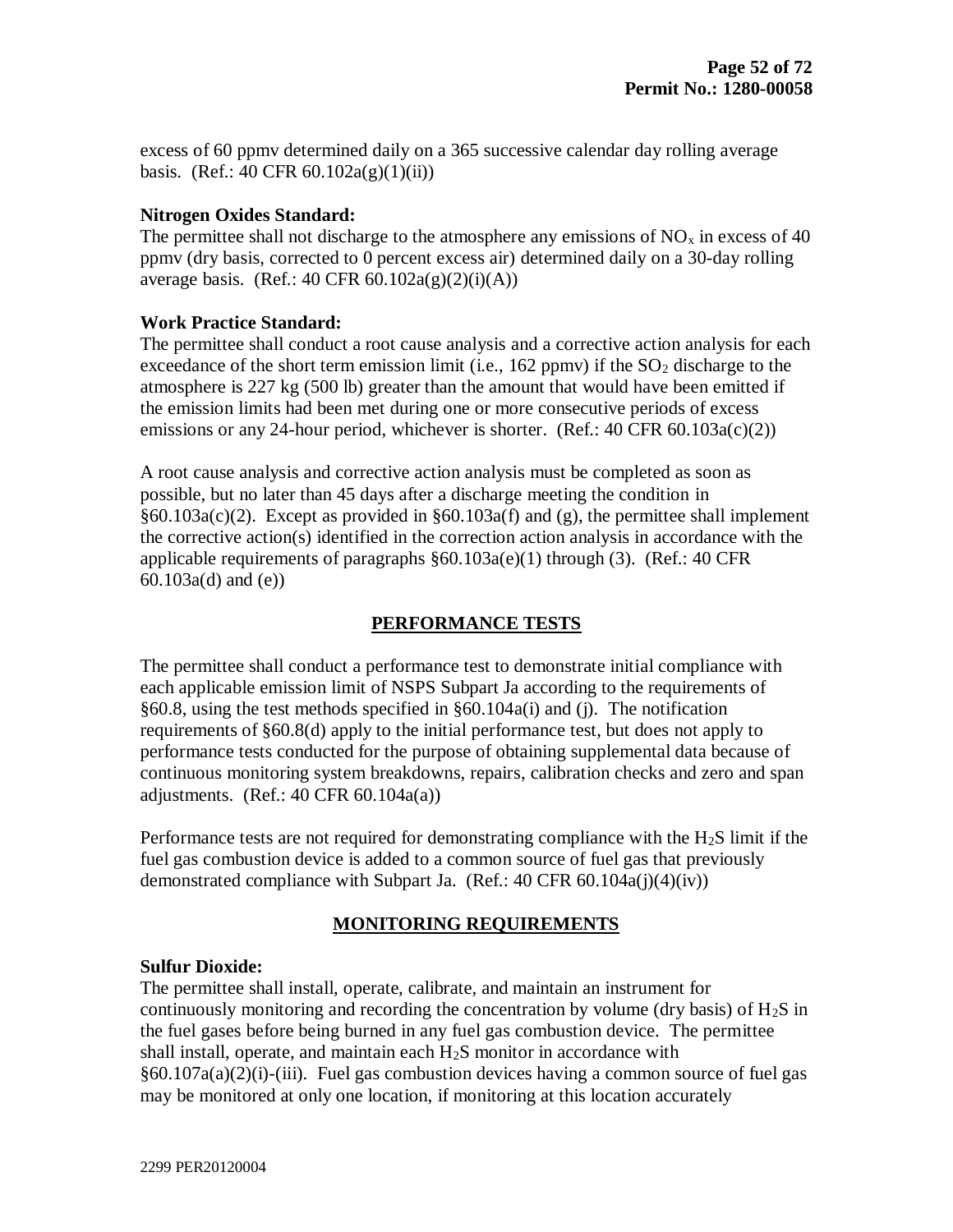excess of 60 ppmv determined daily on a 365 successive calendar day rolling average basis. (Ref.: 40 CFR 60.102a(g)(1)(ii))

**Nitrogen Oxides Standard:**
The permittee shall not discharge to the atmosphere any emissions of $NO_x$ in excess of 40 ppmv (dry basis, corrected to 0 percent excess air) determined daily on a 30-day rolling average basis. (Ref.: 40 CFR 60.102a(g)(2)(i)(A))

**Work Practice Standard:**
The permittee shall conduct a root cause analysis and a corrective action analysis for each exceedance of the short term emission limit (i.e., 162 ppmv) if the $SO_2$ discharge to the atmosphere is 227 kg (500 lb) greater than the amount that would have been emitted if the emission limits had been met during one or more consecutive periods of excess emissions or any 24-hour period, whichever is shorter. (Ref.: 40 CFR 60.103a(c)(2))

A root cause analysis and corrective action analysis must be completed as soon as possible, but no later than 45 days after a discharge meeting the condition in §60.103a(c)(2). Except as provided in §60.103a(f) and (g), the permittee shall implement the corrective action(s) identified in the correction action analysis in accordance with the applicable requirements of paragraphs §60.103a(e)(1) through (3). (Ref.: 40 CFR 60.103a(d) and (e))

## PERFORMANCE TESTS

The permittee shall conduct a performance test to demonstrate initial compliance with each applicable emission limit of NSPS Subpart Ja according to the requirements of §60.8, using the test methods specified in §60.104a(i) and (j). The notification requirements of §60.8(d) apply to the initial performance test, but does not apply to performance tests conducted for the purpose of obtaining supplemental data because of continuous monitoring system breakdowns, repairs, calibration checks and zero and span adjustments. (Ref.: 40 CFR 60.104a(a))

Performance tests are not required for demonstrating compliance with the $H_2S$ limit if the fuel gas combustion device is added to a common source of fuel gas that previously demonstrated compliance with Subpart Ja. (Ref.: 40 CFR 60.104a(j)(4)(iv))

## MONITORING REQUIREMENTS

**Sulfur Dioxide:**
The permittee shall install, operate, calibrate, and maintain an instrument for continuously monitoring and recording the concentration by volume (dry basis) of $H_2S$ in the fuel gases before being burned in any fuel gas combustion device. The permittee shall install, operate, and maintain each $H_2S$ monitor in accordance with §60.107a(a)(2)(i)-(iii). Fuel gas combustion devices having a common source of fuel gas may be monitored at only one location, if monitoring at this location accurately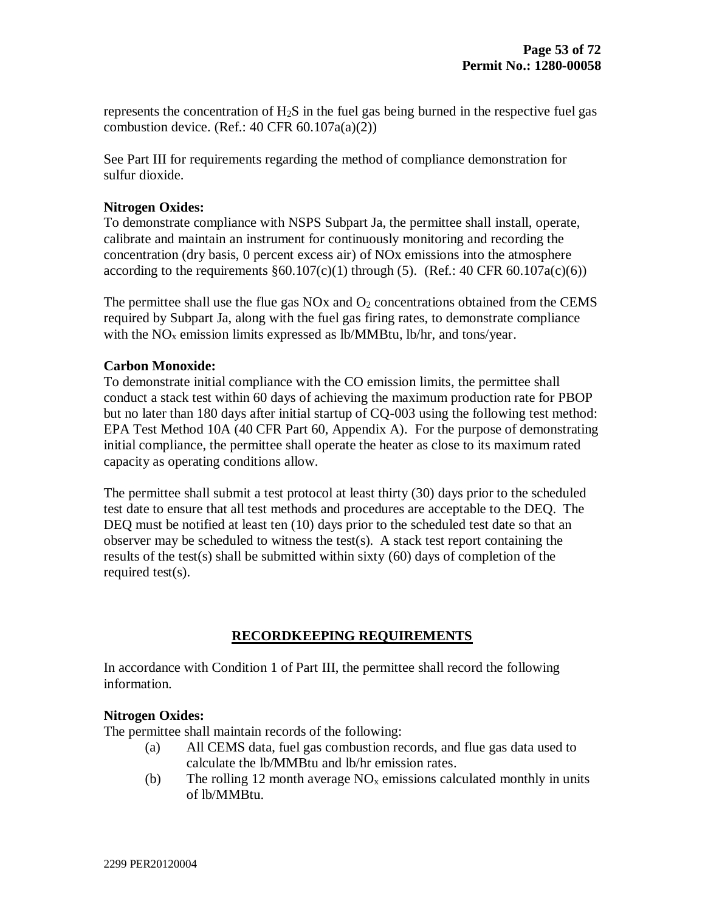represents the concentration of $H_2S$ in the fuel gas being burned in the respective fuel gas combustion device. (Ref.: 40 CFR 60.107a(a)(2))

See Part III for requirements regarding the method of compliance demonstration for sulfur dioxide.

**Nitrogen Oxides:**
To demonstrate compliance with NSPS Subpart Ja, the permittee shall install, operate, calibrate and maintain an instrument for continuously monitoring and recording the concentration (dry basis, 0 percent excess air) of NOx emissions into the atmosphere according to the requirements §60.107(c)(1) through (5). (Ref.: 40 CFR 60.107a(c)(6))

The permittee shall use the flue gas NOx and $O_2$ concentrations obtained from the CEMS required by Subpart Ja, along with the fuel gas firing rates, to demonstrate compliance with the $NO_x$ emission limits expressed as lb/MMBtu, lb/hr, and tons/year.

**Carbon Monoxide:**
To demonstrate initial compliance with the CO emission limits, the permittee shall conduct a stack test within 60 days of achieving the maximum production rate for PBOP but no later than 180 days after initial startup of CQ-003 using the following test method: EPA Test Method 10A (40 CFR Part 60, Appendix A). For the purpose of demonstrating initial compliance, the permittee shall operate the heater as close to its maximum rated capacity as operating conditions allow.

The permittee shall submit a test protocol at least thirty (30) days prior to the scheduled test date to ensure that all test methods and procedures are acceptable to the DEQ. The DEQ must be notified at least ten (10) days prior to the scheduled test date so that an observer may be scheduled to witness the test(s). A stack test report containing the results of the test(s) shall be submitted within sixty (60) days of completion of the required test(s).

## RECORDKEEPING REQUIREMENTS

In accordance with Condition 1 of Part III, the permittee shall record the following information.

**Nitrogen Oxides:**
The permittee shall maintain records of the following:

(a) All CEMS data, fuel gas combustion records, and flue gas data used to calculate the lb/MMBtu and lb/hr emission rates.

(b) The rolling 12 month average $NO_x$ emissions calculated monthly in units of lb/MMBtu.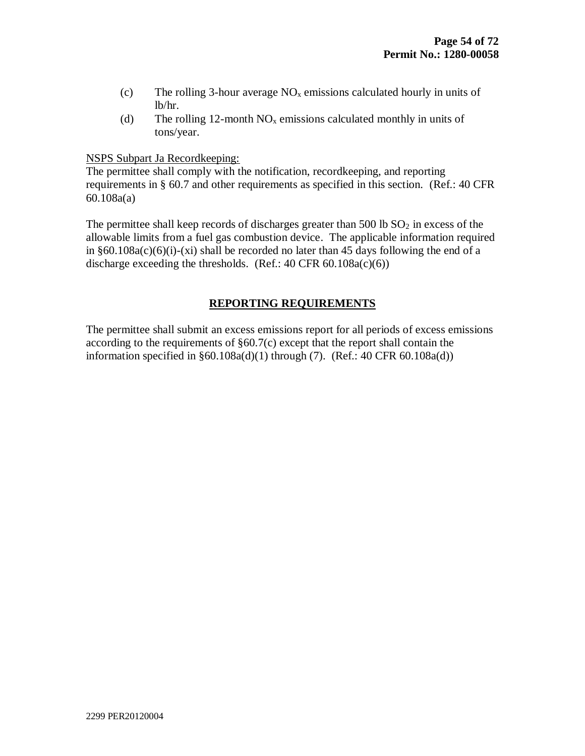(c) The rolling 3-hour average $NO_x$ emissions calculated hourly in units of lb/hr.

(d) The rolling 12-month $NO_x$ emissions calculated monthly in units of tons/year.

NSPS Subpart Ja Recordkeeping:

The permittee shall comply with the notification, recordkeeping, and reporting requirements in § 60.7 and other requirements as specified in this section. (Ref.: 40 CFR 60.108a(a)

The permittee shall keep records of discharges greater than 500 lb $SO_2$ in excess of the allowable limits from a fuel gas combustion device. The applicable information required in §60.108a(c)(6)(i)-(xi) shall be recorded no later than 45 days following the end of a discharge exceeding the thresholds. (Ref.: 40 CFR 60.108a(c)(6))

## REPORTING REQUIREMENTS

The permittee shall submit an excess emissions report for all periods of excess emissions according to the requirements of §60.7(c) except that the report shall contain the information specified in §60.108a(d)(1) through (7). (Ref.: 40 CFR 60.108a(d))

2299 PER20120004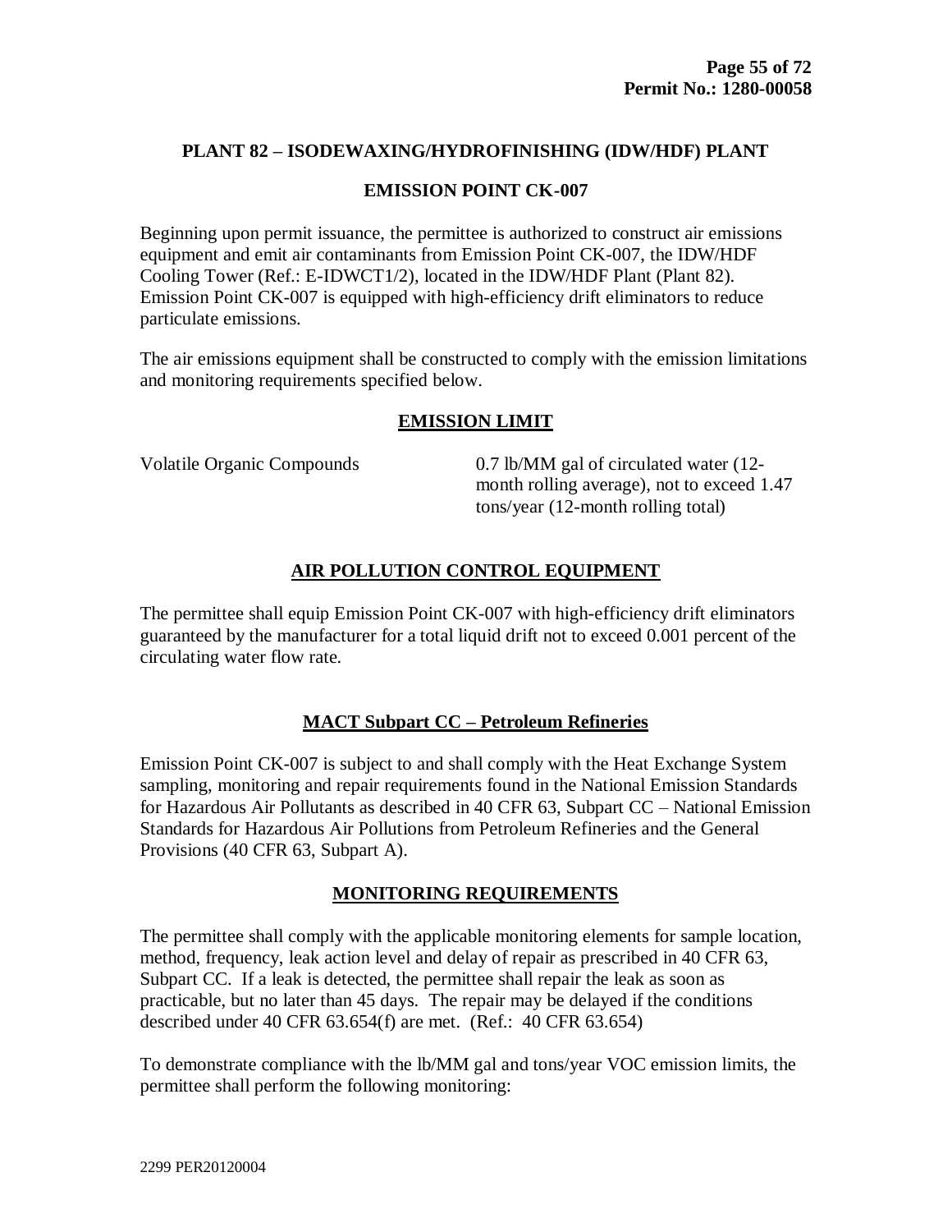## PLANT 82 – ISODEWAXING/HYDROFINISHING (IDW/HDF) PLANT

### EMISSION POINT CK-007

Beginning upon permit issuance, the permittee is authorized to construct air emissions equipment and emit air contaminants from Emission Point CK-007, the IDW/HDF Cooling Tower (Ref.: E-IDWCT1/2), located in the IDW/HDF Plant (Plant 82). Emission Point CK-007 is equipped with high-efficiency drift eliminators to reduce particulate emissions.

The air emissions equipment shall be constructed to comply with the emission limitations and monitoring requirements specified below.

### EMISSION LIMIT

| | |
|---|---|
| Volatile Organic Compounds | 0.7 lb/MM gal of circulated water (12-month rolling average), not to exceed 1.47 tons/year (12-month rolling total) |

### AIR POLLUTION CONTROL EQUIPMENT

The permittee shall equip Emission Point CK-007 with high-efficiency drift eliminators guaranteed by the manufacturer for a total liquid drift not to exceed 0.001 percent of the circulating water flow rate.

### MACT Subpart CC – Petroleum Refineries

Emission Point CK-007 is subject to and shall comply with the Heat Exchange System sampling, monitoring and repair requirements found in the National Emission Standards for Hazardous Air Pollutants as described in 40 CFR 63, Subpart CC – National Emission Standards for Hazardous Air Pollutions from Petroleum Refineries and the General Provisions (40 CFR 63, Subpart A).

### MONITORING REQUIREMENTS

The permittee shall comply with the applicable monitoring elements for sample location, method, frequency, leak action level and delay of repair as prescribed in 40 CFR 63, Subpart CC. If a leak is detected, the permittee shall repair the leak as soon as practicable, but no later than 45 days. The repair may be delayed if the conditions described under 40 CFR 63.654(f) are met. (Ref.: 40 CFR 63.654)

To demonstrate compliance with the lb/MM gal and tons/year VOC emission limits, the permittee shall perform the following monitoring: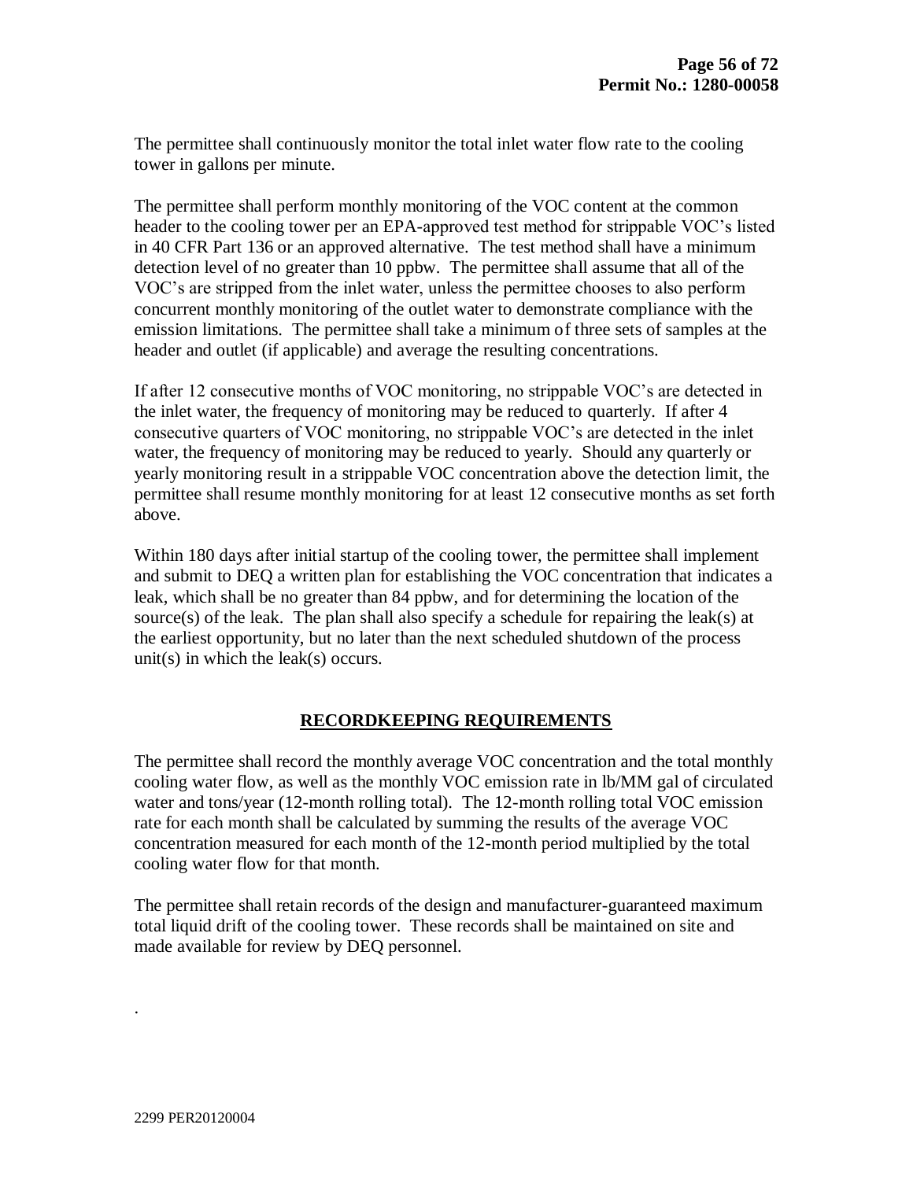The permittee shall continuously monitor the total inlet water flow rate to the cooling tower in gallons per minute.

The permittee shall perform monthly monitoring of the VOC content at the common header to the cooling tower per an EPA-approved test method for strippable VOC's listed in 40 CFR Part 136 or an approved alternative. The test method shall have a minimum detection level of no greater than 10 ppbw. The permittee shall assume that all of the VOC's are stripped from the inlet water, unless the permittee chooses to also perform concurrent monthly monitoring of the outlet water to demonstrate compliance with the emission limitations. The permittee shall take a minimum of three sets of samples at the header and outlet (if applicable) and average the resulting concentrations.

If after 12 consecutive months of VOC monitoring, no strippable VOC's are detected in the inlet water, the frequency of monitoring may be reduced to quarterly. If after 4 consecutive quarters of VOC monitoring, no strippable VOC's are detected in the inlet water, the frequency of monitoring may be reduced to yearly. Should any quarterly or yearly monitoring result in a strippable VOC concentration above the detection limit, the permittee shall resume monthly monitoring for at least 12 consecutive months as set forth above.

Within 180 days after initial startup of the cooling tower, the permittee shall implement and submit to DEQ a written plan for establishing the VOC concentration that indicates a leak, which shall be no greater than 84 ppbw, and for determining the location of the source(s) of the leak. The plan shall also specify a schedule for repairing the leak(s) at the earliest opportunity, but no later than the next scheduled shutdown of the process unit(s) in which the leak(s) occurs.

## RECORDKEEPING REQUIREMENTS

The permittee shall record the monthly average VOC concentration and the total monthly cooling water flow, as well as the monthly VOC emission rate in lb/MM gal of circulated water and tons/year (12-month rolling total). The 12-month rolling total VOC emission rate for each month shall be calculated by summing the results of the average VOC concentration measured for each month of the 12-month period multiplied by the total cooling water flow for that month.

The permittee shall retain records of the design and manufacturer-guaranteed maximum total liquid drift of the cooling tower. These records shall be maintained on site and made available for review by DEQ personnel.

.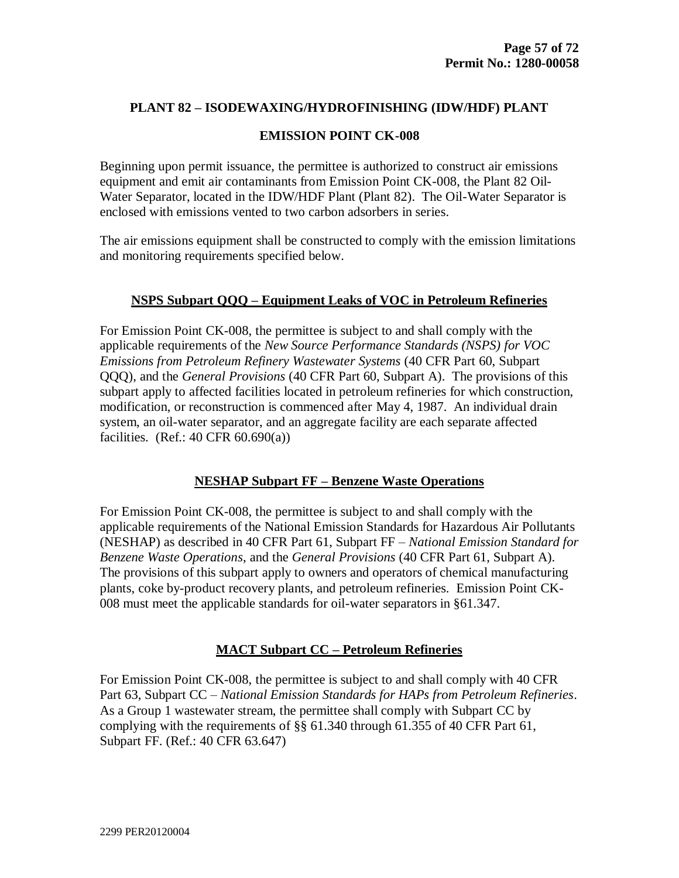## PLANT 82 – ISODEWAXING/HYDROFINISHING (IDW/HDF) PLANT

### EMISSION POINT CK-008

Beginning upon permit issuance, the permittee is authorized to construct air emissions equipment and emit air contaminants from Emission Point CK-008, the Plant 82 Oil-Water Separator, located in the IDW/HDF Plant (Plant 82). The Oil-Water Separator is enclosed with emissions vented to two carbon adsorbers in series.

The air emissions equipment shall be constructed to comply with the emission limitations and monitoring requirements specified below.

#### NSPS Subpart QQQ – Equipment Leaks of VOC in Petroleum Refineries

For Emission Point CK-008, the permittee is subject to and shall comply with the applicable requirements of the *New Source Performance Standards (NSPS) for VOC Emissions from Petroleum Refinery Wastewater Systems* (40 CFR Part 60, Subpart QQQ), and the *General Provisions* (40 CFR Part 60, Subpart A). The provisions of this subpart apply to affected facilities located in petroleum refineries for which construction, modification, or reconstruction is commenced after May 4, 1987. An individual drain system, an oil-water separator, and an aggregate facility are each separate affected facilities. (Ref.: 40 CFR 60.690(a))

#### NESHAP Subpart FF – Benzene Waste Operations

For Emission Point CK-008, the permittee is subject to and shall comply with the applicable requirements of the National Emission Standards for Hazardous Air Pollutants (NESHAP) as described in 40 CFR Part 61, Subpart FF – *National Emission Standard for Benzene Waste Operations*, and the *General Provisions* (40 CFR Part 61, Subpart A). The provisions of this subpart apply to owners and operators of chemical manufacturing plants, coke by-product recovery plants, and petroleum refineries. Emission Point CK-008 must meet the applicable standards for oil-water separators in §61.347.

#### MACT Subpart CC – Petroleum Refineries

For Emission Point CK-008, the permittee is subject to and shall comply with 40 CFR Part 63, Subpart CC – *National Emission Standards for HAPs from Petroleum Refineries*. As a Group 1 wastewater stream, the permittee shall comply with Subpart CC by complying with the requirements of §§ 61.340 through 61.355 of 40 CFR Part 61, Subpart FF. (Ref.: 40 CFR 63.647)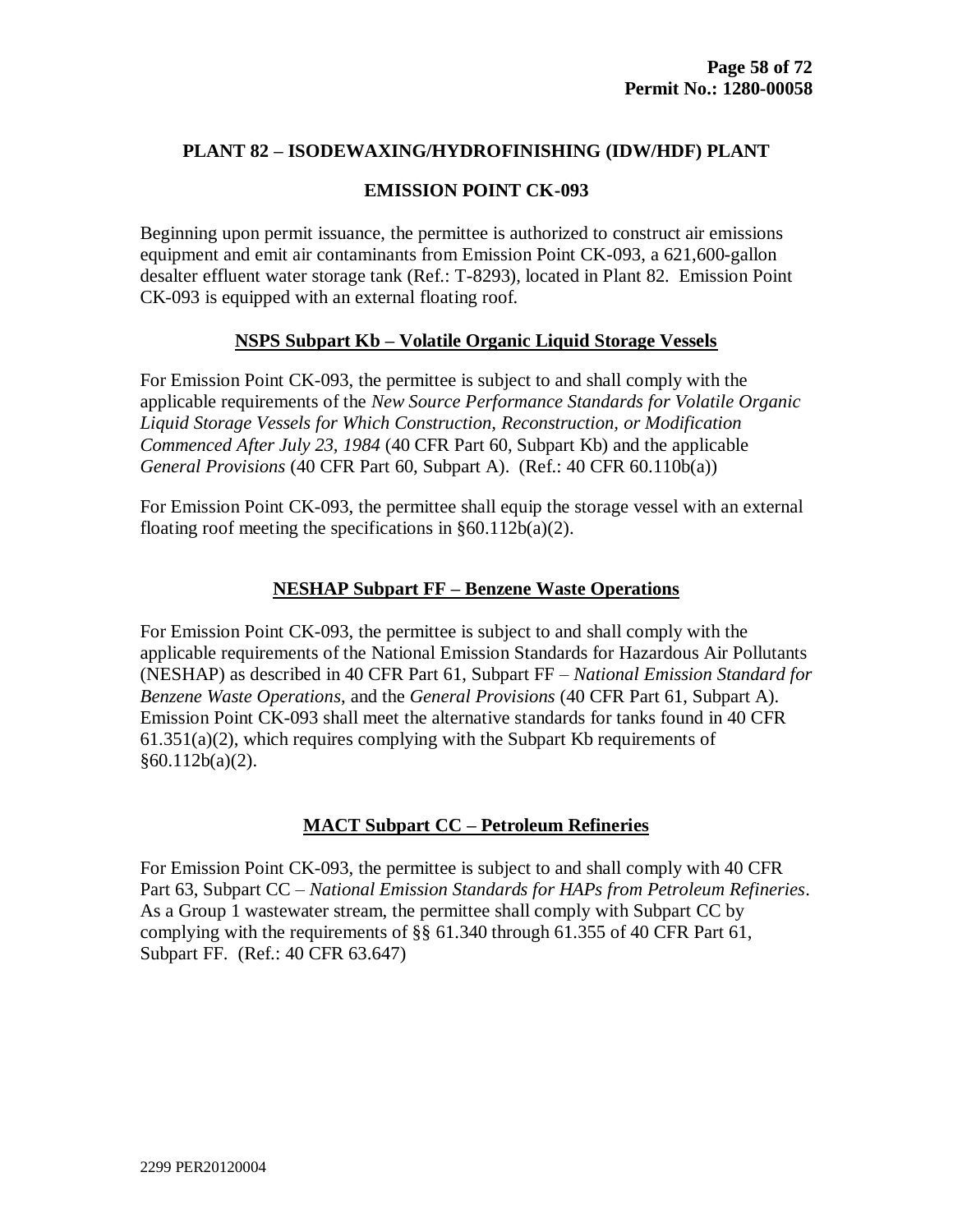## PLANT 82 – ISODEWAXING/HYDROFINISHING (IDW/HDF) PLANT

### EMISSION POINT CK-093

Beginning upon permit issuance, the permittee is authorized to construct air emissions equipment and emit air contaminants from Emission Point CK-093, a 621,600-gallon desalter effluent water storage tank (Ref.: T-8293), located in Plant 82. Emission Point CK-093 is equipped with an external floating roof.

### NSPS Subpart Kb – Volatile Organic Liquid Storage Vessels

For Emission Point CK-093, the permittee is subject to and shall comply with the applicable requirements of the *New Source Performance Standards for Volatile Organic Liquid Storage Vessels for Which Construction, Reconstruction, or Modification Commenced After July 23, 1984* (40 CFR Part 60, Subpart Kb) and the applicable *General Provisions* (40 CFR Part 60, Subpart A). (Ref.: 40 CFR 60.110b(a))

For Emission Point CK-093, the permittee shall equip the storage vessel with an external floating roof meeting the specifications in §60.112b(a)(2).

### NESHAP Subpart FF – Benzene Waste Operations

For Emission Point CK-093, the permittee is subject to and shall comply with the applicable requirements of the National Emission Standards for Hazardous Air Pollutants (NESHAP) as described in 40 CFR Part 61, Subpart FF – *National Emission Standard for Benzene Waste Operations*, and the *General Provisions* (40 CFR Part 61, Subpart A). Emission Point CK-093 shall meet the alternative standards for tanks found in 40 CFR 61.351(a)(2), which requires complying with the Subpart Kb requirements of §60.112b(a)(2).

### MACT Subpart CC – Petroleum Refineries

For Emission Point CK-093, the permittee is subject to and shall comply with 40 CFR Part 63, Subpart CC – *National Emission Standards for HAPs from Petroleum Refineries*. As a Group 1 wastewater stream, the permittee shall comply with Subpart CC by complying with the requirements of §§ 61.340 through 61.355 of 40 CFR Part 61, Subpart FF. (Ref.: 40 CFR 63.647)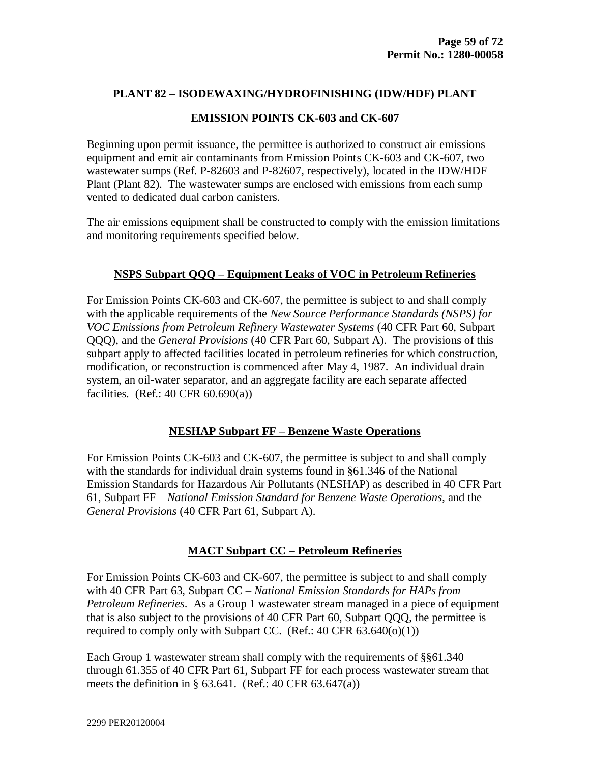## PLANT 82 – ISODEWAXING/HYDROFINISHING (IDW/HDF) PLANT

### EMISSION POINTS CK-603 and CK-607

Beginning upon permit issuance, the permittee is authorized to construct air emissions equipment and emit air contaminants from Emission Points CK-603 and CK-607, two wastewater sumps (Ref. P-82603 and P-82607, respectively), located in the IDW/HDF Plant (Plant 82). The wastewater sumps are enclosed with emissions from each sump vented to dedicated dual carbon canisters.

The air emissions equipment shall be constructed to comply with the emission limitations and monitoring requirements specified below.

### NSPS Subpart QQQ – Equipment Leaks of VOC in Petroleum Refineries

For Emission Points CK-603 and CK-607, the permittee is subject to and shall comply with the applicable requirements of the *New Source Performance Standards (NSPS) for VOC Emissions from Petroleum Refinery Wastewater Systems* (40 CFR Part 60, Subpart QQQ), and the *General Provisions* (40 CFR Part 60, Subpart A). The provisions of this subpart apply to affected facilities located in petroleum refineries for which construction, modification, or reconstruction is commenced after May 4, 1987. An individual drain system, an oil-water separator, and an aggregate facility are each separate affected facilities. (Ref.: 40 CFR 60.690(a))

### NESHAP Subpart FF – Benzene Waste Operations

For Emission Points CK-603 and CK-607, the permittee is subject to and shall comply with the standards for individual drain systems found in §61.346 of the National Emission Standards for Hazardous Air Pollutants (NESHAP) as described in 40 CFR Part 61, Subpart FF – *National Emission Standard for Benzene Waste Operations*, and the *General Provisions* (40 CFR Part 61, Subpart A).

### MACT Subpart CC – Petroleum Refineries

For Emission Points CK-603 and CK-607, the permittee is subject to and shall comply with 40 CFR Part 63, Subpart CC – *National Emission Standards for HAPs from Petroleum Refineries*. As a Group 1 wastewater stream managed in a piece of equipment that is also subject to the provisions of 40 CFR Part 60, Subpart QQQ, the permittee is required to comply only with Subpart CC. (Ref.: 40 CFR 63.640(o)(1))

Each Group 1 wastewater stream shall comply with the requirements of §§61.340 through 61.355 of 40 CFR Part 61, Subpart FF for each process wastewater stream that meets the definition in § 63.641. (Ref.: 40 CFR 63.647(a))

2299 PER20120004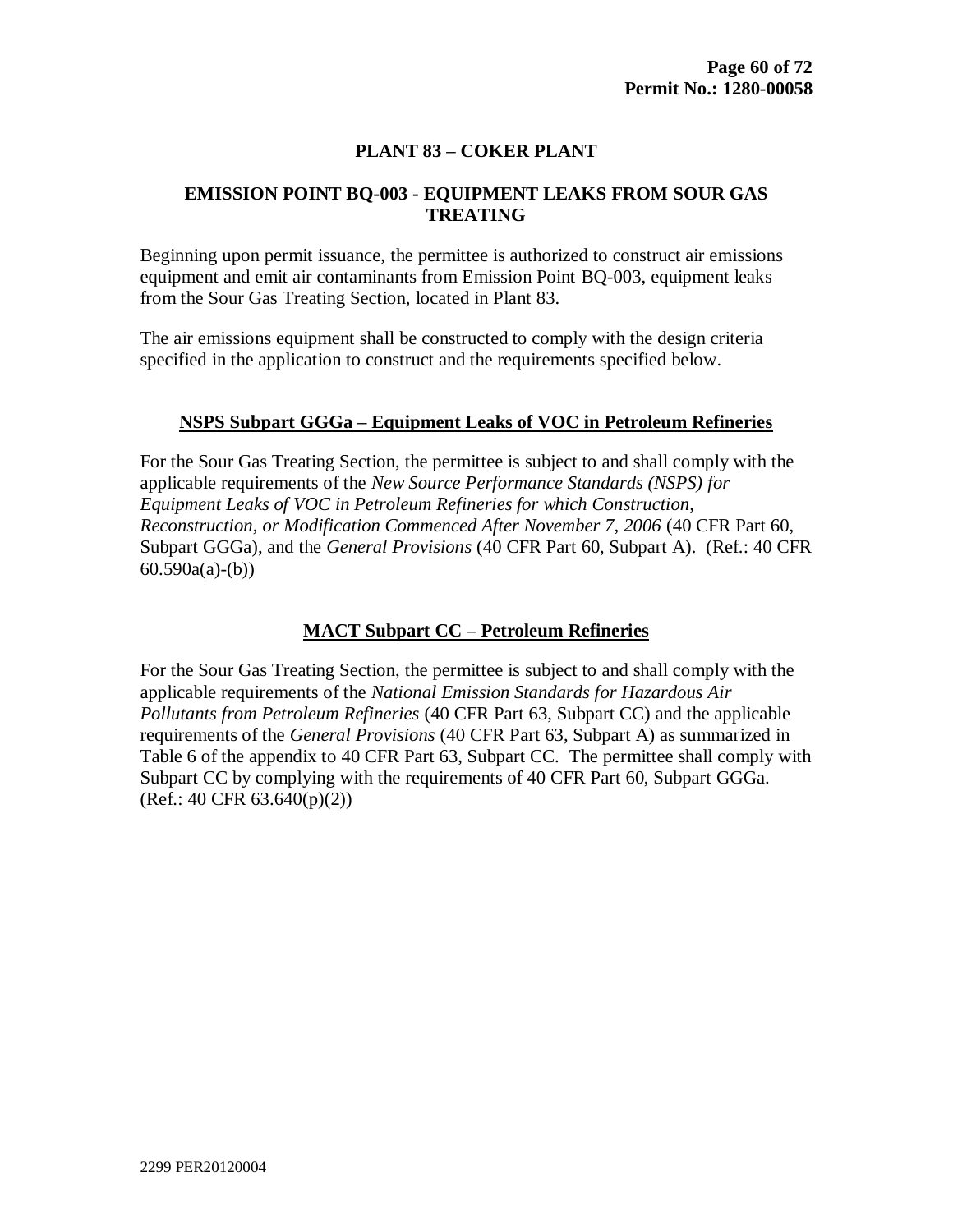# PLANT 83 – COKER PLANT

## EMISSION POINT BQ-003 - EQUIPMENT LEAKS FROM SOUR GAS TREATING

Beginning upon permit issuance, the permittee is authorized to construct air emissions equipment and emit air contaminants from Emission Point BQ-003, equipment leaks from the Sour Gas Treating Section, located in Plant 83.

The air emissions equipment shall be constructed to comply with the design criteria specified in the application to construct and the requirements specified below.

### NSPS Subpart GGGa – Equipment Leaks of VOC in Petroleum Refineries

For the Sour Gas Treating Section, the permittee is subject to and shall comply with the applicable requirements of the *New Source Performance Standards (NSPS) for Equipment Leaks of VOC in Petroleum Refineries for which Construction, Reconstruction, or Modification Commenced After November 7, 2006* (40 CFR Part 60, Subpart GGGa), and the *General Provisions* (40 CFR Part 60, Subpart A). (Ref.: 40 CFR 60.590a(a)-(b))

### MACT Subpart CC – Petroleum Refineries

For the Sour Gas Treating Section, the permittee is subject to and shall comply with the applicable requirements of the *National Emission Standards for Hazardous Air Pollutants from Petroleum Refineries* (40 CFR Part 63, Subpart CC) and the applicable requirements of the *General Provisions* (40 CFR Part 63, Subpart A) as summarized in Table 6 of the appendix to 40 CFR Part 63, Subpart CC. The permittee shall comply with Subpart CC by complying with the requirements of 40 CFR Part 60, Subpart GGGa. (Ref.: 40 CFR 63.640(p)(2))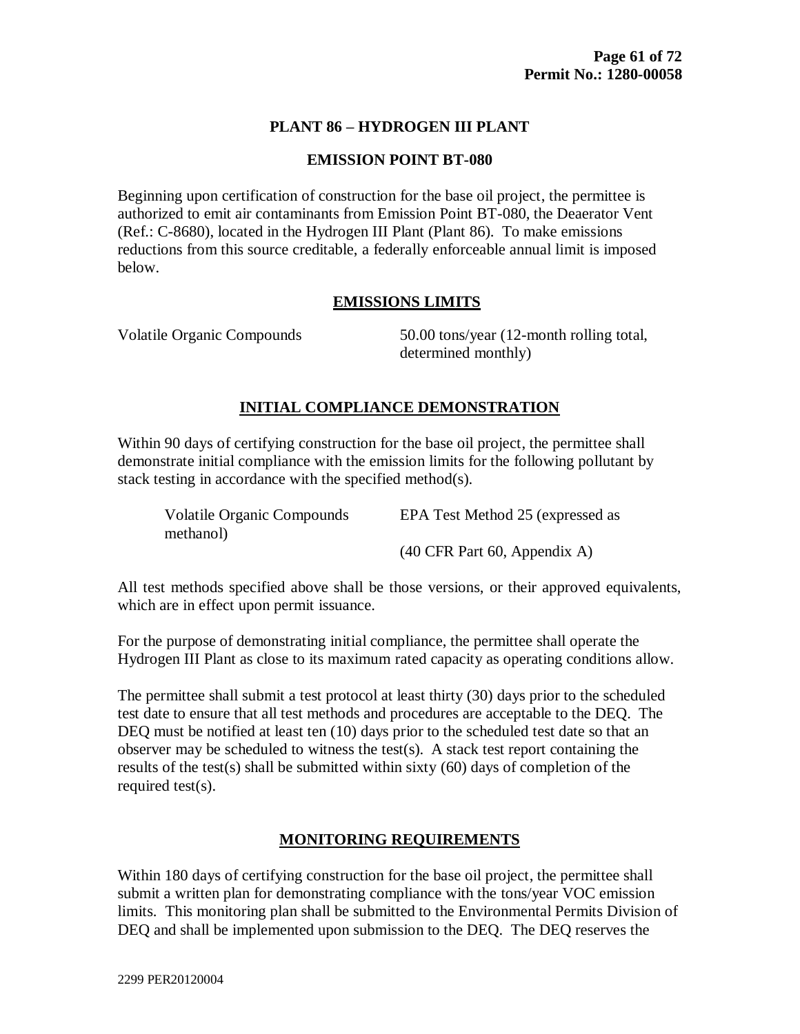## PLANT 86 – HYDROGEN III PLANT

### EMISSION POINT BT-080

Beginning upon certification of construction for the base oil project, the permittee is authorized to emit air contaminants from Emission Point BT-080, the Deaerator Vent (Ref.: C-8680), located in the Hydrogen III Plant (Plant 86). To make emissions reductions from this source creditable, a federally enforceable annual limit is imposed below.

### EMISSIONS LIMITS

| | |
|---|---|
| Volatile Organic Compounds | 50.00 tons/year (12-month rolling total, determined monthly) |

### INITIAL COMPLIANCE DEMONSTRATION

Within 90 days of certifying construction for the base oil project, the permittee shall demonstrate initial compliance with the emission limits for the following pollutant by stack testing in accordance with the specified method(s).

| | |
|---|---|
| Volatile Organic Compounds methanol) | EPA Test Method 25 (expressed as (40 CFR Part 60, Appendix A) |

All test methods specified above shall be those versions, or their approved equivalents, which are in effect upon permit issuance.

For the purpose of demonstrating initial compliance, the permittee shall operate the Hydrogen III Plant as close to its maximum rated capacity as operating conditions allow.

The permittee shall submit a test protocol at least thirty (30) days prior to the scheduled test date to ensure that all test methods and procedures are acceptable to the DEQ. The DEQ must be notified at least ten (10) days prior to the scheduled test date so that an observer may be scheduled to witness the test(s). A stack test report containing the results of the test(s) shall be submitted within sixty (60) days of completion of the required test(s).

### MONITORING REQUIREMENTS

Within 180 days of certifying construction for the base oil project, the permittee shall submit a written plan for demonstrating compliance with the tons/year VOC emission limits. This monitoring plan shall be submitted to the Environmental Permits Division of DEQ and shall be implemented upon submission to the DEQ. The DEQ reserves the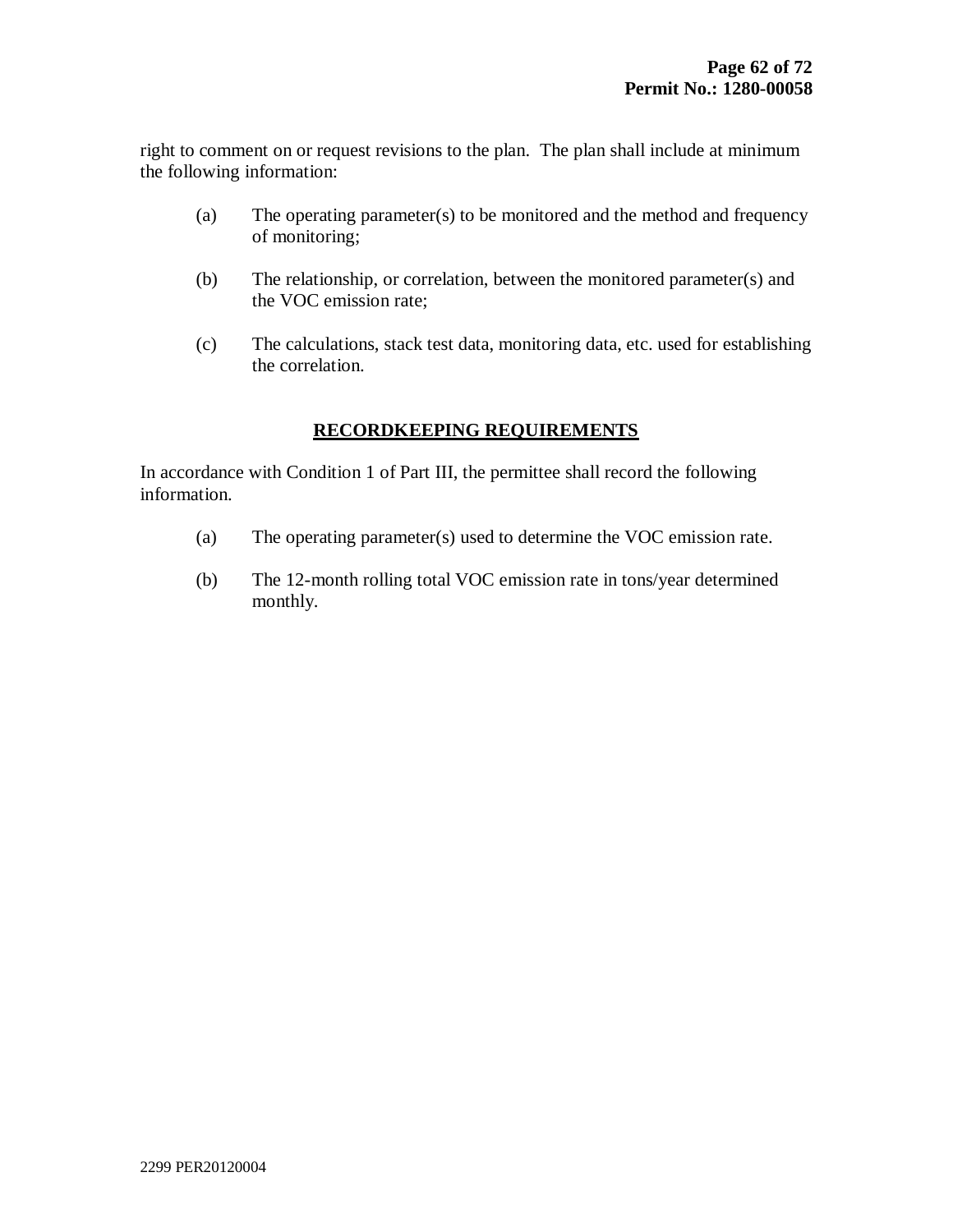right to comment on or request revisions to the plan. The plan shall include at minimum the following information:

(a) The operating parameter(s) to be monitored and the method and frequency of monitoring;

(b) The relationship, or correlation, between the monitored parameter(s) and the VOC emission rate;

(c) The calculations, stack test data, monitoring data, etc. used for establishing the correlation.

## RECORDKEEPING REQUIREMENTS

In accordance with Condition 1 of Part III, the permittee shall record the following information.

(a) The operating parameter(s) used to determine the VOC emission rate.

(b) The 12-month rolling total VOC emission rate in tons/year determined monthly.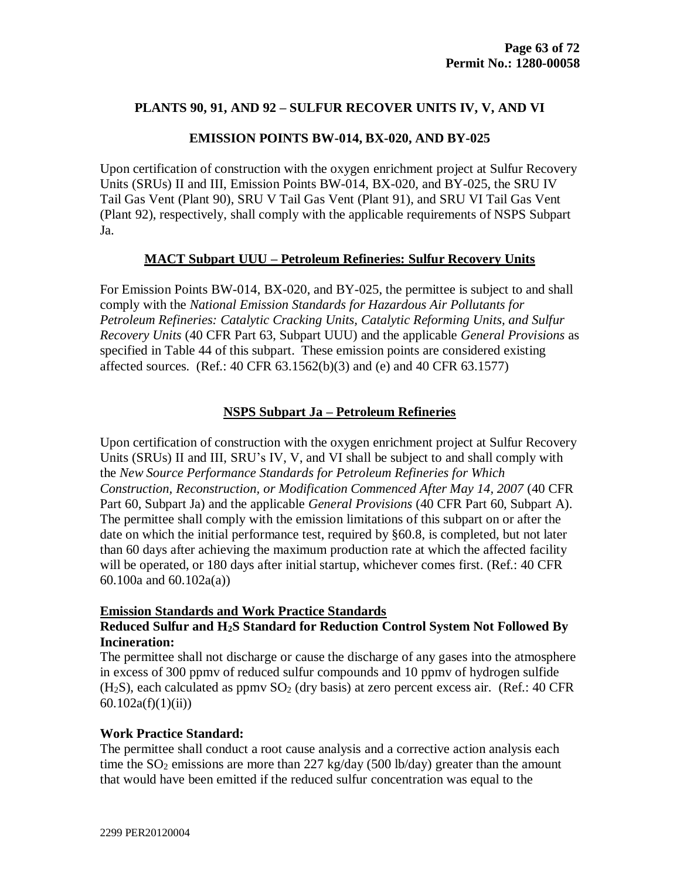**PLANTS 90, 91, AND 92 – SULFUR RECOVER UNITS IV, V, AND VI**

**EMISSION POINTS BW-014, BX-020, AND BY-025**

Upon certification of construction with the oxygen enrichment project at Sulfur Recovery Units (SRUs) II and III, Emission Points BW-014, BX-020, and BY-025, the SRU IV Tail Gas Vent (Plant 90), SRU V Tail Gas Vent (Plant 91), and SRU VI Tail Gas Vent (Plant 92), respectively, shall comply with the applicable requirements of NSPS Subpart Ja.

**MACT Subpart UUU – Petroleum Refineries: Sulfur Recovery Units**

For Emission Points BW-014, BX-020, and BY-025, the permittee is subject to and shall comply with the *National Emission Standards for Hazardous Air Pollutants for Petroleum Refineries: Catalytic Cracking Units, Catalytic Reforming Units, and Sulfur Recovery Units* (40 CFR Part 63, Subpart UUU) and the applicable *General Provisions* as specified in Table 44 of this subpart. These emission points are considered existing affected sources. (Ref.: 40 CFR 63.1562(b)(3) and (e) and 40 CFR 63.1577)

**NSPS Subpart Ja – Petroleum Refineries**

Upon certification of construction with the oxygen enrichment project at Sulfur Recovery Units (SRUs) II and III, SRU's IV, V, and VI shall be subject to and shall comply with the *New Source Performance Standards for Petroleum Refineries for Which Construction, Reconstruction, or Modification Commenced After May 14, 2007* (40 CFR Part 60, Subpart Ja) and the applicable *General Provisions* (40 CFR Part 60, Subpart A). The permittee shall comply with the emission limitations of this subpart on or after the date on which the initial performance test, required by §60.8, is completed, but not later than 60 days after achieving the maximum production rate at which the affected facility will be operated, or 180 days after initial startup, whichever comes first. (Ref.: 40 CFR 60.100a and 60.102a(a))

**Emission Standards and Work Practice Standards**

**Reduced Sulfur and $H_2S$ Standard for Reduction Control System Not Followed By Incineration:**

The permittee shall not discharge or cause the discharge of any gases into the atmosphere in excess of 300 ppmv of reduced sulfur compounds and 10 ppmv of hydrogen sulfide ($H_2S$), each calculated as ppmv $SO_2$ (dry basis) at zero percent excess air. (Ref.: 40 CFR 60.102a(f)(1)(ii))

**Work Practice Standard:**

The permittee shall conduct a root cause analysis and a corrective action analysis each time the $SO_2$ emissions are more than 227 kg/day (500 lb/day) greater than the amount that would have been emitted if the reduced sulfur concentration was equal to the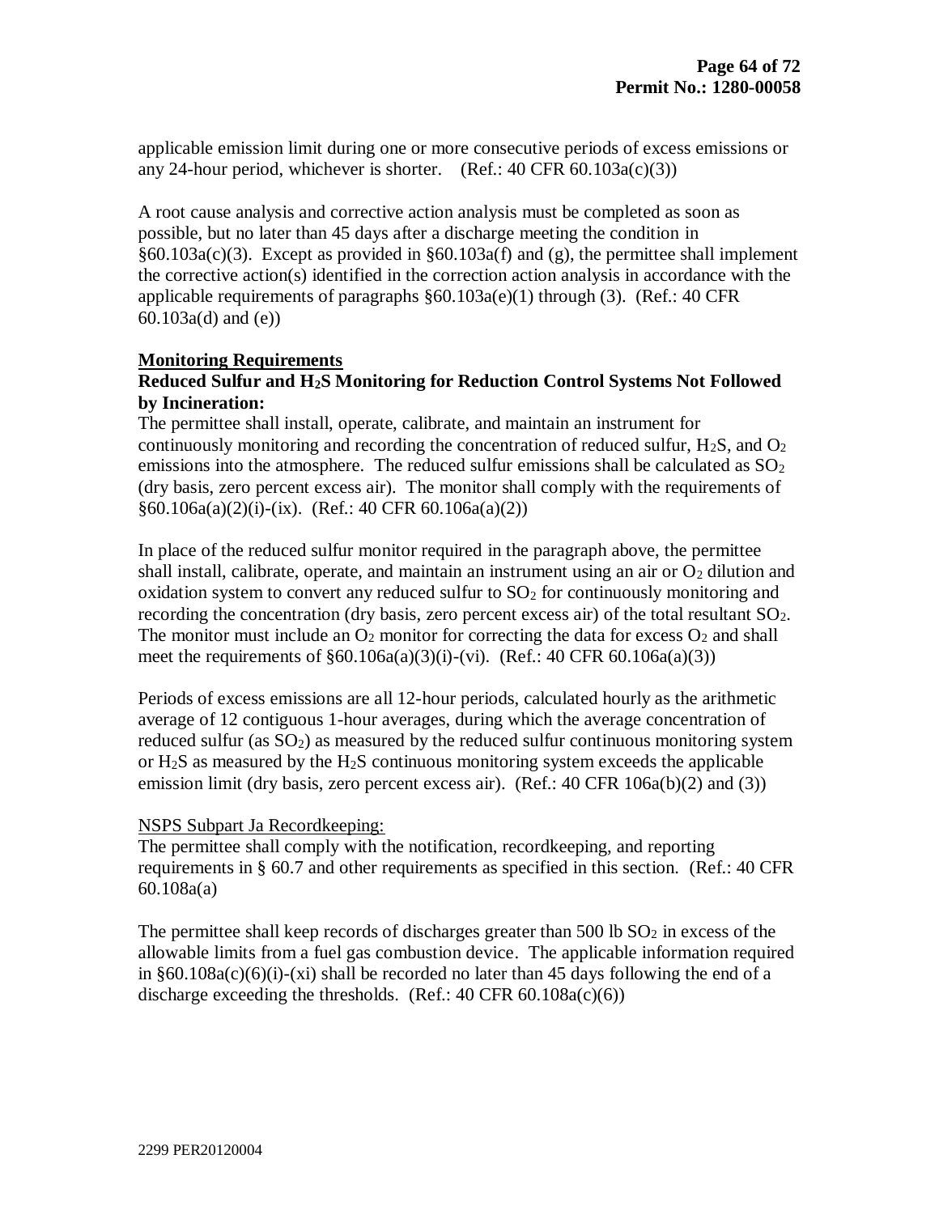applicable emission limit during one or more consecutive periods of excess emissions or any 24-hour period, whichever is shorter. (Ref.: 40 CFR 60.103a(c)(3))

A root cause analysis and corrective action analysis must be completed as soon as possible, but no later than 45 days after a discharge meeting the condition in §60.103a(c)(3). Except as provided in §60.103a(f) and (g), the permittee shall implement the corrective action(s) identified in the correction action analysis in accordance with the applicable requirements of paragraphs §60.103a(e)(1) through (3). (Ref.: 40 CFR 60.103a(d) and (e))

**Monitoring Requirements**

**Reduced Sulfur and $H_2S$ Monitoring for Reduction Control Systems Not Followed by Incineration:**

The permittee shall install, operate, calibrate, and maintain an instrument for continuously monitoring and recording the concentration of reduced sulfur, $H_2S$, and $O_2$ emissions into the atmosphere. The reduced sulfur emissions shall be calculated as $SO_2$ (dry basis, zero percent excess air). The monitor shall comply with the requirements of §60.106a(a)(2)(i)-(ix). (Ref.: 40 CFR 60.106a(a)(2))

In place of the reduced sulfur monitor required in the paragraph above, the permittee shall install, calibrate, operate, and maintain an instrument using an air or $O_2$ dilution and oxidation system to convert any reduced sulfur to $SO_2$ for continuously monitoring and recording the concentration (dry basis, zero percent excess air) of the total resultant $SO_2$. The monitor must include an $O_2$ monitor for correcting the data for excess $O_2$ and shall meet the requirements of §60.106a(a)(3)(i)-(vi). (Ref.: 40 CFR 60.106a(a)(3))

Periods of excess emissions are all 12-hour periods, calculated hourly as the arithmetic average of 12 contiguous 1-hour averages, during which the average concentration of reduced sulfur (as $SO_2$) as measured by the reduced sulfur continuous monitoring system or $H_2S$ as measured by the $H_2S$ continuous monitoring system exceeds the applicable emission limit (dry basis, zero percent excess air). (Ref.: 40 CFR 106a(b)(2) and (3))

NSPS Subpart Ja Recordkeeping:

The permittee shall comply with the notification, recordkeeping, and reporting requirements in § 60.7 and other requirements as specified in this section. (Ref.: 40 CFR 60.108a(a)

The permittee shall keep records of discharges greater than 500 lb $SO_2$ in excess of the allowable limits from a fuel gas combustion device. The applicable information required in §60.108a(c)(6)(i)-(xi) shall be recorded no later than 45 days following the end of a discharge exceeding the thresholds. (Ref.: 40 CFR 60.108a(c)(6))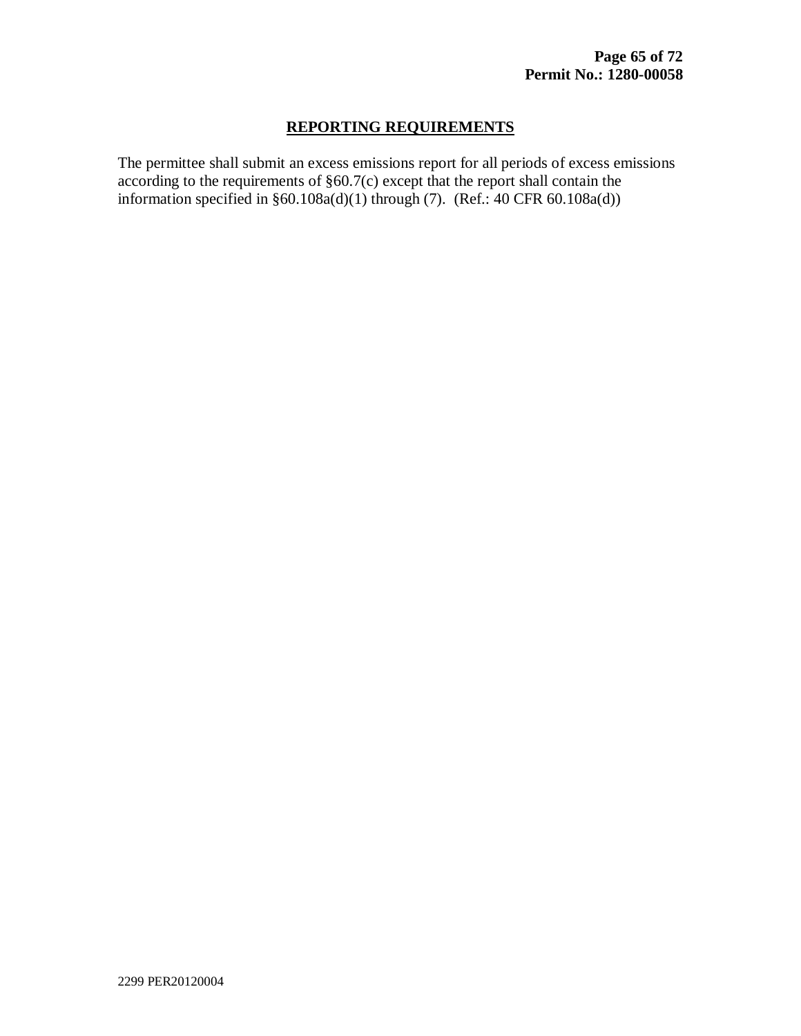## REPORTING REQUIREMENTS

The permittee shall submit an excess emissions report for all periods of excess emissions according to the requirements of §60.7(c) except that the report shall contain the information specified in §60.108a(d)(1) through (7). (Ref.: 40 CFR 60.108a(d))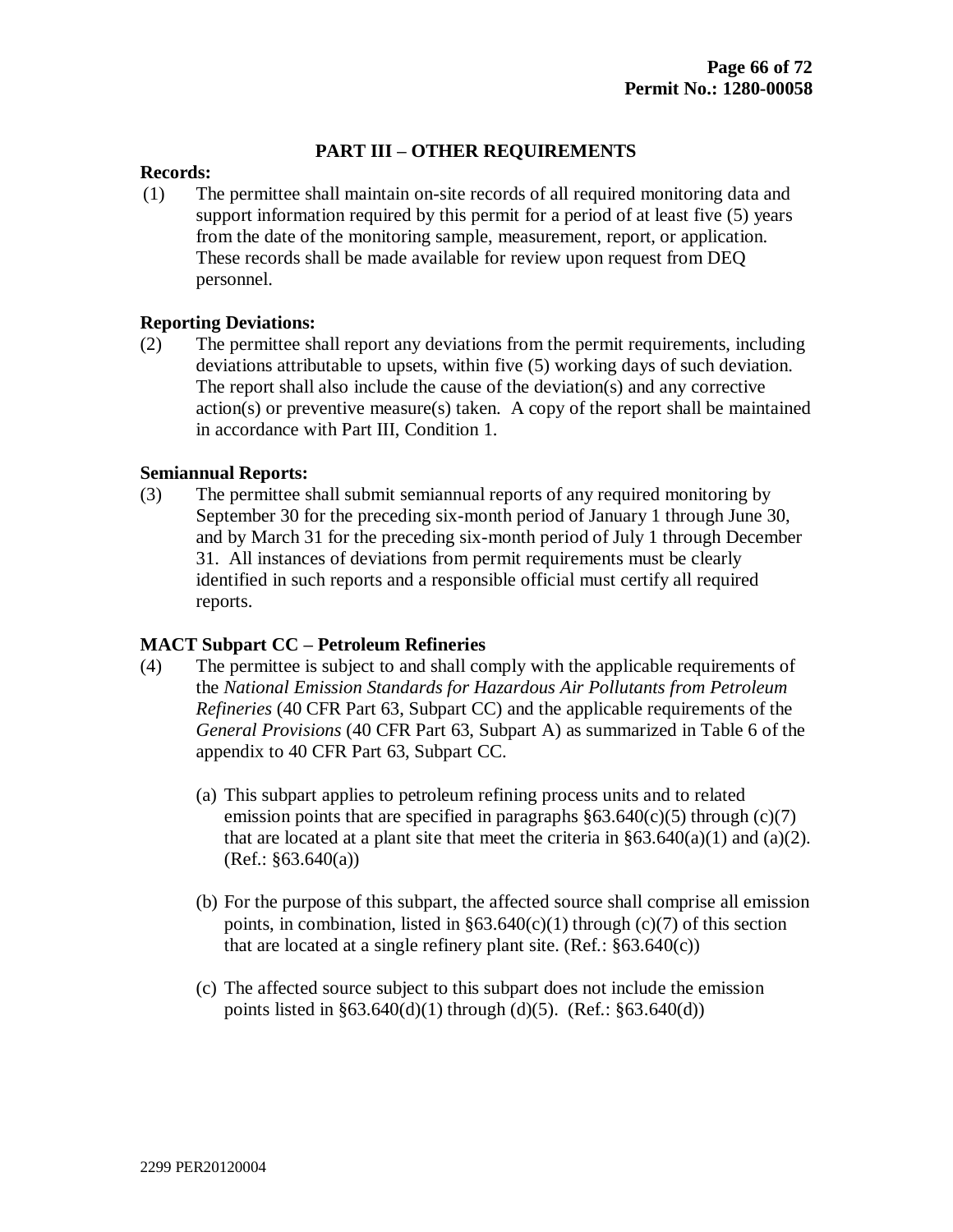## PART III – OTHER REQUIREMENTS

**Records:**

(1) The permittee shall maintain on-site records of all required monitoring data and support information required by this permit for a period of at least five (5) years from the date of the monitoring sample, measurement, report, or application. These records shall be made available for review upon request from DEQ personnel.

**Reporting Deviations:**

(2) The permittee shall report any deviations from the permit requirements, including deviations attributable to upsets, within five (5) working days of such deviation. The report shall also include the cause of the deviation(s) and any corrective action(s) or preventive measure(s) taken. A copy of the report shall be maintained in accordance with Part III, Condition 1.

**Semiannual Reports:**

(3) The permittee shall submit semiannual reports of any required monitoring by September 30 for the preceding six-month period of January 1 through June 30, and by March 31 for the preceding six-month period of July 1 through December 31. All instances of deviations from permit requirements must be clearly identified in such reports and a responsible official must certify all required reports.

**MACT Subpart CC – Petroleum Refineries**

(4) The permittee is subject to and shall comply with the applicable requirements of the *National Emission Standards for Hazardous Air Pollutants from Petroleum Refineries* (40 CFR Part 63, Subpart CC) and the applicable requirements of the *General Provisions* (40 CFR Part 63, Subpart A) as summarized in Table 6 of the appendix to 40 CFR Part 63, Subpart CC.

   (a) This subpart applies to petroleum refining process units and to related emission points that are specified in paragraphs §63.640(c)(5) through (c)(7) that are located at a plant site that meet the criteria in §63.640(a)(1) and (a)(2). (Ref.: §63.640(a))

   (b) For the purpose of this subpart, the affected source shall comprise all emission points, in combination, listed in §63.640(c)(1) through (c)(7) of this section that are located at a single refinery plant site. (Ref.: §63.640(c))

   (c) The affected source subject to this subpart does not include the emission points listed in §63.640(d)(1) through (d)(5). (Ref.: §63.640(d))

2299 PER20120004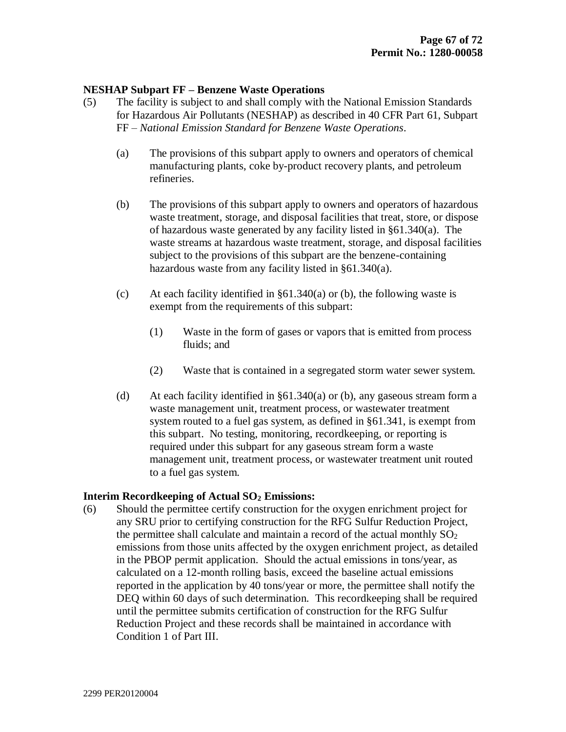**NESHAP Subpart FF – Benzene Waste Operations**

(5) The facility is subject to and shall comply with the National Emission Standards for Hazardous Air Pollutants (NESHAP) as described in 40 CFR Part 61, Subpart FF – *National Emission Standard for Benzene Waste Operations*.

   (a) The provisions of this subpart apply to owners and operators of chemical manufacturing plants, coke by-product recovery plants, and petroleum refineries.

   (b) The provisions of this subpart apply to owners and operators of hazardous waste treatment, storage, and disposal facilities that treat, store, or dispose of hazardous waste generated by any facility listed in §61.340(a). The waste streams at hazardous waste treatment, storage, and disposal facilities subject to the provisions of this subpart are the benzene-containing hazardous waste from any facility listed in §61.340(a).

   (c) At each facility identified in §61.340(a) or (b), the following waste is exempt from the requirements of this subpart:

      (1) Waste in the form of gases or vapors that is emitted from process fluids; and

      (2) Waste that is contained in a segregated storm water sewer system.

   (d) At each facility identified in §61.340(a) or (b), any gaseous stream form a waste management unit, treatment process, or wastewater treatment system routed to a fuel gas system, as defined in §61.341, is exempt from this subpart. No testing, monitoring, recordkeeping, or reporting is required under this subpart for any gaseous stream form a waste management unit, treatment process, or wastewater treatment unit routed to a fuel gas system.

**Interim Recordkeeping of Actual $SO_2$ Emissions:**

(6) Should the permittee certify construction for the oxygen enrichment project for any SRU prior to certifying construction for the RFG Sulfur Reduction Project, the permittee shall calculate and maintain a record of the actual monthly $SO_2$ emissions from those units affected by the oxygen enrichment project, as detailed in the PBOP permit application. Should the actual emissions in tons/year, as calculated on a 12-month rolling basis, exceed the baseline actual emissions reported in the application by 40 tons/year or more, the permittee shall notify the DEQ within 60 days of such determination. This recordkeeping shall be required until the permittee submits certification of construction for the RFG Sulfur Reduction Project and these records shall be maintained in accordance with Condition 1 of Part III.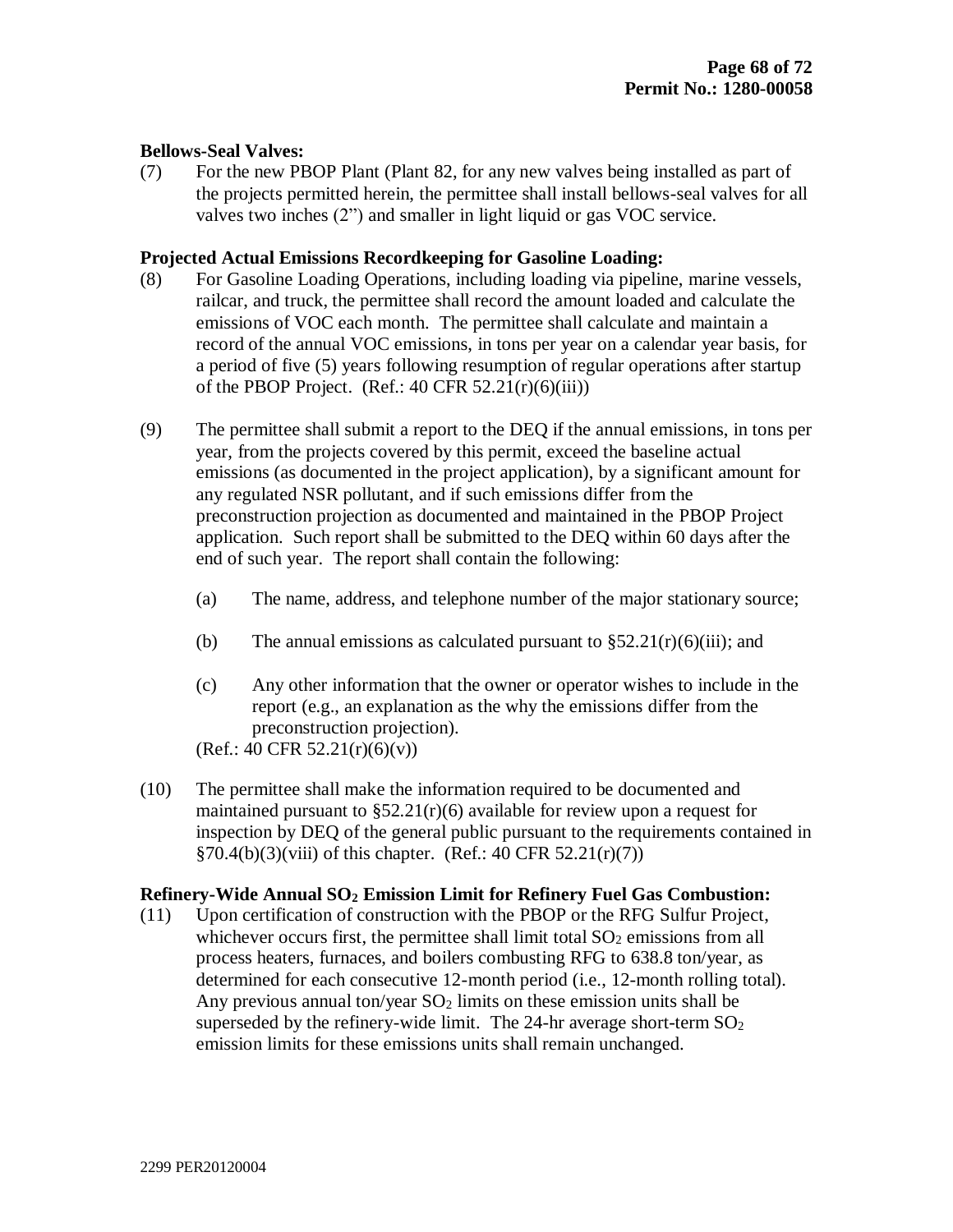**Bellows-Seal Valves:**

(7) For the new PBOP Plant (Plant 82, for any new valves being installed as part of the projects permitted herein, the permittee shall install bellows-seal valves for all valves two inches (2") and smaller in light liquid or gas VOC service.

**Projected Actual Emissions Recordkeeping for Gasoline Loading:**

(8) For Gasoline Loading Operations, including loading via pipeline, marine vessels, railcar, and truck, the permittee shall record the amount loaded and calculate the emissions of VOC each month. The permittee shall calculate and maintain a record of the annual VOC emissions, in tons per year on a calendar year basis, for a period of five (5) years following resumption of regular operations after startup of the PBOP Project. (Ref.: 40 CFR 52.21(r)(6)(iii))

(9) The permittee shall submit a report to the DEQ if the annual emissions, in tons per year, from the projects covered by this permit, exceed the baseline actual emissions (as documented in the project application), by a significant amount for any regulated NSR pollutant, and if such emissions differ from the preconstruction projection as documented and maintained in the PBOP Project application. Such report shall be submitted to the DEQ within 60 days after the end of such year. The report shall contain the following:

   (a) The name, address, and telephone number of the major stationary source;

   (b) The annual emissions as calculated pursuant to §52.21(r)(6)(iii); and

   (c) Any other information that the owner or operator wishes to include in the report (e.g., an explanation as the why the emissions differ from the preconstruction projection).

   (Ref.: 40 CFR 52.21(r)(6)(v))

(10) The permittee shall make the information required to be documented and maintained pursuant to §52.21(r)(6) available for review upon a request for inspection by DEQ of the general public pursuant to the requirements contained in §70.4(b)(3)(viii) of this chapter. (Ref.: 40 CFR 52.21(r)(7))

**Refinery-Wide Annual $SO_2$ Emission Limit for Refinery Fuel Gas Combustion:**

(11) Upon certification of construction with the PBOP or the RFG Sulfur Project, whichever occurs first, the permittee shall limit total $SO_2$ emissions from all process heaters, furnaces, and boilers combusting RFG to 638.8 ton/year, as determined for each consecutive 12-month period (i.e., 12-month rolling total). Any previous annual ton/year $SO_2$ limits on these emission units shall be superseded by the refinery-wide limit. The 24-hr average short-term $SO_2$ emission limits for these emissions units shall remain unchanged.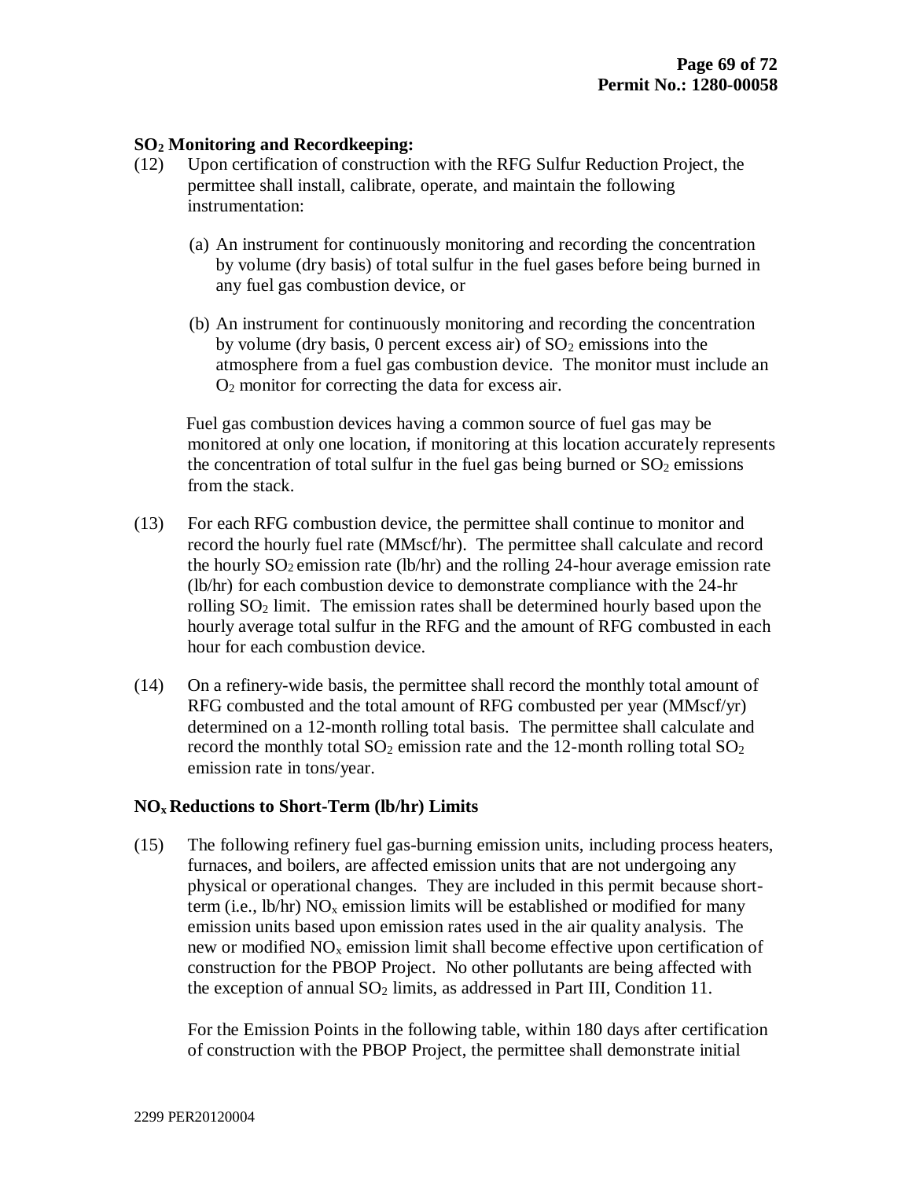**$SO_2$ Monitoring and Recordkeeping:**

(12) Upon certification of construction with the RFG Sulfur Reduction Project, the permittee shall install, calibrate, operate, and maintain the following instrumentation:

(a) An instrument for continuously monitoring and recording the concentration by volume (dry basis) of total sulfur in the fuel gases before being burned in any fuel gas combustion device, or

(b) An instrument for continuously monitoring and recording the concentration by volume (dry basis, 0 percent excess air) of $SO_2$ emissions into the atmosphere from a fuel gas combustion device. The monitor must include an $O_2$ monitor for correcting the data for excess air.

Fuel gas combustion devices having a common source of fuel gas may be monitored at only one location, if monitoring at this location accurately represents the concentration of total sulfur in the fuel gas being burned or $SO_2$ emissions from the stack.

(13) For each RFG combustion device, the permittee shall continue to monitor and record the hourly fuel rate (MMscf/hr). The permittee shall calculate and record the hourly $SO_2$ emission rate (lb/hr) and the rolling 24-hour average emission rate (lb/hr) for each combustion device to demonstrate compliance with the 24-hr rolling $SO_2$ limit. The emission rates shall be determined hourly based upon the hourly average total sulfur in the RFG and the amount of RFG combusted in each hour for each combustion device.

(14) On a refinery-wide basis, the permittee shall record the monthly total amount of RFG combusted and the total amount of RFG combusted per year (MMscf/yr) determined on a 12-month rolling total basis. The permittee shall calculate and record the monthly total $SO_2$ emission rate and the 12-month rolling total $SO_2$ emission rate in tons/year.

**$NO_x$ Reductions to Short-Term (lb/hr) Limits**

(15) The following refinery fuel gas-burning emission units, including process heaters, furnaces, and boilers, are affected emission units that are not undergoing any physical or operational changes. They are included in this permit because short-term (i.e., lb/hr) $NO_x$ emission limits will be established or modified for many emission units based upon emission rates used in the air quality analysis. The new or modified $NO_x$ emission limit shall become effective upon certification of construction for the PBOP Project. No other pollutants are being affected with the exception of annual $SO_2$ limits, as addressed in Part III, Condition 11.

For the Emission Points in the following table, within 180 days after certification of construction with the PBOP Project, the permittee shall demonstrate initial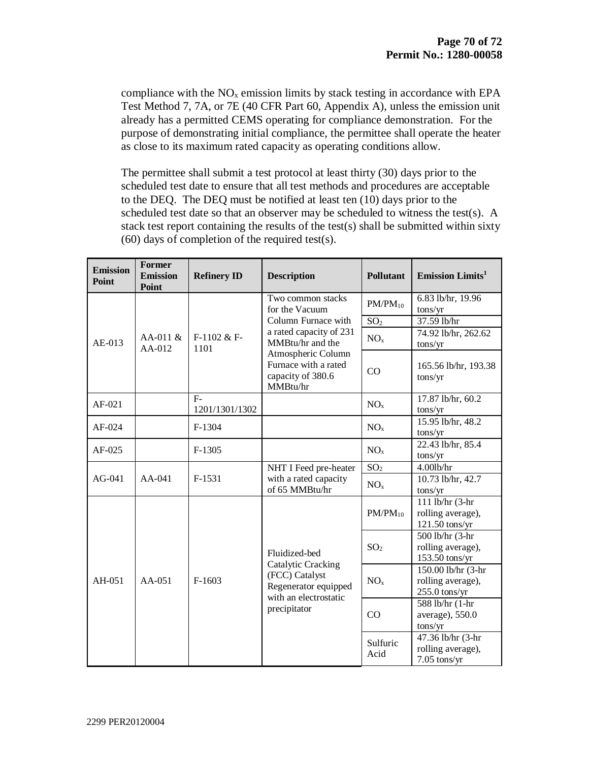compliance with the $NO_x$ emission limits by stack testing in accordance with EPA Test Method 7, 7A, or 7E (40 CFR Part 60, Appendix A), unless the emission unit already has a permitted CEMS operating for compliance demonstration. For the purpose of demonstrating initial compliance, the permittee shall operate the heater as close to its maximum rated capacity as operating conditions allow.

The permittee shall submit a test protocol at least thirty (30) days prior to the scheduled test date to ensure that all test methods and procedures are acceptable to the DEQ. The DEQ must be notified at least ten (10) days prior to the scheduled test date so that an observer may be scheduled to witness the test(s). A stack test report containing the results of the test(s) shall be submitted within sixty (60) days of completion of the required test(s).

| Emission Point | Former Emission Point | Refinery ID | Description | Pollutant | Emission Limits[1] |
|---|---|---|---|---|---|
| AE-013 | AA-011 & AA-012 | F-1102 & F-1101 | Two common stacks for the Vacuum Column Furnace with a rated capacity of 231 MMBtu/hr and the Atmospheric Column Furnace with a rated capacity of 380.6 MMBtu/hr | $PM/PM_{10}$ | 6.83 lb/hr, 19.96 tons/yr |
| | | | | $SO_2$ | 37.59 lb/hr |
| | | | | $NO_x$ | 74.92 lb/hr, 262.62 tons/yr |
| | | | | CO | 165.56 lb/hr, 193.38 tons/yr |
| AF-021 | | F-1201/1301/1302 | | $NO_x$ | 17.87 lb/hr, 60.2 tons/yr |
| AF-024 | | F-1304 | | $NO_x$ | 15.95 lb/hr, 48.2 tons/yr |
| AF-025 | | F-1305 | | $NO_x$ | 22.43 lb/hr, 85.4 tons/yr |
| AG-041 | AA-041 | F-1531 | NHT I Feed pre-heater with a rated capacity of 65 MMBtu/hr | $SO_2$ | 4.00lb/hr |
| | | | | $NO_x$ | 10.73 lb/hr, 42.7 tons/yr |
| AH-051 | AA-051 | F-1603 | Fluidized-bed Catalytic Cracking (FCC) Catalyst Regenerator equipped with an electrostatic precipitator | $PM/PM_{10}$ | 111 lb/hr (3-hr rolling average), 121.50 tons/yr |
| | | | | $SO_2$ | 500 lb/hr (3-hr rolling average), 153.50 tons/yr |
| | | | | $NO_x$ | 150.00 lb/hr (3-hr rolling average), 255.0 tons/yr |
| | | | | CO | 588 lb/hr (1-hr average), 550.0 tons/yr |
| | | | | Sulfuric Acid | 47.36 lb/hr (3-hr rolling average), 7.05 tons/yr |

2299 PER20120004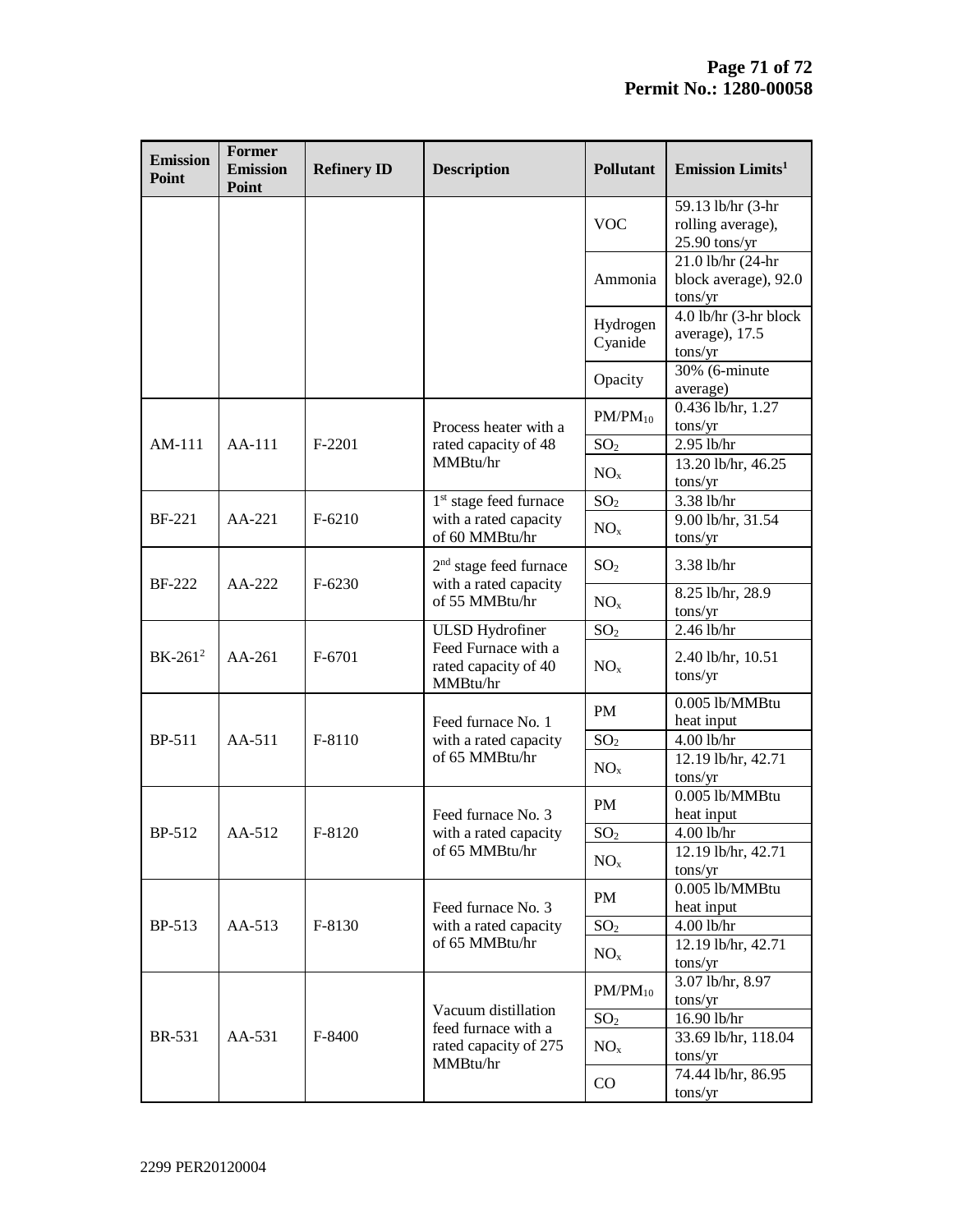| Emission Point | Former Emission Point | Refinery ID | Description | Pollutant | Emission Limits[1] |
|---|---|---|---|---|---|
| | | | | VOC | 59.13 lb/hr (3-hr rolling average), 25.90 tons/yr |
| | | | | Ammonia | 21.0 lb/hr (24-hr block average), 92.0 tons/yr |
| | | | | Hydrogen Cyanide | 4.0 lb/hr (3-hr block average), 17.5 tons/yr |
| | | | | Opacity | 30% (6-minute average) |
| AM-111 | AA-111 | F-2201 | Process heater with a rated capacity of 48 MMBtu/hr | $PM/PM_{10}$ | 0.436 lb/hr, 1.27 tons/yr |
| | | | | $SO_2$ | 2.95 lb/hr |
| | | | | $NO_x$ | 13.20 lb/hr, 46.25 tons/yr |
| BF-221 | AA-221 | F-6210 | 1st stage feed furnace with a rated capacity of 60 MMBtu/hr | $SO_2$ | 3.38 lb/hr |
| | | | | $NO_x$ | 9.00 lb/hr, 31.54 tons/yr |
| BF-222 | AA-222 | F-6230 | 2nd stage feed furnace with a rated capacity of 55 MMBtu/hr | $SO_2$ | 3.38 lb/hr |
| | | | | $NO_x$ | 8.25 lb/hr, 28.9 tons/yr |
| BK-261[2] | AA-261 | F-6701 | ULSD Hydrofiner Feed Furnace with a rated capacity of 40 MMBtu/hr | $SO_2$ | 2.46 lb/hr |
| | | | | $NO_x$ | 2.40 lb/hr, 10.51 tons/yr |
| BP-511 | AA-511 | F-8110 | Feed furnace No. 1 with a rated capacity of 65 MMBtu/hr | PM | 0.005 lb/MMBtu heat input |
| | | | | $SO_2$ | 4.00 lb/hr |
| | | | | $NO_x$ | 12.19 lb/hr, 42.71 tons/yr |
| BP-512 | AA-512 | F-8120 | Feed furnace No. 3 with a rated capacity of 65 MMBtu/hr | PM | 0.005 lb/MMBtu heat input |
| | | | | $SO_2$ | 4.00 lb/hr |
| | | | | $NO_x$ | 12.19 lb/hr, 42.71 tons/yr |
| BP-513 | AA-513 | F-8130 | Feed furnace No. 3 with a rated capacity of 65 MMBtu/hr | PM | 0.005 lb/MMBtu heat input |
| | | | | $SO_2$ | 4.00 lb/hr |
| | | | | $NO_x$ | 12.19 lb/hr, 42.71 tons/yr |
| BR-531 | AA-531 | F-8400 | Vacuum distillation feed furnace with a rated capacity of 275 MMBtu/hr | $PM/PM_{10}$ | 3.07 lb/hr, 8.97 tons/yr |
| | | | | $SO_2$ | 16.90 lb/hr |
| | | | | $NO_x$ | 33.69 lb/hr, 118.04 tons/yr |
| | | | | CO | 74.44 lb/hr, 86.95 tons/yr |

2299 PER20120004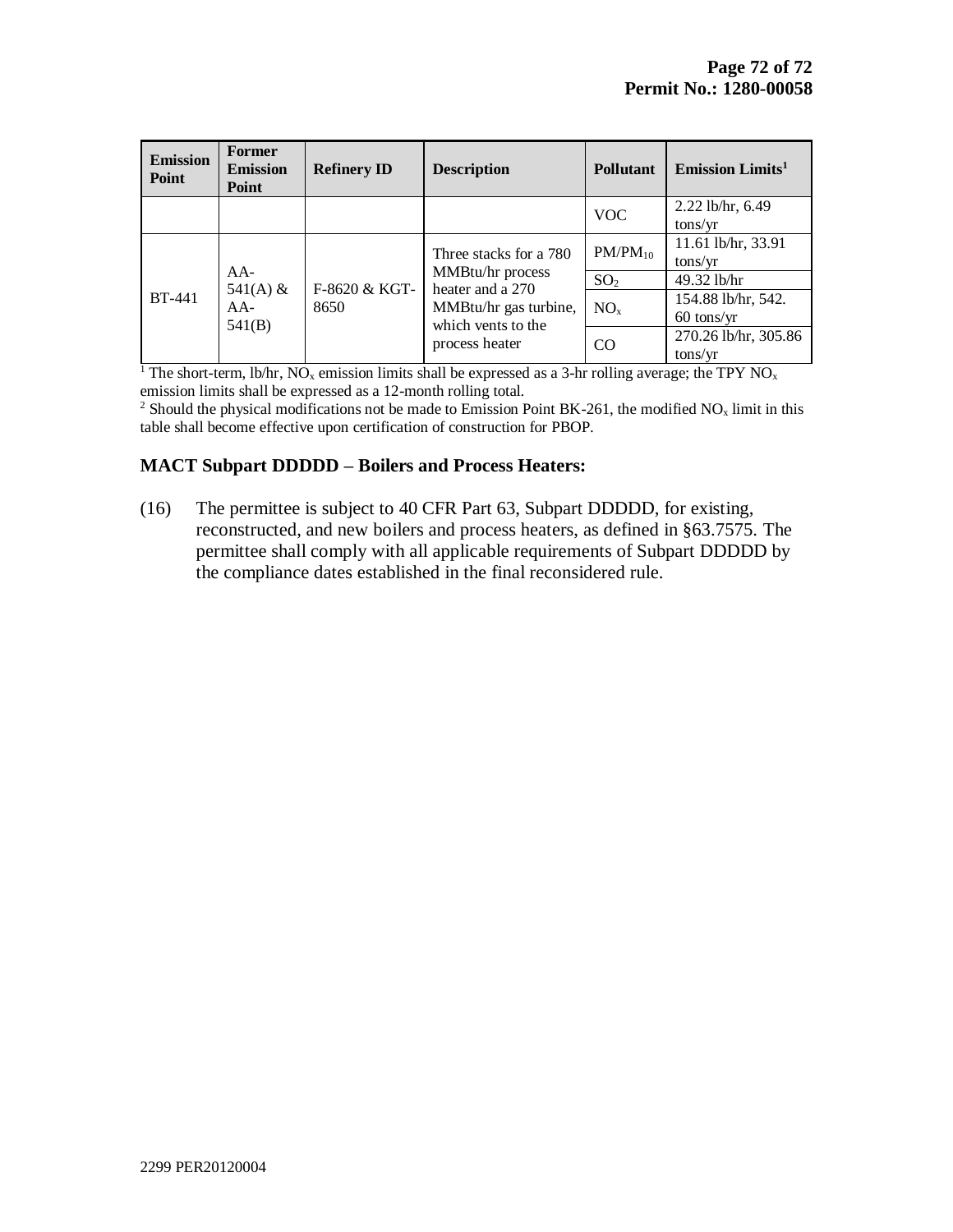| Emission Point | Former Emission Point | Refinery ID | Description | Pollutant | Emission Limits[1] |
|---|---|---|---|---|---|
| | | | | VOC | 2.22 lb/hr, 6.49 tons/yr |
| BT-441 | AA-541(A) & AA-541(B) | F-8620 & KGT-8650 | Three stacks for a 780 MMBtu/hr process heater and a 270 MMBtu/hr gas turbine, which vents to the process heater | $PM/PM_{10}$ | 11.61 lb/hr, 33.91 tons/yr |
| | | | | $SO_2$ | 49.32 lb/hr |
| | | | | $NO_x$ | 154.88 lb/hr, 542.60 tons/yr |
| | | | | CO | 270.26 lb/hr, 305.86 tons/yr |

[1] The short-term, lb/hr, $NO_x$ emission limits shall be expressed as a 3-hr rolling average; the TPY $NO_x$ emission limits shall be expressed as a 12-month rolling total.

[2] Should the physical modifications not be made to Emission Point BK-261, the modified $NO_x$ limit in this table shall become effective upon certification of construction for PBOP.

**MACT Subpart DDDDD – Boilers and Process Heaters:**

(16) The permittee is subject to 40 CFR Part 63, Subpart DDDDD, for existing, reconstructed, and new boilers and process heaters, as defined in §63.7575. The permittee shall comply with all applicable requirements of Subpart DDDDD by the compliance dates established in the final reconsidered rule.

2299 PER20120004